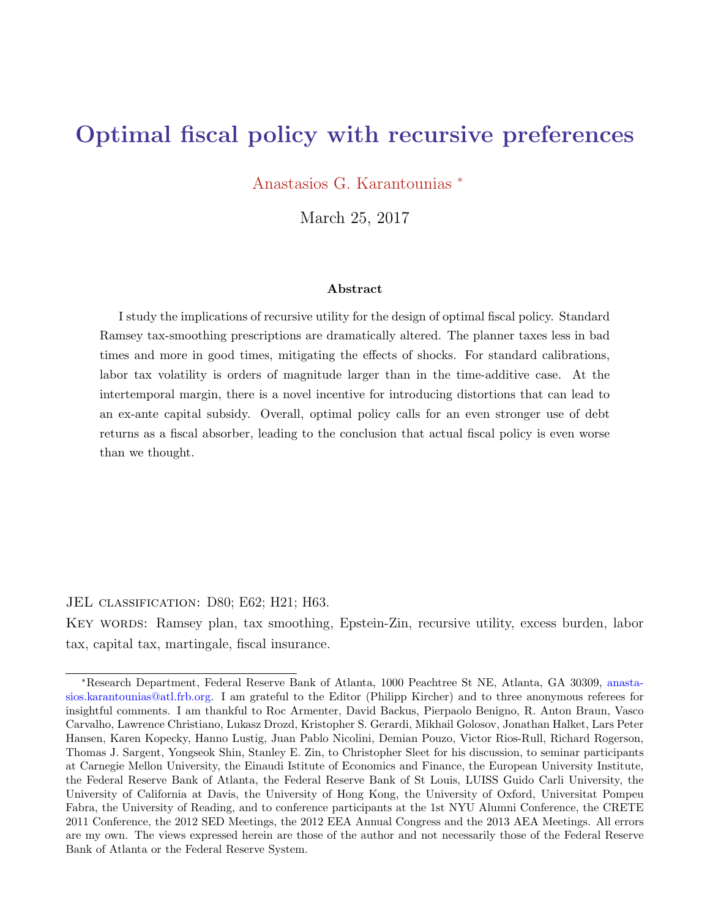# Optimal fiscal policy with recursive preferences

Anastasios G. Karantounias [*]

March 25, 2017

### Abstract

I study the implications of recursive utility for the design of optimal fiscal policy. Standard Ramsey tax-smoothing prescriptions are dramatically altered. The planner taxes less in bad times and more in good times, mitigating the effects of shocks. For standard calibrations, labor tax volatility is orders of magnitude larger than in the time-additive case. At the intertemporal margin, there is a novel incentive for introducing distortions that can lead to an ex-ante capital subsidy. Overall, optimal policy calls for an even stronger use of debt returns as a fiscal absorber, leading to the conclusion that actual fiscal policy is even worse than we thought.

JEL classification: D80; E62; H21; H63.

Key words: Ramsey plan, tax smoothing, Epstein-Zin, recursive utility, excess burden, labor tax, capital tax, martingale, fiscal insurance.

---

[*] Research Department, Federal Reserve Bank of Atlanta, 1000 Peachtree St NE, Atlanta, GA 30309, anastasios.karantounias@atl.frb.org. I am grateful to the Editor (Philipp Kircher) and to three anonymous referees for insightful comments. I am thankful to Roc Armenter, David Backus, Pierpaolo Benigno, R. Anton Braun, Vasco Carvalho, Lawrence Christiano, Lukasz Drozd, Kristopher S. Gerardi, Mikhail Golosov, Jonathan Halket, Lars Peter Hansen, Karen Kopecky, Hanno Lustig, Juan Pablo Nicolini, Demian Pouzo, Victor Rios-Rull, Richard Rogerson, Thomas J. Sargent, Yongseok Shin, Stanley E. Zin, to Christopher Sleet for his discussion, to seminar participants at Carnegie Mellon University, the Einaudi Istitute of Economics and Finance, the European University Institute, the Federal Reserve Bank of Atlanta, the Federal Reserve Bank of St Louis, LUISS Guido Carli University, the University of California at Davis, the University of Hong Kong, the University of Oxford, Universitat Pompeu Fabra, the University of Reading, and to conference participants at the 1st NYU Alumni Conference, the CRETE 2011 Conference, the 2012 SED Meetings, the 2012 EEA Annual Congress and the 2013 AEA Meetings. All errors are my own. The views expressed herein are those of the author and not necessarily those of the Federal Reserve Bank of Atlanta or the Federal Reserve System.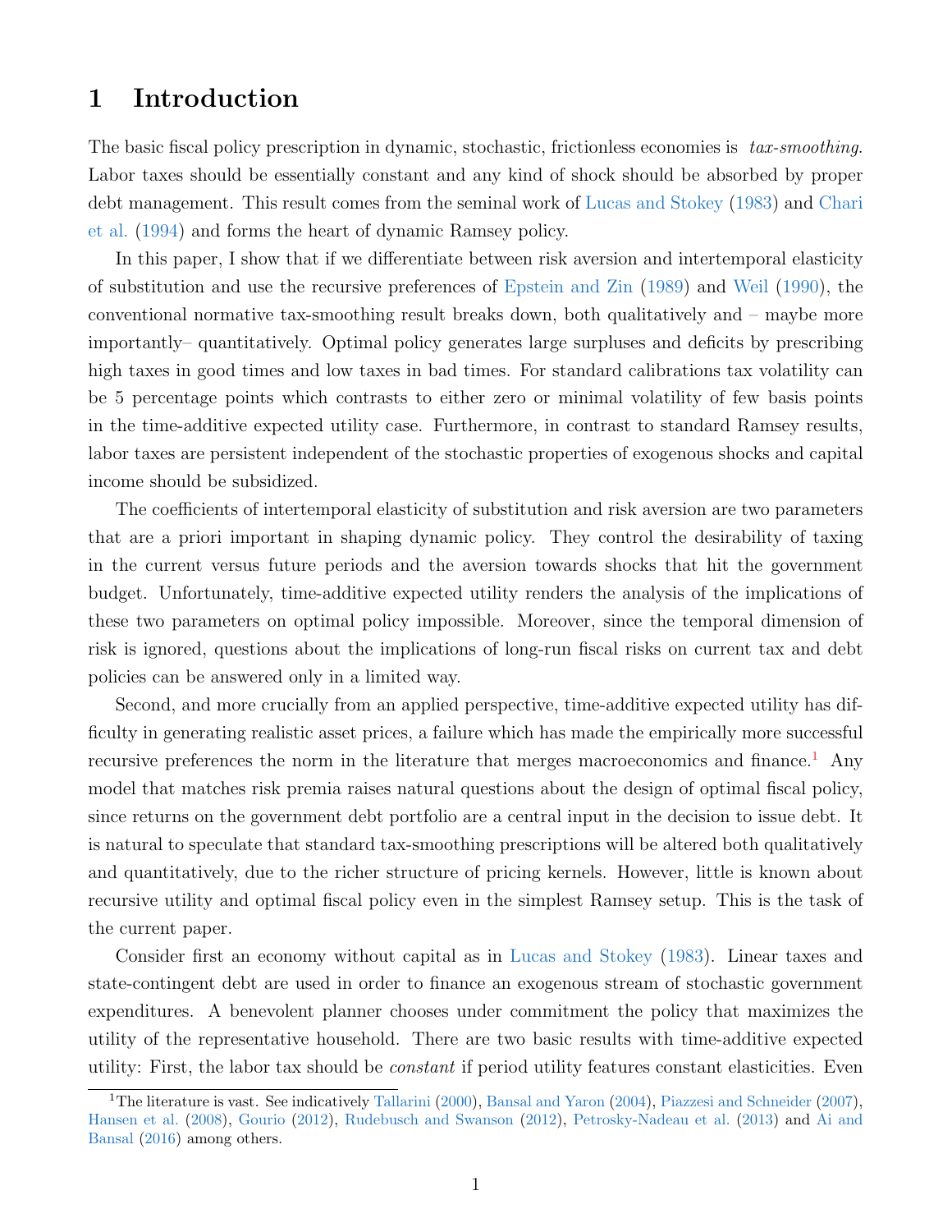# 1 Introduction

The basic fiscal policy prescription in dynamic, stochastic, frictionless economies is *tax-smoothing*. Labor taxes should be essentially constant and any kind of shock should be absorbed by proper debt management. This result comes from the seminal work of Lucas and Stokey (1983) and Chari et al. (1994) and forms the heart of dynamic Ramsey policy.

In this paper, I show that if we differentiate between risk aversion and intertemporal elasticity of substitution and use the recursive preferences of Epstein and Zin (1989) and Weil (1990), the conventional normative tax-smoothing result breaks down, both qualitatively and – maybe more importantly– quantitatively. Optimal policy generates large surpluses and deficits by prescribing high taxes in good times and low taxes in bad times. For standard calibrations tax volatility can be 5 percentage points which contrasts to either zero or minimal volatility of few basis points in the time-additive expected utility case. Furthermore, in contrast to standard Ramsey results, labor taxes are persistent independent of the stochastic properties of exogenous shocks and capital income should be subsidized.

The coefficients of intertemporal elasticity of substitution and risk aversion are two parameters that are a priori important in shaping dynamic policy. They control the desirability of taxing in the current versus future periods and the aversion towards shocks that hit the government budget. Unfortunately, time-additive expected utility renders the analysis of the implications of these two parameters on optimal policy impossible. Moreover, since the temporal dimension of risk is ignored, questions about the implications of long-run fiscal risks on current tax and debt policies can be answered only in a limited way.

Second, and more crucially from an applied perspective, time-additive expected utility has difficulty in generating realistic asset prices, a failure which has made the empirically more successful recursive preferences the norm in the literature that merges macroeconomics and finance.[1] Any model that matches risk premia raises natural questions about the design of optimal fiscal policy, since returns on the government debt portfolio are a central input in the decision to issue debt. It is natural to speculate that standard tax-smoothing prescriptions will be altered both qualitatively and quantitatively, due to the richer structure of pricing kernels. However, little is known about recursive utility and optimal fiscal policy even in the simplest Ramsey setup. This is the task of the current paper.

Consider first an economy without capital as in Lucas and Stokey (1983). Linear taxes and state-contingent debt are used in order to finance an exogenous stream of stochastic government expenditures. A benevolent planner chooses under commitment the policy that maximizes the utility of the representative household. There are two basic results with time-additive expected utility: First, the labor tax should be *constant* if period utility features constant elasticities. Even

[1] The literature is vast. See indicatively Tallarini (2000), Bansal and Yaron (2004), Piazzesi and Schneider (2007), Hansen et al. (2008), Gourio (2012), Rudebusch and Swanson (2012), Petrosky-Nadeau et al. (2013) and Ai and Bansal (2016) among others.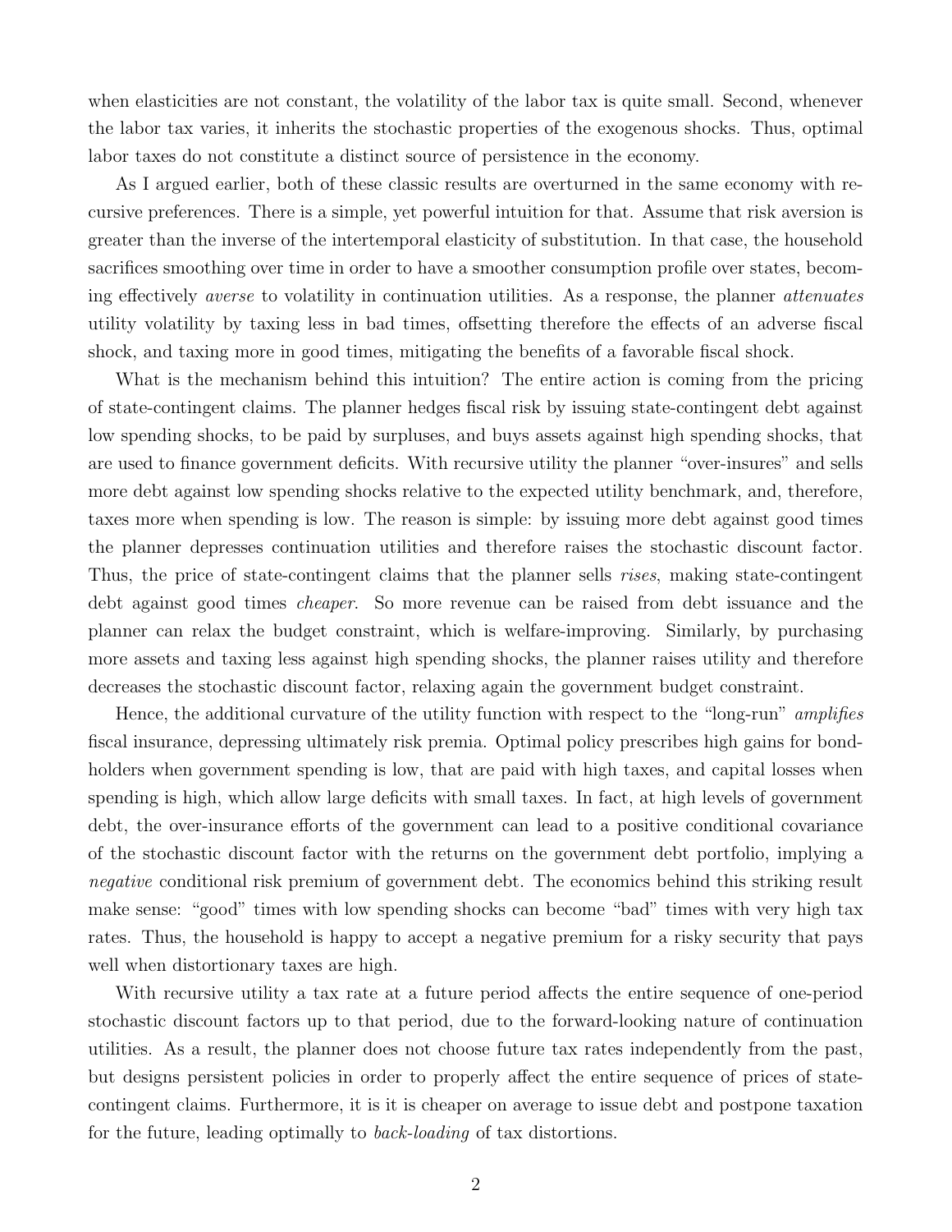when elasticities are not constant, the volatility of the labor tax is quite small. Second, whenever the labor tax varies, it inherits the stochastic properties of the exogenous shocks. Thus, optimal labor taxes do not constitute a distinct source of persistence in the economy.

As I argued earlier, both of these classic results are overturned in the same economy with recursive preferences. There is a simple, yet powerful intuition for that. Assume that risk aversion is greater than the inverse of the intertemporal elasticity of substitution. In that case, the household sacrifices smoothing over time in order to have a smoother consumption profile over states, becoming effectively *averse* to volatility in continuation utilities. As a response, the planner *attenuates* utility volatility by taxing less in bad times, offsetting therefore the effects of an adverse fiscal shock, and taxing more in good times, mitigating the benefits of a favorable fiscal shock.

What is the mechanism behind this intuition? The entire action is coming from the pricing of state-contingent claims. The planner hedges fiscal risk by issuing state-contingent debt against low spending shocks, to be paid by surpluses, and buys assets against high spending shocks, that are used to finance government deficits. With recursive utility the planner "over-insures" and sells more debt against low spending shocks relative to the expected utility benchmark, and, therefore, taxes more when spending is low. The reason is simple: by issuing more debt against good times the planner depresses continuation utilities and therefore raises the stochastic discount factor. Thus, the price of state-contingent claims that the planner sells *rises*, making state-contingent debt against good times *cheaper*. So more revenue can be raised from debt issuance and the planner can relax the budget constraint, which is welfare-improving. Similarly, by purchasing more assets and taxing less against high spending shocks, the planner raises utility and therefore decreases the stochastic discount factor, relaxing again the government budget constraint.

Hence, the additional curvature of the utility function with respect to the "long-run" *amplifies* fiscal insurance, depressing ultimately risk premia. Optimal policy prescribes high gains for bondholders when government spending is low, that are paid with high taxes, and capital losses when spending is high, which allow large deficits with small taxes. In fact, at high levels of government debt, the over-insurance efforts of the government can lead to a positive conditional covariance of the stochastic discount factor with the returns on the government debt portfolio, implying a *negative* conditional risk premium of government debt. The economics behind this striking result make sense: "good" times with low spending shocks can become "bad" times with very high tax rates. Thus, the household is happy to accept a negative premium for a risky security that pays well when distortionary taxes are high.

With recursive utility a tax rate at a future period affects the entire sequence of one-period stochastic discount factors up to that period, due to the forward-looking nature of continuation utilities. As a result, the planner does not choose future tax rates independently from the past, but designs persistent policies in order to properly affect the entire sequence of prices of state-contingent claims. Furthermore, it is it is cheaper on average to issue debt and postpone taxation for the future, leading optimally to *back-loading* of tax distortions.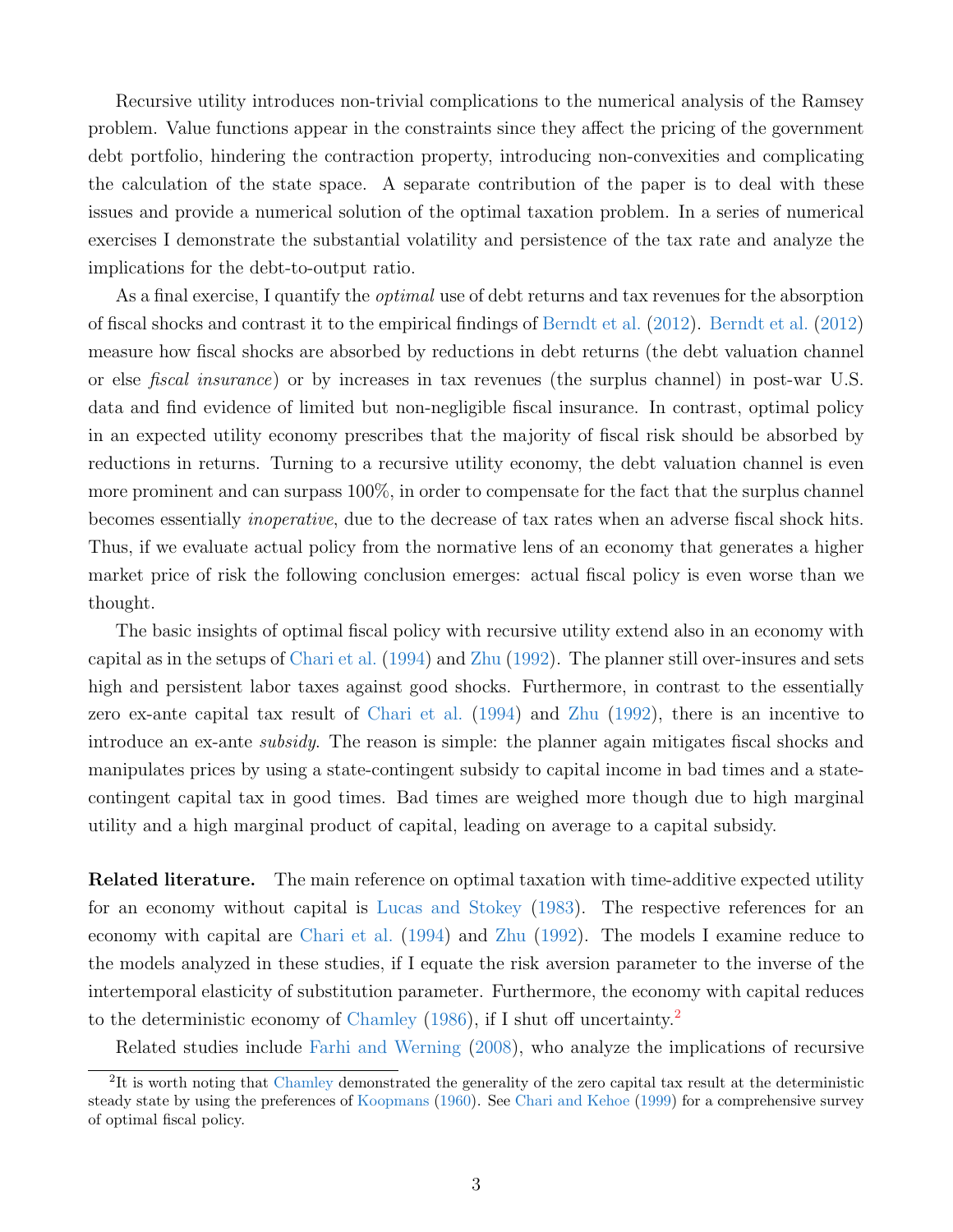Recursive utility introduces non-trivial complications to the numerical analysis of the Ramsey problem. Value functions appear in the constraints since they affect the pricing of the government debt portfolio, hindering the contraction property, introducing non-convexities and complicating the calculation of the state space. A separate contribution of the paper is to deal with these issues and provide a numerical solution of the optimal taxation problem. In a series of numerical exercises I demonstrate the substantial volatility and persistence of the tax rate and analyze the implications for the debt-to-output ratio.

As a final exercise, I quantify the *optimal* use of debt returns and tax revenues for the absorption of fiscal shocks and contrast it to the empirical findings of Berndt et al. (2012). Berndt et al. (2012) measure how fiscal shocks are absorbed by reductions in debt returns (the debt valuation channel or else *fiscal insurance*) or by increases in tax revenues (the surplus channel) in post-war U.S. data and find evidence of limited but non-negligible fiscal insurance. In contrast, optimal policy in an expected utility economy prescribes that the majority of fiscal risk should be absorbed by reductions in returns. Turning to a recursive utility economy, the debt valuation channel is even more prominent and can surpass 100%, in order to compensate for the fact that the surplus channel becomes essentially *inoperative*, due to the decrease of tax rates when an adverse fiscal shock hits. Thus, if we evaluate actual policy from the normative lens of an economy that generates a higher market price of risk the following conclusion emerges: actual fiscal policy is even worse than we thought.

The basic insights of optimal fiscal policy with recursive utility extend also in an economy with capital as in the setups of Chari et al. (1994) and Zhu (1992). The planner still over-insures and sets high and persistent labor taxes against good shocks. Furthermore, in contrast to the essentially zero ex-ante capital tax result of Chari et al. (1994) and Zhu (1992), there is an incentive to introduce an ex-ante *subsidy*. The reason is simple: the planner again mitigates fiscal shocks and manipulates prices by using a state-contingent subsidy to capital income in bad times and a state-contingent capital tax in good times. Bad times are weighed more though due to high marginal utility and a high marginal product of capital, leading on average to a capital subsidy.

**Related literature.** The main reference on optimal taxation with time-additive expected utility for an economy without capital is Lucas and Stokey (1983). The respective references for an economy with capital are Chari et al. (1994) and Zhu (1992). The models I examine reduce to the models analyzed in these studies, if I equate the risk aversion parameter to the inverse of the intertemporal elasticity of substitution parameter. Furthermore, the economy with capital reduces to the deterministic economy of Chamley (1986), if I shut off uncertainty.[2]

Related studies include Farhi and Werning (2008), who analyze the implications of recursive

[2] It is worth noting that Chamley demonstrated the generality of the zero capital tax result at the deterministic steady state by using the preferences of Koopmans (1960). See Chari and Kehoe (1999) for a comprehensive survey of optimal fiscal policy.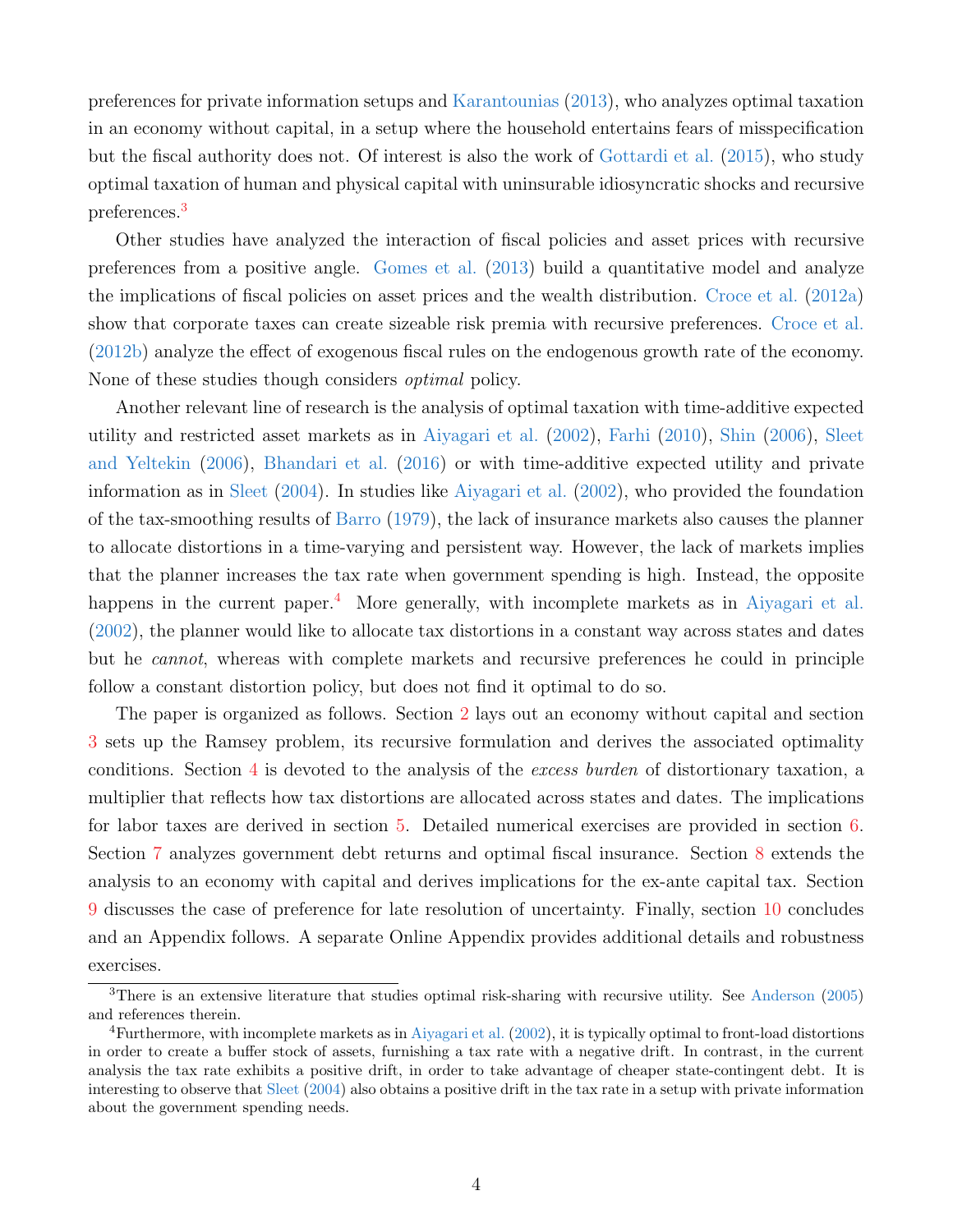preferences for private information setups and Karantounias (2013), who analyzes optimal taxation in an economy without capital, in a setup where the household entertains fears of misspecification but the fiscal authority does not. Of interest is also the work of Gottardi et al. (2015), who study optimal taxation of human and physical capital with uninsurable idiosyncratic shocks and recursive preferences.[3]

Other studies have analyzed the interaction of fiscal policies and asset prices with recursive preferences from a positive angle. Gomes et al. (2013) build a quantitative model and analyze the implications of fiscal policies on asset prices and the wealth distribution. Croce et al. (2012a) show that corporate taxes can create sizeable risk premia with recursive preferences. Croce et al. (2012b) analyze the effect of exogenous fiscal rules on the endogenous growth rate of the economy. None of these studies though considers *optimal* policy.

Another relevant line of research is the analysis of optimal taxation with time-additive expected utility and restricted asset markets as in Aiyagari et al. (2002), Farhi (2010), Shin (2006), Sleet and Yeltekin (2006), Bhandari et al. (2016) or with time-additive expected utility and private information as in Sleet (2004). In studies like Aiyagari et al. (2002), who provided the foundation of the tax-smoothing results of Barro (1979), the lack of insurance markets also causes the planner to allocate distortions in a time-varying and persistent way. However, the lack of markets implies that the planner increases the tax rate when government spending is high. Instead, the opposite happens in the current paper.[4] More generally, with incomplete markets as in Aiyagari et al. (2002), the planner would like to allocate tax distortions in a constant way across states and dates but he *cannot*, whereas with complete markets and recursive preferences he could in principle follow a constant distortion policy, but does not find it optimal to do so.

The paper is organized as follows. Section 2 lays out an economy without capital and section 3 sets up the Ramsey problem, its recursive formulation and derives the associated optimality conditions. Section 4 is devoted to the analysis of the *excess burden* of distortionary taxation, a multiplier that reflects how tax distortions are allocated across states and dates. The implications for labor taxes are derived in section 5. Detailed numerical exercises are provided in section 6. Section 7 analyzes government debt returns and optimal fiscal insurance. Section 8 extends the analysis to an economy with capital and derives implications for the ex-ante capital tax. Section 9 discusses the case of preference for late resolution of uncertainty. Finally, section 10 concludes and an Appendix follows. A separate Online Appendix provides additional details and robustness exercises.

---

[3] There is an extensive literature that studies optimal risk-sharing with recursive utility. See Anderson (2005) and references therein.

[4] Furthermore, with incomplete markets as in Aiyagari et al. (2002), it is typically optimal to front-load distortions in order to create a buffer stock of assets, furnishing a tax rate with a negative drift. In contrast, in the current analysis the tax rate exhibits a positive drift, in order to take advantage of cheaper state-contingent debt. It is interesting to observe that Sleet (2004) also obtains a positive drift in the tax rate in a setup with private information about the government spending needs.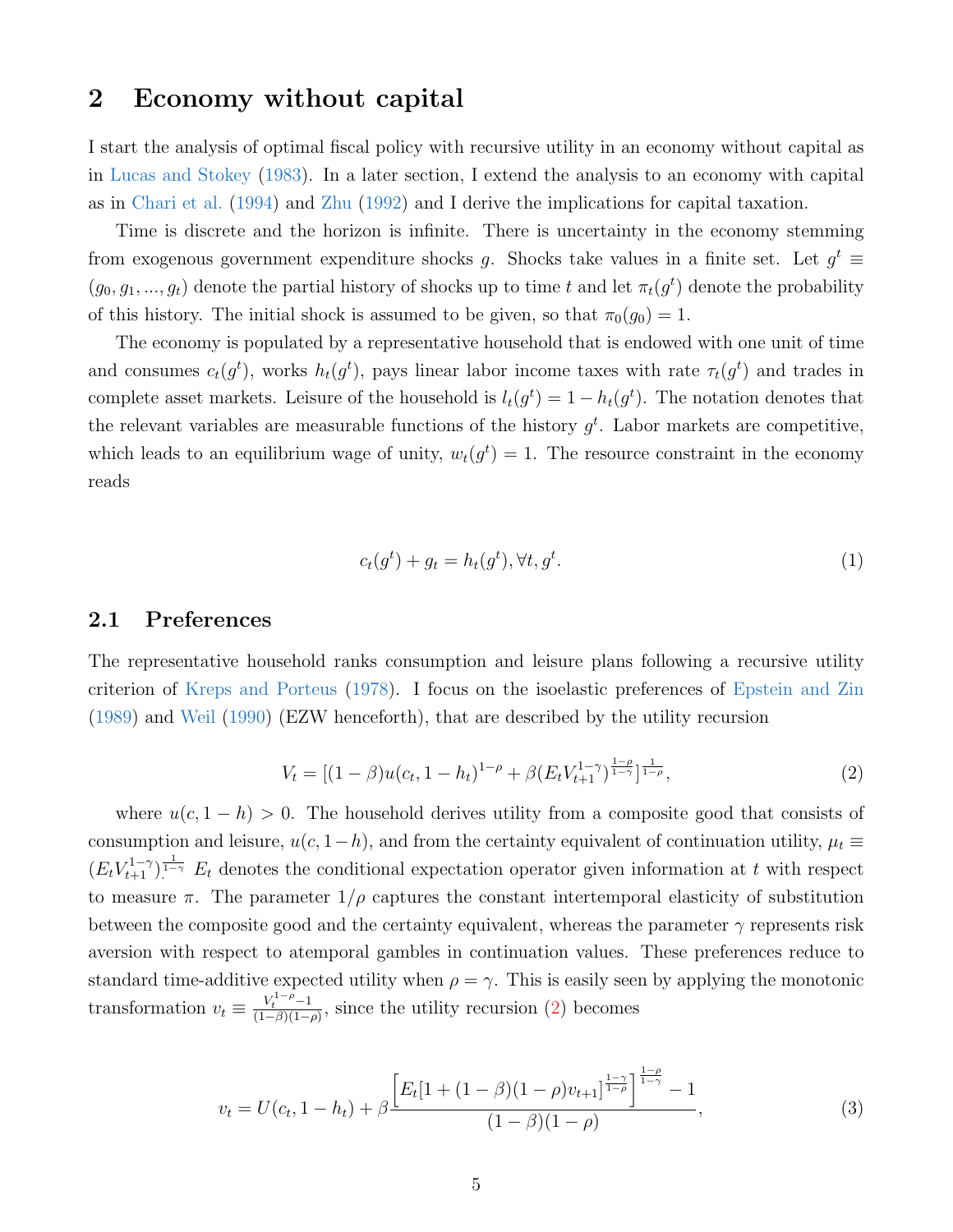## 2 Economy without capital

I start the analysis of optimal fiscal policy with recursive utility in an economy without capital as in Lucas and Stokey (1983). In a later section, I extend the analysis to an economy with capital as in Chari et al. (1994) and Zhu (1992) and I derive the implications for capital taxation.

Time is discrete and the horizon is infinite. There is uncertainty in the economy stemming from exogenous government expenditure shocks $g$. Shocks take values in a finite set. Let $g^t \equiv (g_0, g_1, ..., g_t)$ denote the partial history of shocks up to time $t$ and let $\pi_t(g^t)$ denote the probability of this history. The initial shock is assumed to be given, so that $\pi_0(g_0) = 1$.

The economy is populated by a representative household that is endowed with one unit of time and consumes $c_t(g^t)$, works $h_t(g^t)$, pays linear labor income taxes with rate $\tau_t(g^t)$ and trades in complete asset markets. Leisure of the household is $l_t(g^t) = 1 - h_t(g^t)$. The notation denotes that the relevant variables are measurable functions of the history $g^t$. Labor markets are competitive, which leads to an equilibrium wage of unity, $w_t(g^t) = 1$. The resource constraint in the economy reads

$$c_t(g^t) + g_t = h_t(g^t), \forall t, g^t. \tag{1}$$

### 2.1 Preferences

The representative household ranks consumption and leisure plans following a recursive utility criterion of Kreps and Porteus (1978). I focus on the isoelastic preferences of Epstein and Zin (1989) and Weil (1990) (EZW henceforth), that are described by the utility recursion

$$V_t = [(1-\beta)u(c_t, 1-h_t)^{1-\rho} + \beta(E_t V_{t+1}^{1-\gamma})^{\frac{1-\rho}{1-\gamma}}]^{\frac{1}{1-\rho}}, \tag{2}$$

where $u(c, 1-h) > 0$. The household derives utility from a composite good that consists of consumption and leisure, $u(c, 1-h)$, and from the certainty equivalent of continuation utility, $\mu_t \equiv (E_t V_{t+1}^{1-\gamma})^{\frac{1}{1-\gamma}}$. $E_t$ denotes the conditional expectation operator given information at $t$ with respect to measure $\pi$. The parameter $1/\rho$ captures the constant intertemporal elasticity of substitution between the composite good and the certainty equivalent, whereas the parameter $\gamma$ represents risk aversion with respect to atemporal gambles in continuation values. These preferences reduce to standard time-additive expected utility when $\rho = \gamma$. This is easily seen by applying the monotonic transformation $v_t \equiv \frac{V_t^{1-\rho} - 1}{(1-\beta)(1-\rho)}$, since the utility recursion (2) becomes

$$v_t = U(c_t, 1-h_t) + \beta \frac{\left[E_t[1 + (1-\beta)(1-\rho)v_{t+1}]^{\frac{1-\gamma}{1-\rho}}\right]^{\frac{1-\rho}{1-\gamma}} - 1}{(1-\beta)(1-\rho)}, \tag{3}$$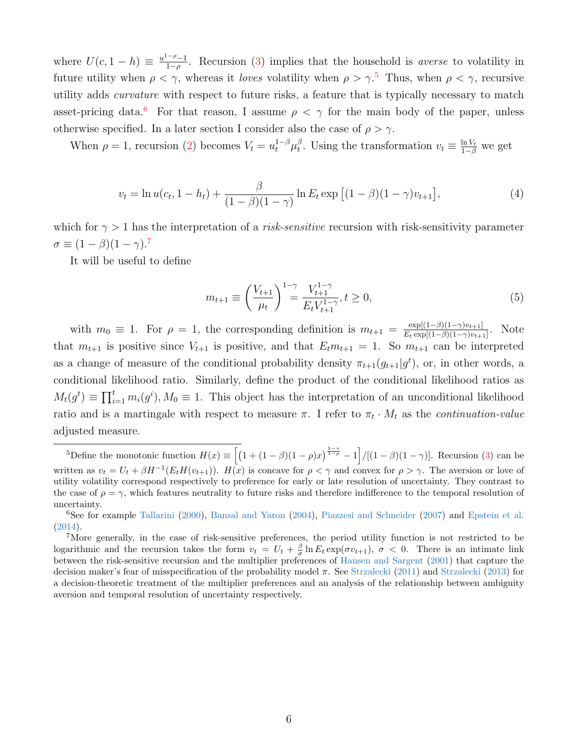where $U(c, 1-h) \equiv \frac{u^{1-\rho}-1}{1-\rho}$. Recursion (3) implies that the household is *averse* to volatility in future utility when $\rho < \gamma$, whereas it *loves* volatility when $\rho > \gamma$.[5] Thus, when $\rho < \gamma$, recursive utility adds *curvature* with respect to future risks, a feature that is typically necessary to match asset-pricing data.[6] For that reason, I assume $\rho < \gamma$ for the main body of the paper, unless otherwise specified. In a later section I consider also the case of $\rho > \gamma$.

When $\rho = 1$, recursion (2) becomes $V_t = u_t^{1-\beta}\mu_t^{\beta}$. Using the transformation $v_t \equiv \frac{\ln V_t}{1-\beta}$ we get

$$v_t = \ln u(c_t, 1-h_t) + \frac{\beta}{(1-\beta)(1-\gamma)} \ln E_t \exp\left[(1-\beta)(1-\gamma)v_{t+1}\right], \tag{4}$$

which for $\gamma > 1$ has the interpretation of a *risk-sensitive* recursion with risk-sensitivity parameter $\sigma \equiv (1-\beta)(1-\gamma)$.[7]

It will be useful to define

$$m_{t+1} \equiv \left(\frac{V_{t+1}}{\mu_t}\right)^{1-\gamma} = \frac{V_{t+1}^{1-\gamma}}{E_t V_{t+1}^{1-\gamma}}, t \geq 0, \tag{5}$$

with $m_0 \equiv 1$. For $\rho = 1$, the corresponding definition is $m_{t+1} = \frac{\exp[(1-\beta)(1-\gamma)v_{t+1}]}{E_t \exp[(1-\beta)(1-\gamma)v_{t+1}]}$. Note that $m_{t+1}$ is positive since $V_{t+1}$ is positive, and that $E_t m_{t+1} = 1$. So $m_{t+1}$ can be interpreted as a change of measure of the conditional probability density $\pi_{t+1}(g_{t+1}|g^t)$, or, in other words, a conditional likelihood ratio. Similarly, define the product of the conditional likelihood ratios as $M_t(g^t) \equiv \prod_{i=1}^{t} m_i(g^i), M_0 \equiv 1$. This object has the interpretation of an unconditional likelihood ratio and is a martingale with respect to measure $\pi$. I refer to $\pi_t \cdot M_t$ as the *continuation-value* adjusted measure.

---

[5] Define the monotonic function $H(x) \equiv \left[\left(1 + (1-\beta)(1-\rho)x\right)^{\frac{1-\gamma}{1-\rho}} - 1\right]/[(1-\beta)(1-\gamma)]$. Recursion (3) can be written as $v_t = U_t + \beta H^{-1}(E_t H(v_{t+1}))$. $H(x)$ is concave for $\rho < \gamma$ and convex for $\rho > \gamma$. The aversion or love of utility volatility correspond respectively to preference for early or late resolution of uncertainty. They contrast to the case of $\rho = \gamma$, which features neutrality to future risks and therefore indifference to the temporal resolution of uncertainty.

[6] See for example Tallarini (2000), Bansal and Yaron (2004), Piazzesi and Schneider (2007) and Epstein et al. (2014).

[7] More generally, in the case of risk-sensitive preferences, the period utility function is not restricted to be logarithmic and the recursion takes the form $v_t = U_t + \frac{\beta}{\sigma} \ln E_t \exp(\sigma v_{t+1})$, $\sigma < 0$. There is an intimate link between the risk-sensitive recursion and the multiplier preferences of Hansen and Sargent (2001) that capture the decision maker's fear of misspecification of the probability model $\pi$. See Strzalecki (2011) and Strzalecki (2013) for a decision-theoretic treatment of the multiplier preferences and an analysis of the relationship between ambiguity aversion and temporal resolution of uncertainty respectively.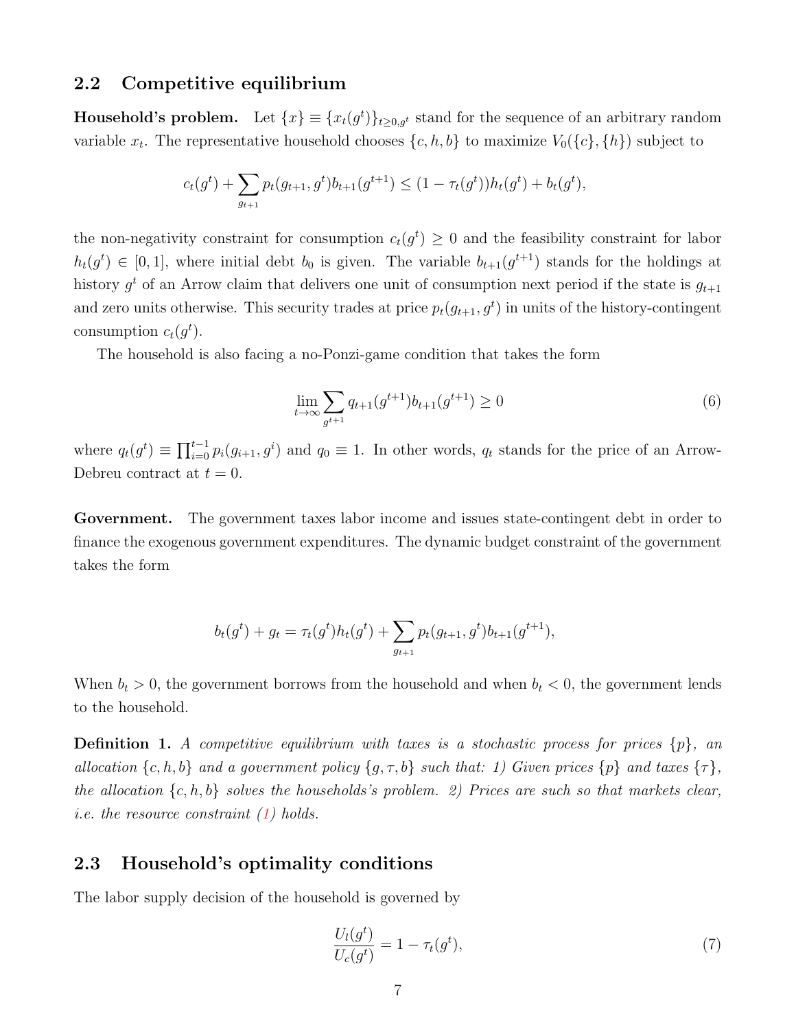### 2.2 Competitive equilibrium

**Household's problem.** Let $\{x\} \equiv \{x_t(g^t)\}_{t\geq 0, g^t}$ stand for the sequence of an arbitrary random variable $x_t$. The representative household chooses $\{c, h, b\}$ to maximize $V_0(\{c\}, \{h\})$ subject to

$$c_t(g^t) + \sum_{g_{t+1}} p_t(g_{t+1}, g^t) b_{t+1}(g^{t+1}) \leq (1 - \tau_t(g^t)) h_t(g^t) + b_t(g^t),$$

the non-negativity constraint for consumption $c_t(g^t) \geq 0$ and the feasibility constraint for labor $h_t(g^t) \in [0, 1]$, where initial debt $b_0$ is given. The variable $b_{t+1}(g^{t+1})$ stands for the holdings at history $g^t$ of an Arrow claim that delivers one unit of consumption next period if the state is $g_{t+1}$ and zero units otherwise. This security trades at price $p_t(g_{t+1}, g^t)$ in units of the history-contingent consumption $c_t(g^t)$.

The household is also facing a no-Ponzi-game condition that takes the form

$$\lim_{t\to\infty} \sum_{g^{t+1}} q_{t+1}(g^{t+1}) b_{t+1}(g^{t+1}) \geq 0 \tag{6}$$

where $q_t(g^t) \equiv \prod_{i=0}^{t-1} p_i(g_{i+1}, g^i)$ and $q_0 \equiv 1$. In other words, $q_t$ stands for the price of an Arrow-Debreu contract at $t = 0$.

**Government.** The government taxes labor income and issues state-contingent debt in order to finance the exogenous government expenditures. The dynamic budget constraint of the government takes the form

$$b_t(g^t) + g_t = \tau_t(g^t) h_t(g^t) + \sum_{g_{t+1}} p_t(g_{t+1}, g^t) b_{t+1}(g^{t+1}),$$

When $b_t > 0$, the government borrows from the household and when $b_t < 0$, the government lends to the household.

**Definition 1.** *A competitive equilibrium with taxes is a stochastic process for prices $\{p\}$, an allocation $\{c, h, b\}$ and a government policy $\{g, \tau, b\}$ such that: 1) Given prices $\{p\}$ and taxes $\{\tau\}$, the allocation $\{c, h, b\}$ solves the households's problem. 2) Prices are such so that markets clear, i.e. the resource constraint (1) holds.*

### 2.3 Household's optimality conditions

The labor supply decision of the household is governed by

$$\frac{U_l(g^t)}{U_c(g^t)} = 1 - \tau_t(g^t), \tag{7}$$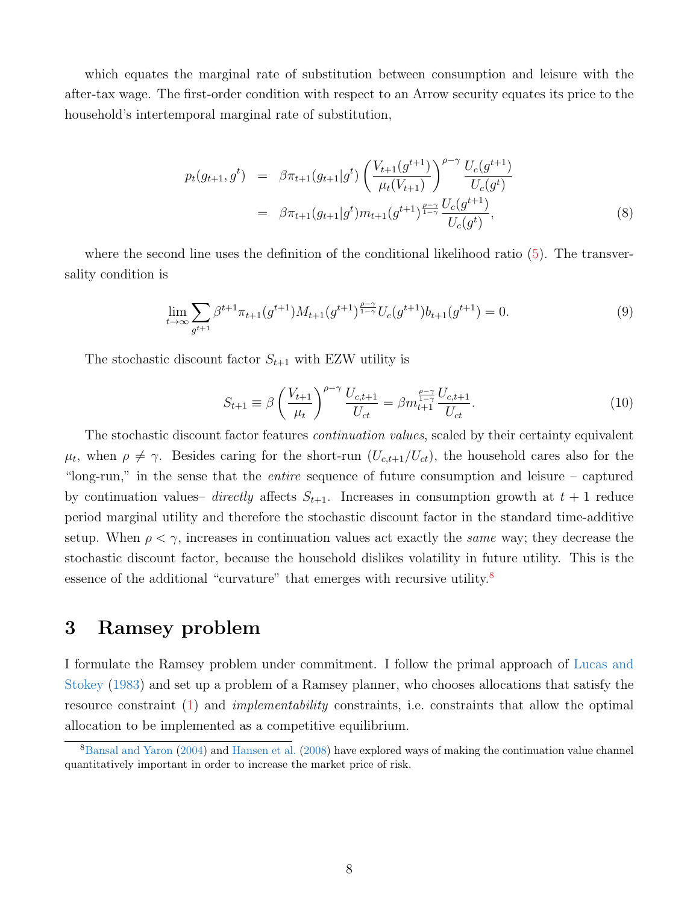which equates the marginal rate of substitution between consumption and leisure with the after-tax wage. The first-order condition with respect to an Arrow security equates its price to the household's intertemporal marginal rate of substitution,

$$
\begin{aligned}
p_t(g_{t+1}, g^t) &= \beta \pi_{t+1}(g_{t+1}|g^t) \left( \frac{V_{t+1}(g^{t+1})}{\mu_t(V_{t+1})} \right)^{\rho-\gamma} \frac{U_c(g^{t+1})}{U_c(g^t)} \\
&= \beta \pi_{t+1}(g_{t+1}|g^t) m_{t+1}(g^{t+1})^{\frac{\rho-\gamma}{1-\gamma}} \frac{U_c(g^{t+1})}{U_c(g^t)},
\end{aligned} \tag{8}
$$

where the second line uses the definition of the conditional likelihood ratio (5). The transversality condition is

$$
\lim_{t \to \infty} \sum_{g^{t+1}} \beta^{t+1} \pi_{t+1}(g^{t+1}) M_{t+1}(g^{t+1})^{\frac{\rho-\gamma}{1-\gamma}} U_c(g^{t+1}) b_{t+1}(g^{t+1}) = 0. \tag{9}
$$

The stochastic discount factor $S_{t+1}$ with EZW utility is

$$
S_{t+1} \equiv \beta \left( \frac{V_{t+1}}{\mu_t} \right)^{\rho-\gamma} \frac{U_{c,t+1}}{U_{ct}} = \beta m_{t+1}^{\frac{\rho-\gamma}{1-\gamma}} \frac{U_{c,t+1}}{U_{ct}}. \tag{10}
$$

The stochastic discount factor features *continuation values*, scaled by their certainty equivalent $\mu_t$, when $\rho \neq \gamma$. Besides caring for the short-run ($U_{c,t+1}/U_{ct}$), the household cares also for the "long-run," in the sense that the *entire* sequence of future consumption and leisure – captured by continuation values– *directly* affects $S_{t+1}$. Increases in consumption growth at $t+1$ reduce period marginal utility and therefore the stochastic discount factor in the standard time-additive setup. When $\rho < \gamma$, increases in continuation values act exactly the *same* way; they decrease the stochastic discount factor, because the household dislikes volatility in future utility. This is the essence of the additional "curvature" that emerges with recursive utility.[8]

# 3 Ramsey problem

I formulate the Ramsey problem under commitment. I follow the primal approach of Lucas and Stokey (1983) and set up a problem of a Ramsey planner, who chooses allocations that satisfy the resource constraint (1) and *implementability* constraints, i.e. constraints that allow the optimal allocation to be implemented as a competitive equilibrium.

[8] Bansal and Yaron (2004) and Hansen et al. (2008) have explored ways of making the continuation value channel quantitatively important in order to increase the market price of risk.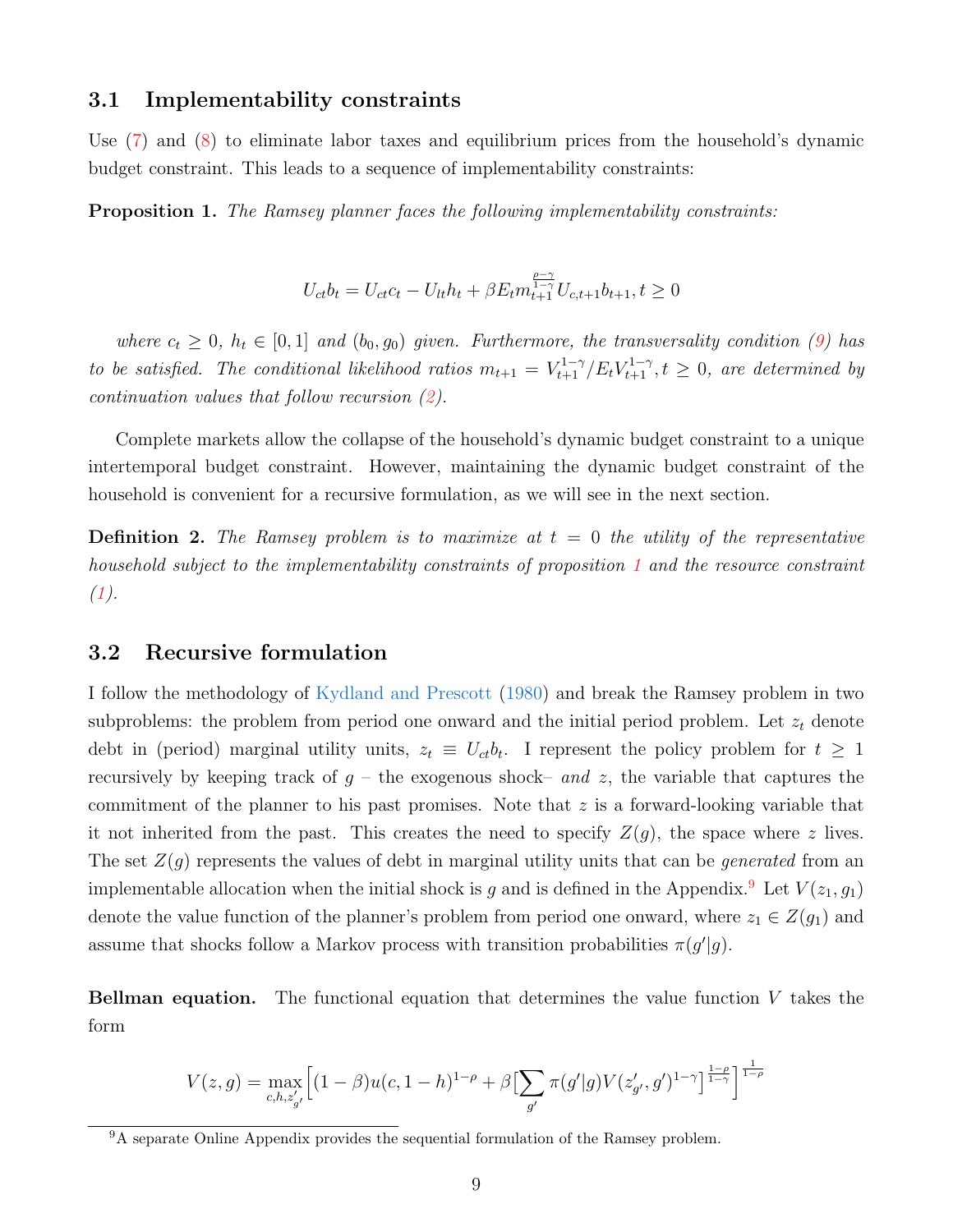## 3.1 Implementability constraints

Use (7) and (8) to eliminate labor taxes and equilibrium prices from the household's dynamic budget constraint. This leads to a sequence of implementability constraints:

**Proposition 1.** *The Ramsey planner faces the following implementability constraints:*

$$U_{ct}b_t = U_{ct}c_t - U_{lt}h_t + \beta E_t m_{t+1}^{\frac{\rho-\gamma}{1-\gamma}} U_{c,t+1}b_{t+1}, t \geq 0$$

*where $c_t \geq 0$, $h_t \in [0,1]$ and $(b_0, g_0)$ given. Furthermore, the transversality condition (9) has to be satisfied. The conditional likelihood ratios $m_{t+1} = V_{t+1}^{1-\gamma}/E_t V_{t+1}^{1-\gamma}, t \geq 0$, are determined by continuation values that follow recursion (2).*

Complete markets allow the collapse of the household's dynamic budget constraint to a unique intertemporal budget constraint. However, maintaining the dynamic budget constraint of the household is convenient for a recursive formulation, as we will see in the next section.

**Definition 2.** *The Ramsey problem is to maximize at $t = 0$ the utility of the representative household subject to the implementability constraints of proposition 1 and the resource constraint (1).*

## 3.2 Recursive formulation

I follow the methodology of Kydland and Prescott (1980) and break the Ramsey problem in two subproblems: the problem from period one onward and the initial period problem. Let $z_t$ denote debt in (period) marginal utility units, $z_t \equiv U_{ct}b_t$. I represent the policy problem for $t \geq 1$ recursively by keeping track of $g$ – the exogenous shock– *and* $z$, the variable that captures the commitment of the planner to his past promises. Note that $z$ is a forward-looking variable that it not inherited from the past. This creates the need to specify $Z(g)$, the space where $z$ lives. The set $Z(g)$ represents the values of debt in marginal utility units that can be *generated* from an implementable allocation when the initial shock is $g$ and is defined in the Appendix.[9] Let $V(z_1, g_1)$ denote the value function of the planner's problem from period one onward, where $z_1 \in Z(g_1)$ and assume that shocks follow a Markov process with transition probabilities $\pi(g'|g)$.

**Bellman equation.** The functional equation that determines the value function $V$ takes the form

$$V(z,g) = \max_{c,h,z'_{g'}} \Big[(1-\beta)u(c, 1-h)^{1-\rho} + \beta\big[\sum_{g'} \pi(g'|g)V(z'_{g'}, g')^{1-\gamma}\big]^{\frac{1-\rho}{1-\gamma}}\Big]^{\frac{1}{1-\rho}}$$

[9] A separate Online Appendix provides the sequential formulation of the Ramsey problem.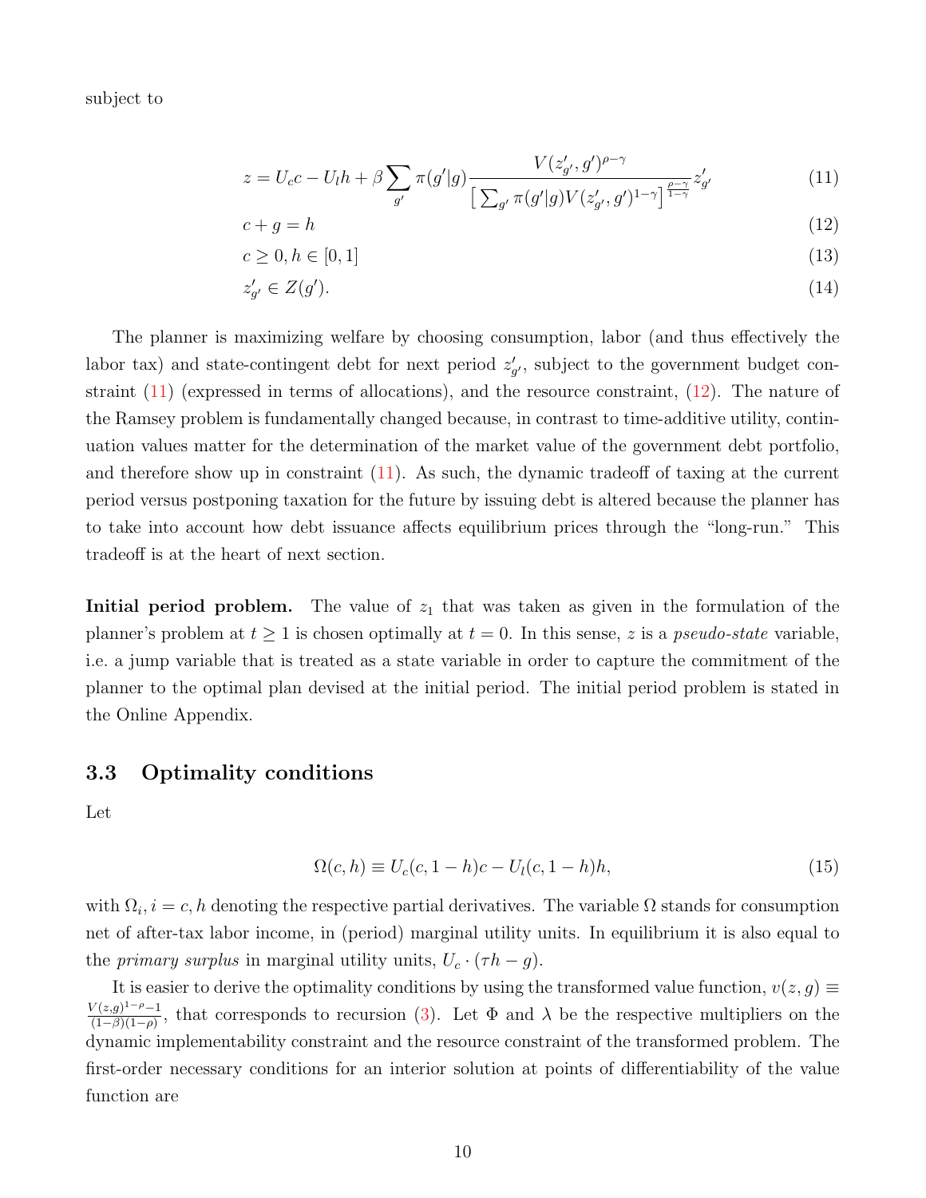subject to

$$z = U_c c - U_l h + \beta \sum_{g'} \pi(g'|g) \frac{V(z'_{g'}, g')^{\rho-\gamma}}{\left[ \sum_{g'} \pi(g'|g) V(z'_{g'}, g')^{1-\gamma} \right]^{\frac{\rho-\gamma}{1-\gamma}}} z'_{g'} \tag{11}$$

$$c + g = h \tag{12}$$

$$c \geq 0, h \in [0, 1] \tag{13}$$

$$z'_{g'} \in Z(g'). \tag{14}$$

The planner is maximizing welfare by choosing consumption, labor (and thus effectively the labor tax) and state-contingent debt for next period $z'_{g'}$, subject to the government budget constraint (11) (expressed in terms of allocations), and the resource constraint, (12). The nature of the Ramsey problem is fundamentally changed because, in contrast to time-additive utility, continuation values matter for the determination of the market value of the government debt portfolio, and therefore show up in constraint (11). As such, the dynamic tradeoff of taxing at the current period versus postponing taxation for the future by issuing debt is altered because the planner has to take into account how debt issuance affects equilibrium prices through the "long-run." This tradeoff is at the heart of next section.

**Initial period problem.** The value of $z_1$ that was taken as given in the formulation of the planner's problem at $t \geq 1$ is chosen optimally at $t = 0$. In this sense, $z$ is a *pseudo-state* variable, i.e. a jump variable that is treated as a state variable in order to capture the commitment of the planner to the optimal plan devised at the initial period. The initial period problem is stated in the Online Appendix.

### 3.3 Optimality conditions

Let

$$\Omega(c, h) \equiv U_c(c, 1-h)c - U_l(c, 1-h)h, \tag{15}$$

with $\Omega_i, i = c, h$ denoting the respective partial derivatives. The variable $\Omega$ stands for consumption net of after-tax labor income, in (period) marginal utility units. In equilibrium it is also equal to the *primary surplus* in marginal utility units, $U_c \cdot (\tau h - g)$.

It is easier to derive the optimality conditions by using the transformed value function, $v(z, g) \equiv \frac{V(z,g)^{1-\rho}-1}{(1-\beta)(1-\rho)}$, that corresponds to recursion (3). Let $\Phi$ and $\lambda$ be the respective multipliers on the dynamic implementability constraint and the resource constraint of the transformed problem. The first-order necessary conditions for an interior solution at points of differentiability of the value function are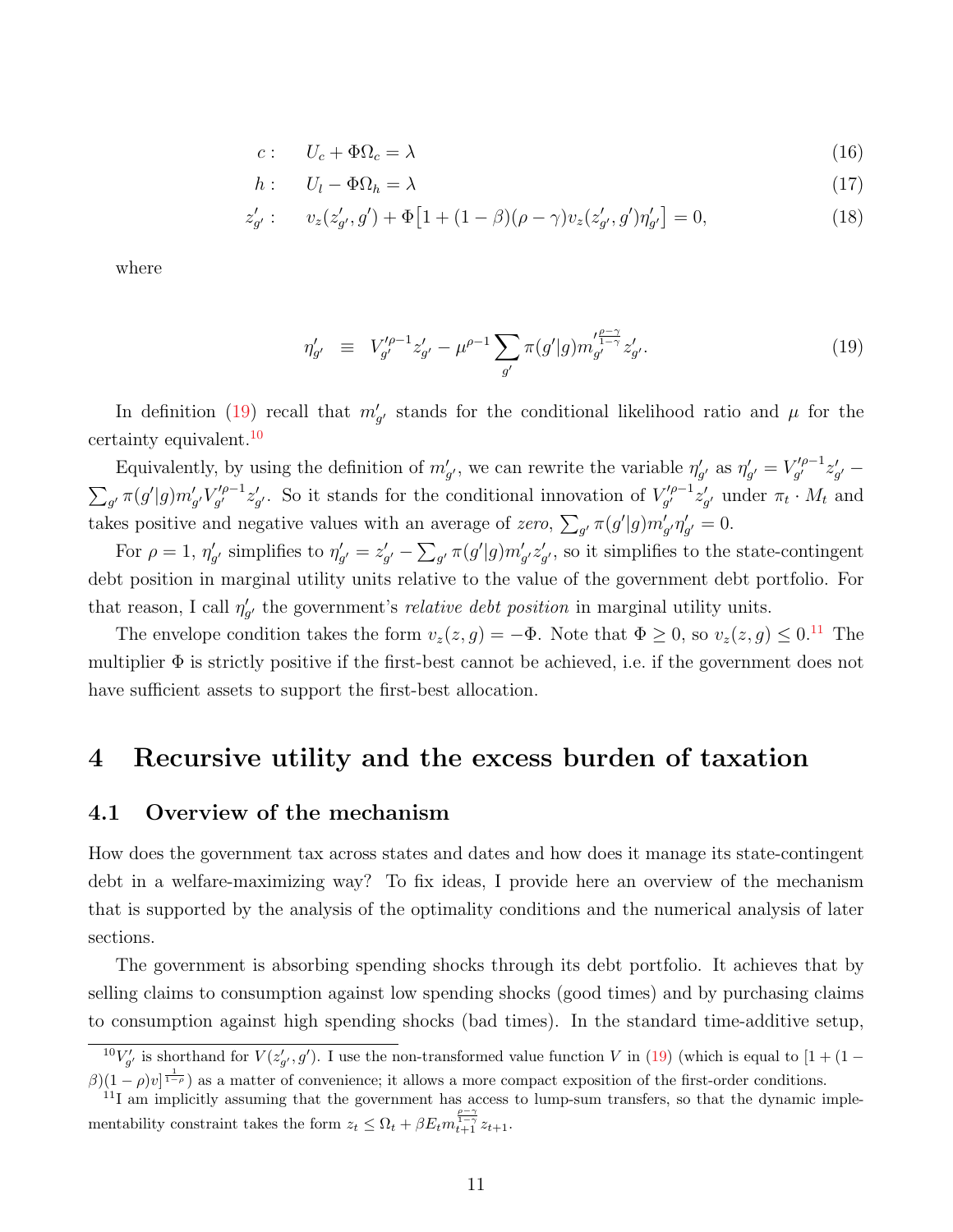$$c: \quad U_c + \Phi \Omega_c = \lambda \tag{16}$$

$$h: \quad U_l - \Phi \Omega_h = \lambda \tag{17}$$

$$z'_{g'}: \quad v_z(z'_{g'}, g') + \Phi \big[ 1 + (1-\beta)(\rho - \gamma) v_z(z'_{g'}, g') \eta'_{g'} \big] = 0, \tag{18}$$

where

$$\eta'_{g'} \equiv V'^{\rho-1}_{g'} z'_{g'} - \mu^{\rho-1} \sum_{g'} \pi(g'|g) m'^{\frac{\rho-\gamma}{1-\gamma}}_{g'} z'_{g'}. \tag{19}$$

In definition (19) recall that $m'_{g'}$ stands for the conditional likelihood ratio and $\mu$ for the certainty equivalent.[10]

Equivalently, by using the definition of $m'_{g'}$, we can rewrite the variable $\eta'_{g'}$ as $\eta'_{g'} = V'^{\rho-1}_{g'} z'_{g'} - \sum_{g'} \pi(g'|g) m'_{g'} V'^{\rho-1}_{g'} z'_{g'}$. So it stands for the conditional innovation of $V'^{\rho-1}_{g'} z'_{g'}$ under $\pi_t \cdot M_t$ and takes positive and negative values with an average of *zero*, $\sum_{g'} \pi(g'|g) m'_{g'} \eta'_{g'} = 0$.

For $\rho = 1$, $\eta'_{g'}$ simplifies to $\eta'_{g'} = z'_{g'} - \sum_{g'} \pi(g'|g) m'_{g'} z'_{g'}$, so it simplifies to the state-contingent debt position in marginal utility units relative to the value of the government debt portfolio. For that reason, I call $\eta'_{g'}$ the government's *relative debt position* in marginal utility units.

The envelope condition takes the form $v_z(z,g) = -\Phi$. Note that $\Phi \geq 0$, so $v_z(z,g) \leq 0$.[11] The multiplier $\Phi$ is strictly positive if the first-best cannot be achieved, i.e. if the government does not have sufficient assets to support the first-best allocation.

# 4 Recursive utility and the excess burden of taxation

## 4.1 Overview of the mechanism

How does the government tax across states and dates and how does it manage its state-contingent debt in a welfare-maximizing way? To fix ideas, I provide here an overview of the mechanism that is supported by the analysis of the optimality conditions and the numerical analysis of later sections.

The government is absorbing spending shocks through its debt portfolio. It achieves that by selling claims to consumption against low spending shocks (good times) and by purchasing claims to consumption against high spending shocks (bad times). In the standard time-additive setup,

---

[10] $V'_{g'}$ is shorthand for $V(z'_{g'}, g')$. I use the non-transformed value function $V$ in (19) (which is equal to $[1 + (1-\beta)(1-\rho)v]^{\frac{1}{1-\rho}}$) as a matter of convenience; it allows a more compact exposition of the first-order conditions.

[11] I am implicitly assuming that the government has access to lump-sum transfers, so that the dynamic implementability constraint takes the form $z_t \leq \Omega_t + \beta E_t m^{\frac{\rho-\gamma}{1-\gamma}}_{t+1} z_{t+1}$.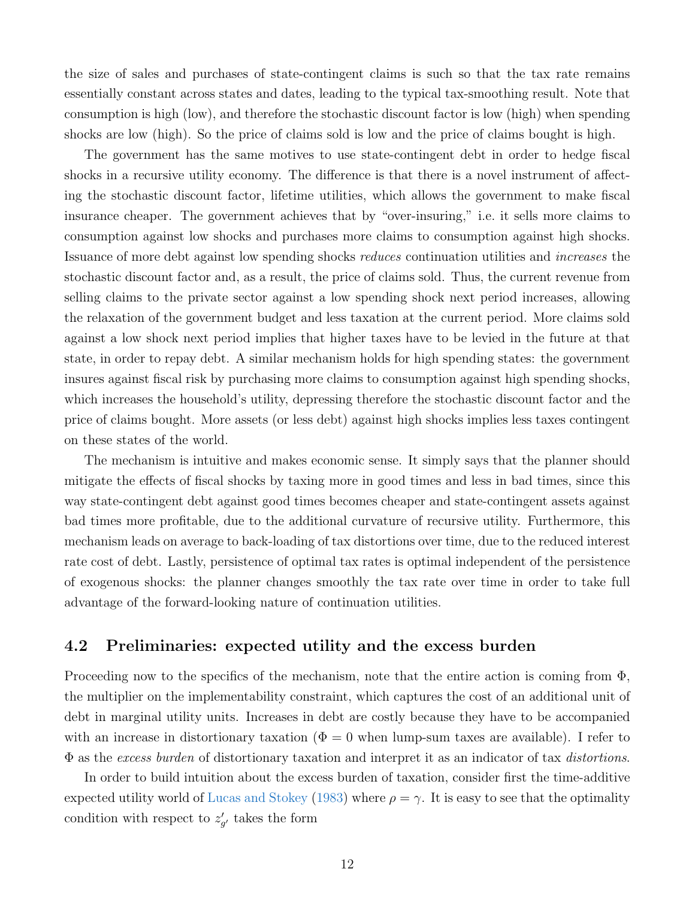the size of sales and purchases of state-contingent claims is such so that the tax rate remains essentially constant across states and dates, leading to the typical tax-smoothing result. Note that consumption is high (low), and therefore the stochastic discount factor is low (high) when spending shocks are low (high). So the price of claims sold is low and the price of claims bought is high.

The government has the same motives to use state-contingent debt in order to hedge fiscal shocks in a recursive utility economy. The difference is that there is a novel instrument of affecting the stochastic discount factor, lifetime utilities, which allows the government to make fiscal insurance cheaper. The government achieves that by "over-insuring," i.e. it sells more claims to consumption against low shocks and purchases more claims to consumption against high shocks. Issuance of more debt against low spending shocks *reduces* continuation utilities and *increases* the stochastic discount factor and, as a result, the price of claims sold. Thus, the current revenue from selling claims to the private sector against a low spending shock next period increases, allowing the relaxation of the government budget and less taxation at the current period. More claims sold against a low shock next period implies that higher taxes have to be levied in the future at that state, in order to repay debt. A similar mechanism holds for high spending states: the government insures against fiscal risk by purchasing more claims to consumption against high spending shocks, which increases the household's utility, depressing therefore the stochastic discount factor and the price of claims bought. More assets (or less debt) against high shocks implies less taxes contingent on these states of the world.

The mechanism is intuitive and makes economic sense. It simply says that the planner should mitigate the effects of fiscal shocks by taxing more in good times and less in bad times, since this way state-contingent debt against good times becomes cheaper and state-contingent assets against bad times more profitable, due to the additional curvature of recursive utility. Furthermore, this mechanism leads on average to back-loading of tax distortions over time, due to the reduced interest rate cost of debt. Lastly, persistence of optimal tax rates is optimal independent of the persistence of exogenous shocks: the planner changes smoothly the tax rate over time in order to take full advantage of the forward-looking nature of continuation utilities.

## 4.2 Preliminaries: expected utility and the excess burden

Proceeding now to the specifics of the mechanism, note that the entire action is coming from $\Phi$, the multiplier on the implementability constraint, which captures the cost of an additional unit of debt in marginal utility units. Increases in debt are costly because they have to be accompanied with an increase in distortionary taxation ($\Phi = 0$ when lump-sum taxes are available). I refer to $\Phi$ as the *excess burden* of distortionary taxation and interpret it as an indicator of tax *distortions*.

In order to build intuition about the excess burden of taxation, consider first the time-additive expected utility world of Lucas and Stokey (1983) where $\rho = \gamma$. It is easy to see that the optimality condition with respect to $z'_{g'}$ takes the form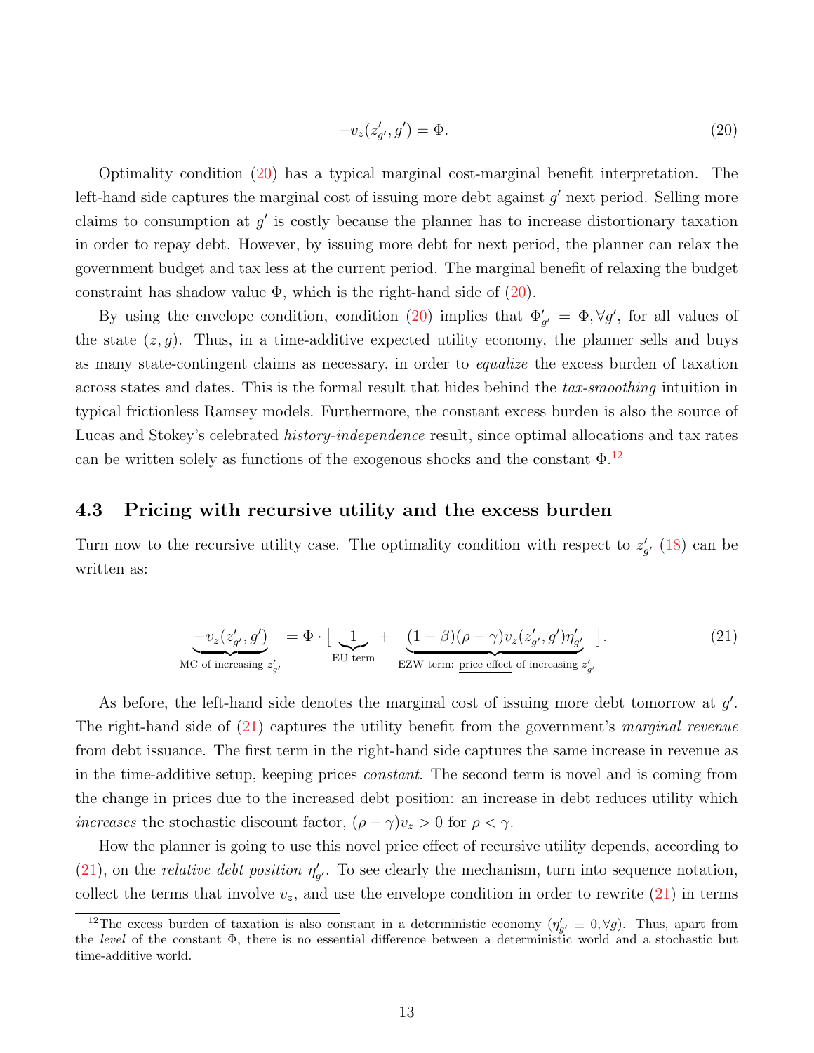$$-v_z(z'_{g'}, g') = \Phi. \tag{20}$$

Optimality condition (20) has a typical marginal cost-marginal benefit interpretation. The left-hand side captures the marginal cost of issuing more debt against $g'$ next period. Selling more claims to consumption at $g'$ is costly because the planner has to increase distortionary taxation in order to repay debt. However, by issuing more debt for next period, the planner can relax the government budget and tax less at the current period. The marginal benefit of relaxing the budget constraint has shadow value $\Phi$, which is the right-hand side of (20).

By using the envelope condition, condition (20) implies that $\Phi'_{g'} = \Phi, \forall g'$, for all values of the state $(z, g)$. Thus, in a time-additive expected utility economy, the planner sells and buys as many state-contingent claims as necessary, in order to *equalize* the excess burden of taxation across states and dates. This is the formal result that hides behind the *tax-smoothing* intuition in typical frictionless Ramsey models. Furthermore, the constant excess burden is also the source of Lucas and Stokey's celebrated *history-independence* result, since optimal allocations and tax rates can be written solely as functions of the exogenous shocks and the constant $\Phi$.[12]

## 4.3 Pricing with recursive utility and the excess burden

Turn now to the recursive utility case. The optimality condition with respect to $z'_{g'}$ (18) can be written as:

$$\underbrace{-v_z(z'_{g'}, g')}_{\text{MC of increasing } z'_{g'}} = \Phi \cdot \Big[ \underbrace{1}_{\text{EU term}} + \underbrace{(1-\beta)(\rho-\gamma)v_z(z'_{g'}, g')\eta'_{g'}}_{\text{EZW term: \underline{price effect} of increasing } z'_{g'}} \Big]. \tag{21}$$

As before, the left-hand side denotes the marginal cost of issuing more debt tomorrow at $g'$. The right-hand side of (21) captures the utility benefit from the government's *marginal revenue* from debt issuance. The first term in the right-hand side captures the same increase in revenue as in the time-additive setup, keeping prices *constant*. The second term is novel and is coming from the change in prices due to the increased debt position: an increase in debt reduces utility which *increases* the stochastic discount factor, $(\rho - \gamma)v_z > 0$ for $\rho < \gamma$.

How the planner is going to use this novel price effect of recursive utility depends, according to (21), on the *relative debt position* $\eta'_{g'}$. To see clearly the mechanism, turn into sequence notation, collect the terms that involve $v_z$, and use the envelope condition in order to rewrite (21) in terms

[12] The excess burden of taxation is also constant in a deterministic economy ($\eta'_{g'} \equiv 0, \forall g$). Thus, apart from the *level* of the constant $\Phi$, there is no essential difference between a deterministic world and a stochastic but time-additive world.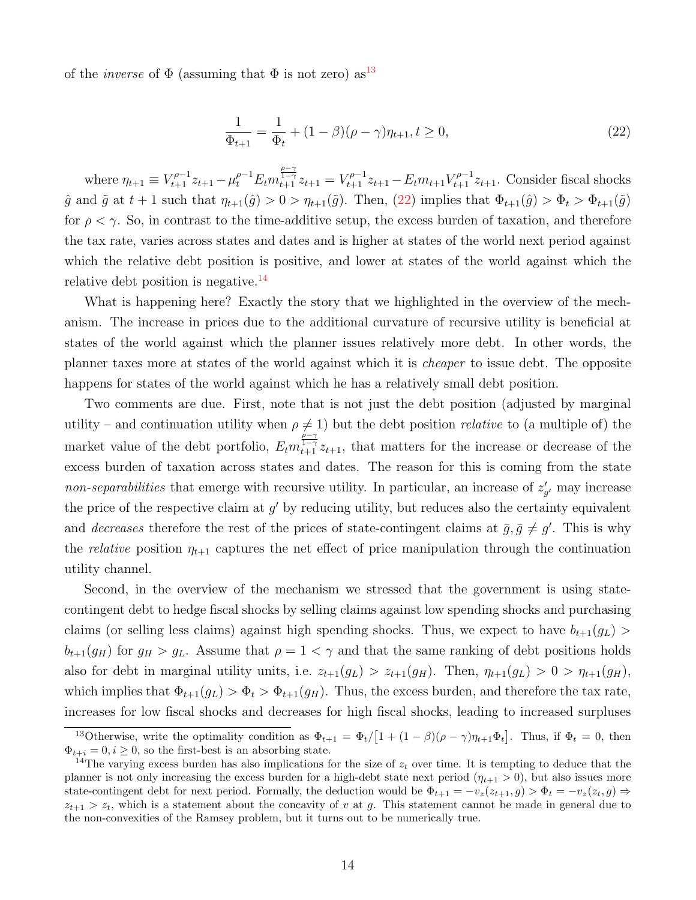of the *inverse* of $\Phi$ (assuming that $\Phi$ is not zero) as[13]

$$\frac{1}{\Phi_{t+1}} = \frac{1}{\Phi_t} + (1-\beta)(\rho-\gamma)\eta_{t+1}, t \geq 0, \tag{22}$$

where $\eta_{t+1} \equiv V_{t+1}^{\rho-1} z_{t+1} - \mu_t^{\rho-1} E_t m_{t+1}^{\frac{\rho-\gamma}{1-\gamma}} z_{t+1} = V_{t+1}^{\rho-1} z_{t+1} - E_t m_{t+1} V_{t+1}^{\rho-1} z_{t+1}$. Consider fiscal shocks $\hat{g}$ and $\tilde{g}$ at $t+1$ such that $\eta_{t+1}(\hat{g}) > 0 > \eta_{t+1}(\tilde{g})$. Then, (22) implies that $\Phi_{t+1}(\hat{g}) > \Phi_t > \Phi_{t+1}(\tilde{g})$ for $\rho < \gamma$. So, in contrast to the time-additive setup, the excess burden of taxation, and therefore the tax rate, varies across states and dates and is higher at states of the world next period against which the relative debt position is positive, and lower at states of the world against which the relative debt position is negative.[14]

What is happening here? Exactly the story that we highlighted in the overview of the mechanism. The increase in prices due to the additional curvature of recursive utility is beneficial at states of the world against which the planner issues relatively more debt. In other words, the planner taxes more at states of the world against which it is *cheaper* to issue debt. The opposite happens for states of the world against which he has a relatively small debt position.

Two comments are due. First, note that is not just the debt position (adjusted by marginal utility – and continuation utility when $\rho \neq 1$) but the debt position *relative* to (a multiple of) the market value of the debt portfolio, $E_t m_{t+1}^{\frac{\rho-\gamma}{1-\gamma}} z_{t+1}$, that matters for the increase or decrease of the excess burden of taxation across states and dates. The reason for this is coming from the state *non-separabilities* that emerge with recursive utility. In particular, an increase of $z'_{g'}$ may increase the price of the respective claim at $g'$ by reducing utility, but reduces also the certainty equivalent and *decreases* therefore the rest of the prices of state-contingent claims at $\bar{g}, \bar{g} \neq g'$. This is why the *relative* position $\eta_{t+1}$ captures the net effect of price manipulation through the continuation utility channel.

Second, in the overview of the mechanism we stressed that the government is using state-contingent debt to hedge fiscal shocks by selling claims against low spending shocks and purchasing claims (or selling less claims) against high spending shocks. Thus, we expect to have $b_{t+1}(g_L) > b_{t+1}(g_H)$ for $g_H > g_L$. Assume that $\rho = 1 < \gamma$ and that the same ranking of debt positions holds also for debt in marginal utility units, i.e. $z_{t+1}(g_L) > z_{t+1}(g_H)$. Then, $\eta_{t+1}(g_L) > 0 > \eta_{t+1}(g_H)$, which implies that $\Phi_{t+1}(g_L) > \Phi_t > \Phi_{t+1}(g_H)$. Thus, the excess burden, and therefore the tax rate, increases for low fiscal shocks and decreases for high fiscal shocks, leading to increased surpluses

[13] Otherwise, write the optimality condition as $\Phi_{t+1} = \Phi_t / \left[1 + (1-\beta)(\rho-\gamma)\eta_{t+1}\Phi_t\right]$. Thus, if $\Phi_t = 0$, then $\Phi_{t+i} = 0, i \geq 0$, so the first-best is an absorbing state.

[14] The varying excess burden has also implications for the size of $z_t$ over time. It is tempting to deduce that the planner is not only increasing the excess burden for a high-debt state next period ($\eta_{t+1} > 0$), but also issues more state-contingent debt for next period. Formally, the deduction would be $\Phi_{t+1} = -v_z(z_{t+1}, g) > \Phi_t = -v_z(z_t, g) \Rightarrow z_{t+1} > z_t$, which is a statement about the concavity of $v$ at $g$. This statement cannot be made in general due to the non-convexities of the Ramsey problem, but it turns out to be numerically true.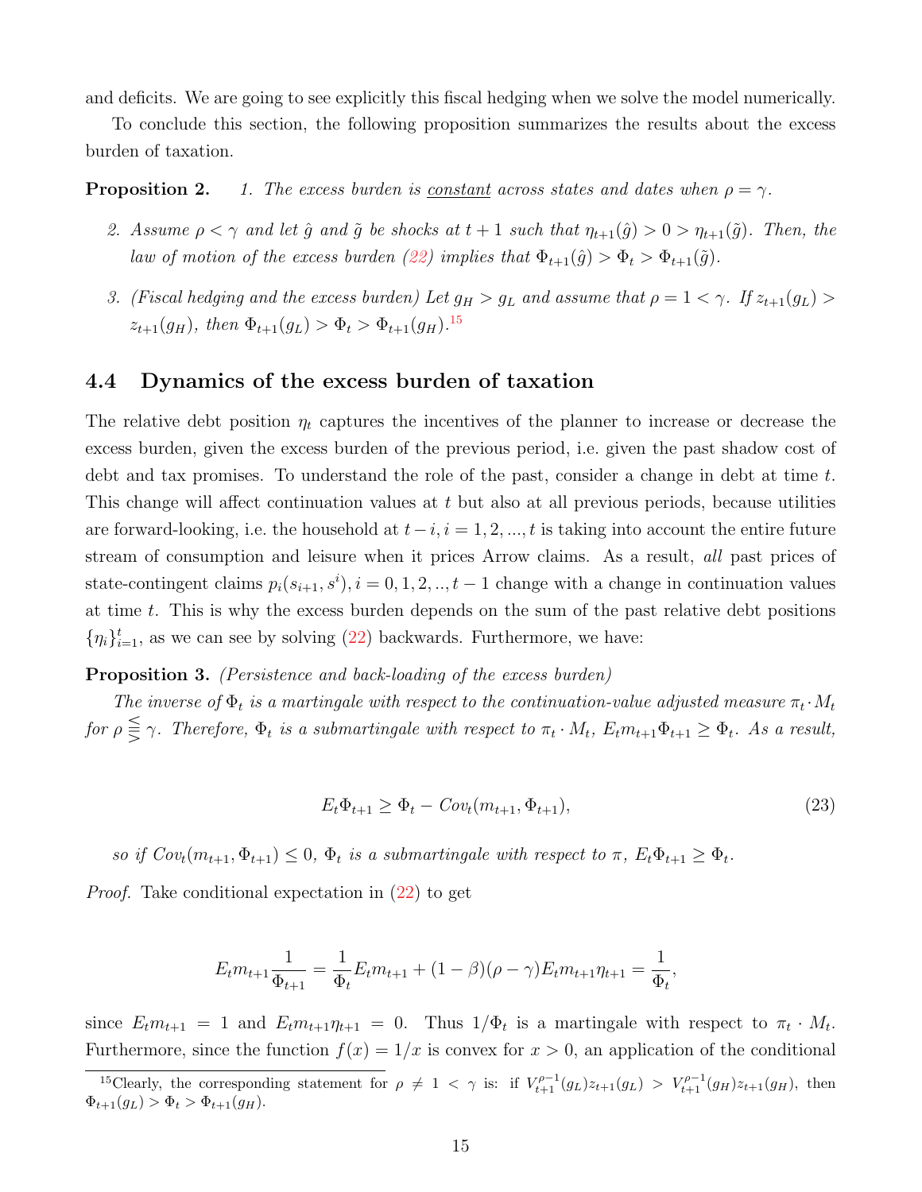and deficits. We are going to see explicitly this fiscal hedging when we solve the model numerically.

To conclude this section, the following proposition summarizes the results about the excess burden of taxation.

**Proposition 2.** *1. The excess burden is <u>constant</u> across states and dates when $\rho = \gamma$.*

*2. Assume $\rho < \gamma$ and let $\hat{g}$ and $\tilde{g}$ be shocks at $t+1$ such that $\eta_{t+1}(\hat{g}) > 0 > \eta_{t+1}(\tilde{g})$. Then, the law of motion of the excess burden (22) implies that $\Phi_{t+1}(\hat{g}) > \Phi_t > \Phi_{t+1}(\tilde{g})$.*

*3. (Fiscal hedging and the excess burden) Let $g_H > g_L$ and assume that $\rho = 1 < \gamma$. If $z_{t+1}(g_L) > z_{t+1}(g_H)$, then $\Phi_{t+1}(g_L) > \Phi_t > \Phi_{t+1}(g_H)$.*[15]

## 4.4 Dynamics of the excess burden of taxation

The relative debt position $\eta_t$ captures the incentives of the planner to increase or decrease the excess burden, given the excess burden of the previous period, i.e. given the past shadow cost of debt and tax promises. To understand the role of the past, consider a change in debt at time $t$. This change will affect continuation values at $t$ but also at all previous periods, because utilities are forward-looking, i.e. the household at $t-i, i = 1, 2, ..., t$ is taking into account the entire future stream of consumption and leisure when it prices Arrow claims. As a result, *all* past prices of state-contingent claims $p_i(s_{i+1}, s^i), i = 0, 1, 2, .., t-1$ change with a change in continuation values at time $t$. This is why the excess burden depends on the sum of the past relative debt positions $\{\eta_i\}_{i=1}^t$, as we can see by solving (22) backwards. Furthermore, we have:

**Proposition 3.** *(Persistence and back-loading of the excess burden)*

*The inverse of $\Phi_t$ is a martingale with respect to the continuation-value adjusted measure $\pi_t \cdot M_t$ for $\rho \lesseqgtr \gamma$. Therefore, $\Phi_t$ is a submartingale with respect to $\pi_t \cdot M_t$, $E_t m_{t+1}\Phi_{t+1} \geq \Phi_t$. As a result,*

$$E_t \Phi_{t+1} \geq \Phi_t - Cov_t(m_{t+1}, \Phi_{t+1}), \tag{23}$$

*so if $Cov_t(m_{t+1}, \Phi_{t+1}) \leq 0$, $\Phi_t$ is a submartingale with respect to $\pi$, $E_t \Phi_{t+1} \geq \Phi_t$.*

*Proof.* Take conditional expectation in (22) to get

$$E_t m_{t+1} \frac{1}{\Phi_{t+1}} = \frac{1}{\Phi_t} E_t m_{t+1} + (1-\beta)(\rho - \gamma) E_t m_{t+1} \eta_{t+1} = \frac{1}{\Phi_t},$$

since $E_t m_{t+1} = 1$ and $E_t m_{t+1} \eta_{t+1} = 0$. Thus $1/\Phi_t$ is a martingale with respect to $\pi_t \cdot M_t$. Furthermore, since the function $f(x) = 1/x$ is convex for $x > 0$, an application of the conditional

[15] Clearly, the corresponding statement for $\rho \neq 1 < \gamma$ is: if $V_{t+1}^{\rho-1}(g_L) z_{t+1}(g_L) > V_{t+1}^{\rho-1}(g_H) z_{t+1}(g_H)$, then $\Phi_{t+1}(g_L) > \Phi_t > \Phi_{t+1}(g_H)$.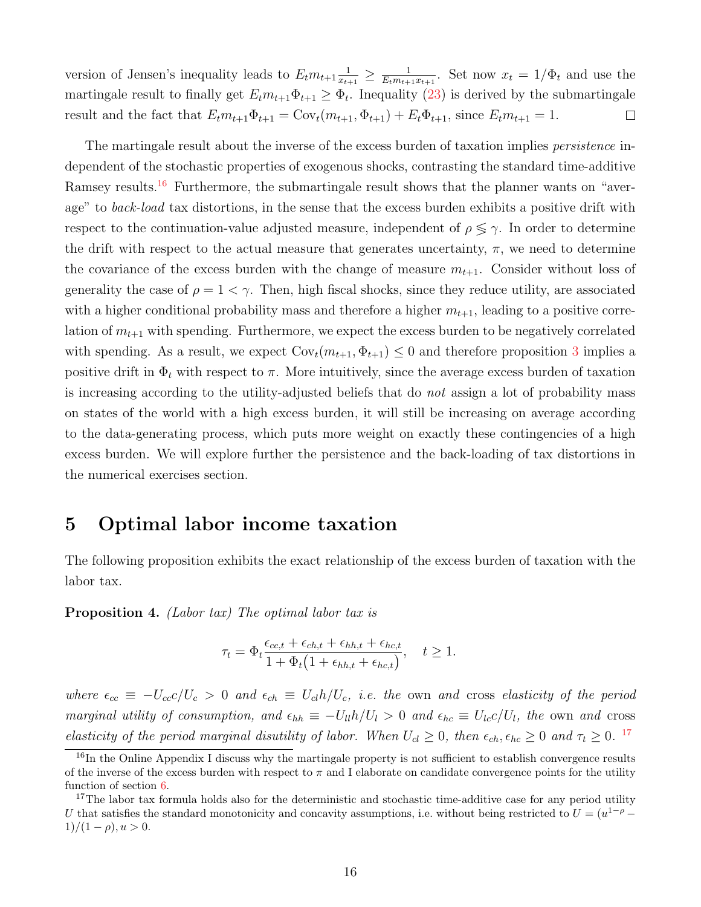version of Jensen's inequality leads to $E_t m_{t+1} \frac{1}{x_{t+1}} \geq \frac{1}{E_t m_{t+1} x_{t+1}}$. Set now $x_t = 1/\Phi_t$ and use the martingale result to finally get $E_t m_{t+1} \Phi_{t+1} \geq \Phi_t$. Inequality (23) is derived by the submartingale result and the fact that $E_t m_{t+1} \Phi_{t+1} = \text{Cov}_t(m_{t+1}, \Phi_{t+1}) + E_t \Phi_{t+1}$, since $E_t m_{t+1} = 1$. □

The martingale result about the inverse of the excess burden of taxation implies *persistence* independent of the stochastic properties of exogenous shocks, contrasting the standard time-additive Ramsey results.[16] Furthermore, the submartingale result shows that the planner wants on "average" to *back-load* tax distortions, in the sense that the excess burden exhibits a positive drift with respect to the continuation-value adjusted measure, independent of $\rho \lesseqgtr \gamma$. In order to determine the drift with respect to the actual measure that generates uncertainty, $\pi$, we need to determine the covariance of the excess burden with the change of measure $m_{t+1}$. Consider without loss of generality the case of $\rho = 1 < \gamma$. Then, high fiscal shocks, since they reduce utility, are associated with a higher conditional probability mass and therefore a higher $m_{t+1}$, leading to a positive correlation of $m_{t+1}$ with spending. Furthermore, we expect the excess burden to be negatively correlated with spending. As a result, we expect $\text{Cov}_t(m_{t+1}, \Phi_{t+1}) \leq 0$ and therefore proposition 3 implies a positive drift in $\Phi_t$ with respect to $\pi$. More intuitively, since the average excess burden of taxation is increasing according to the utility-adjusted beliefs that do *not* assign a lot of probability mass on states of the world with a high excess burden, it will still be increasing on average according to the data-generating process, which puts more weight on exactly these contingencies of a high excess burden. We will explore further the persistence and the back-loading of tax distortions in the numerical exercises section.

# 5 Optimal labor income taxation

The following proposition exhibits the exact relationship of the excess burden of taxation with the labor tax.

**Proposition 4.** *(Labor tax) The optimal labor tax is*

$$\tau_t = \Phi_t \frac{\epsilon_{cc,t} + \epsilon_{ch,t} + \epsilon_{hh,t} + \epsilon_{hc,t}}{1 + \Phi_t\big(1 + \epsilon_{hh,t} + \epsilon_{hc,t}\big)}, \quad t \geq 1.$$

*where $\epsilon_{cc} \equiv -U_{cc}c/U_c > 0$ and $\epsilon_{ch} \equiv U_{cl}h/U_c$, i.e. the* own *and* cross *elasticity of the period marginal utility of consumption, and $\epsilon_{hh} \equiv -U_{ll}h/U_l > 0$ and $\epsilon_{hc} \equiv U_{lc}c/U_l$, the* own *and* cross *elasticity of the period marginal disutility of labor. When $U_{cl} \geq 0$, then $\epsilon_{ch}, \epsilon_{hc} \geq 0$ and $\tau_t \geq 0$.* [17]

[16] In the Online Appendix I discuss why the martingale property is not sufficient to establish convergence results of the inverse of the excess burden with respect to $\pi$ and I elaborate on candidate convergence points for the utility function of section 6.

[17] The labor tax formula holds also for the deterministic and stochastic time-additive case for any period utility $U$ that satisfies the standard monotonicity and concavity assumptions, i.e. without being restricted to $U = (u^{1-\rho} - 1)/(1-\rho), u > 0$.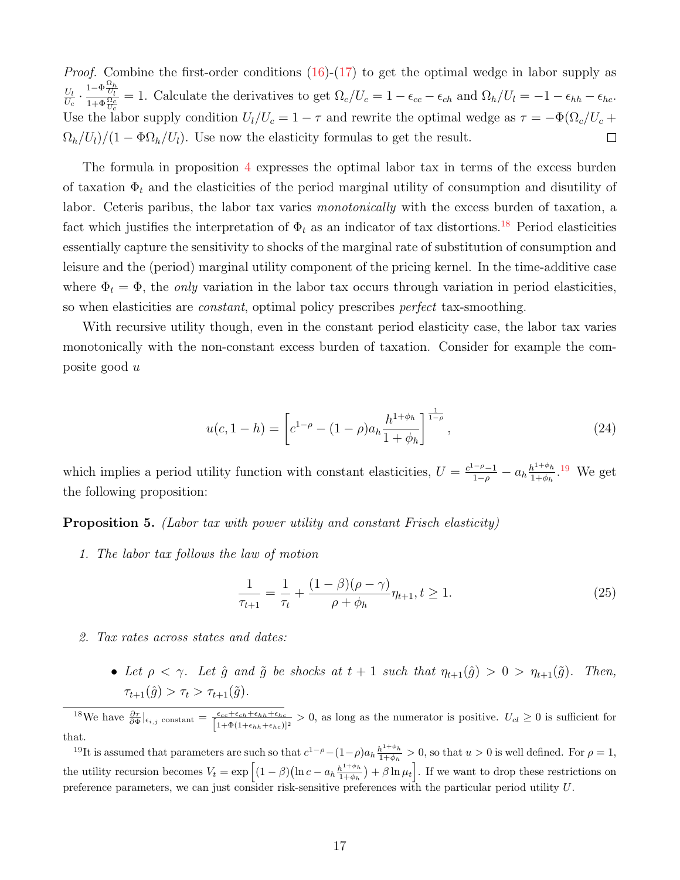*Proof.* Combine the first-order conditions (16)-(17) to get the optimal wedge in labor supply as $\frac{U_l}{U_c} \cdot \frac{1-\Phi\frac{\Omega_h}{U_l}}{1+\Phi\frac{\Omega_c}{U_c}} = 1$. Calculate the derivatives to get $\Omega_c/U_c = 1 - \epsilon_{cc} - \epsilon_{ch}$ and $\Omega_h/U_l = -1 - \epsilon_{hh} - \epsilon_{hc}$. Use the labor supply condition $U_l/U_c = 1 - \tau$ and rewrite the optimal wedge as $\tau = -\Phi(\Omega_c/U_c + \Omega_h/U_l)/(1 - \Phi\Omega_h/U_l)$. Use now the elasticity formulas to get the result. □

The formula in proposition 4 expresses the optimal labor tax in terms of the excess burden of taxation $\Phi_t$ and the elasticities of the period marginal utility of consumption and disutility of labor. Ceteris paribus, the labor tax varies *monotonically* with the excess burden of taxation, a fact which justifies the interpretation of $\Phi_t$ as an indicator of tax distortions.[18] Period elasticities essentially capture the sensitivity to shocks of the marginal rate of substitution of consumption and leisure and the (period) marginal utility component of the pricing kernel. In the time-additive case where $\Phi_t = \Phi$, the *only* variation in the labor tax occurs through variation in period elasticities, so when elasticities are *constant*, optimal policy prescribes *perfect* tax-smoothing.

With recursive utility though, even in the constant period elasticity case, the labor tax varies monotonically with the non-constant excess burden of taxation. Consider for example the composite good $u$

$$u(c, 1-h) = \left[c^{1-\rho} - (1-\rho)a_h \frac{h^{1+\phi_h}}{1+\phi_h}\right]^{\frac{1}{1-\rho}}, \tag{24}$$

which implies a period utility function with constant elasticities, $U = \frac{c^{1-\rho}-1}{1-\rho} - a_h \frac{h^{1+\phi_h}}{1+\phi_h}$.[19] We get the following proposition:

**Proposition 5.** *(Labor tax with power utility and constant Frisch elasticity)*

1. *The labor tax follows the law of motion*

$$\frac{1}{\tau_{t+1}} = \frac{1}{\tau_t} + \frac{(1-\beta)(\rho-\gamma)}{\rho+\phi_h}\eta_{t+1}, t \geq 1. \tag{25}$$

2. *Tax rates across states and dates:*

   - *Let $\rho < \gamma$. Let $\hat{g}$ and $\tilde{g}$ be shocks at $t+1$ such that $\eta_{t+1}(\hat{g}) > 0 > \eta_{t+1}(\tilde{g})$. Then, $\tau_{t+1}(\hat{g}) > \tau_t > \tau_{t+1}(\tilde{g})$.*

---

[18] We have $\frac{\partial \tau}{\partial \Phi}|_{\epsilon_{i,j} \text{ constant}} = \frac{\epsilon_{cc}+\epsilon_{ch}+\epsilon_{hh}+\epsilon_{hc}}{[1+\Phi(1+\epsilon_{hh}+\epsilon_{hc})]^2} > 0$, as long as the numerator is positive. $U_{cl} \geq 0$ is sufficient for that.

[19] It is assumed that parameters are such so that $c^{1-\rho} - (1-\rho)a_h\frac{h^{1+\phi_h}}{1+\phi_h} > 0$, so that $u > 0$ is well defined. For $\rho = 1$, the utility recursion becomes $V_t = \exp\left[(1-\beta)\left(\ln c - a_h \frac{h^{1+\phi_h}}{1+\phi_h}\right) + \beta \ln \mu_t\right]$. If we want to drop these restrictions on preference parameters, we can just consider risk-sensitive preferences with the particular period utility $U$.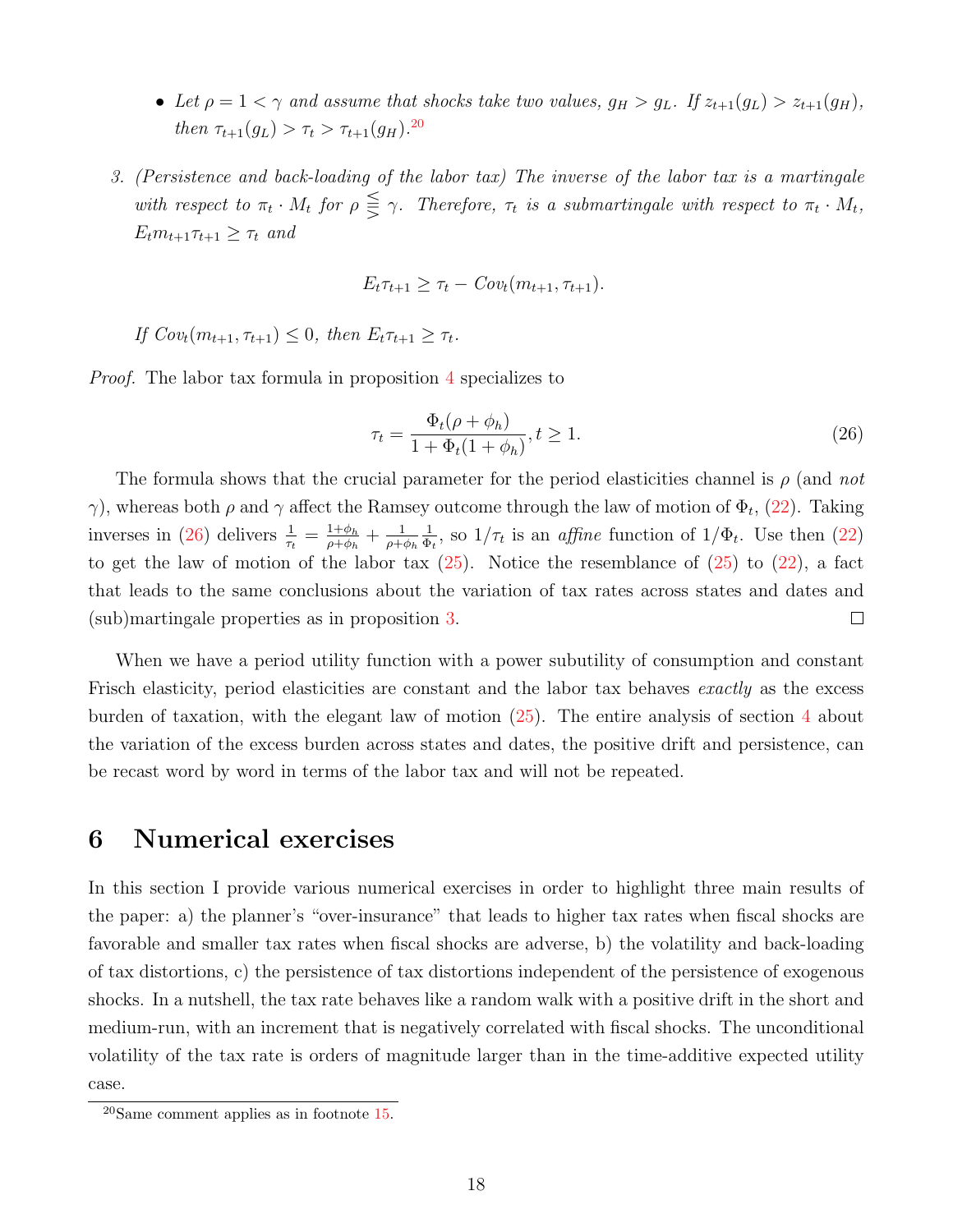- *Let $\rho = 1 < \gamma$ and assume that shocks take two values, $g_H > g_L$. If $z_{t+1}(g_L) > z_{t+1}(g_H)$, then $\tau_{t+1}(g_L) > \tau_t > \tau_{t+1}(g_H)$.*[20]

3. *(Persistence and back-loading of the labor tax) The inverse of the labor tax is a martingale with respect to $\pi_t \cdot M_t$ for $\rho \lesseqqgtr \gamma$. Therefore, $\tau_t$ is a submartingale with respect to $\pi_t \cdot M_t$, $E_t m_{t+1}\tau_{t+1} \geq \tau_t$ and*

$$E_t \tau_{t+1} \geq \tau_t - Cov_t(m_{t+1}, \tau_{t+1}).$$

*If $Cov_t(m_{t+1}, \tau_{t+1}) \leq 0$, then $E_t \tau_{t+1} \geq \tau_t$.*

*Proof.* The labor tax formula in proposition 4 specializes to

$$\tau_t = \frac{\Phi_t(\rho + \phi_h)}{1 + \Phi_t(1 + \phi_h)}, t \geq 1. \tag{26}$$

The formula shows that the crucial parameter for the period elasticities channel is $\rho$ (and *not* $\gamma$), whereas both $\rho$ and $\gamma$ affect the Ramsey outcome through the law of motion of $\Phi_t$, (22). Taking inverses in (26) delivers $\frac{1}{\tau_t} = \frac{1+\phi_h}{\rho+\phi_h} + \frac{1}{\rho+\phi_h}\frac{1}{\Phi_t}$, so $1/\tau_t$ is an *affine* function of $1/\Phi_t$. Use then (22) to get the law of motion of the labor tax (25). Notice the resemblance of (25) to (22), a fact that leads to the same conclusions about the variation of tax rates across states and dates and (sub)martingale properties as in proposition 3. □

When we have a period utility function with a power subutility of consumption and constant Frisch elasticity, period elasticities are constant and the labor tax behaves *exactly* as the excess burden of taxation, with the elegant law of motion (25). The entire analysis of section 4 about the variation of the excess burden across states and dates, the positive drift and persistence, can be recast word by word in terms of the labor tax and will not be repeated.

# 6 Numerical exercises

In this section I provide various numerical exercises in order to highlight three main results of the paper: a) the planner's "over-insurance" that leads to higher tax rates when fiscal shocks are favorable and smaller tax rates when fiscal shocks are adverse, b) the volatility and back-loading of tax distortions, c) the persistence of tax distortions independent of the persistence of exogenous shocks. In a nutshell, the tax rate behaves like a random walk with a positive drift in the short and medium-run, with an increment that is negatively correlated with fiscal shocks. The unconditional volatility of the tax rate is orders of magnitude larger than in the time-additive expected utility case.

[20] Same comment applies as in footnote 15.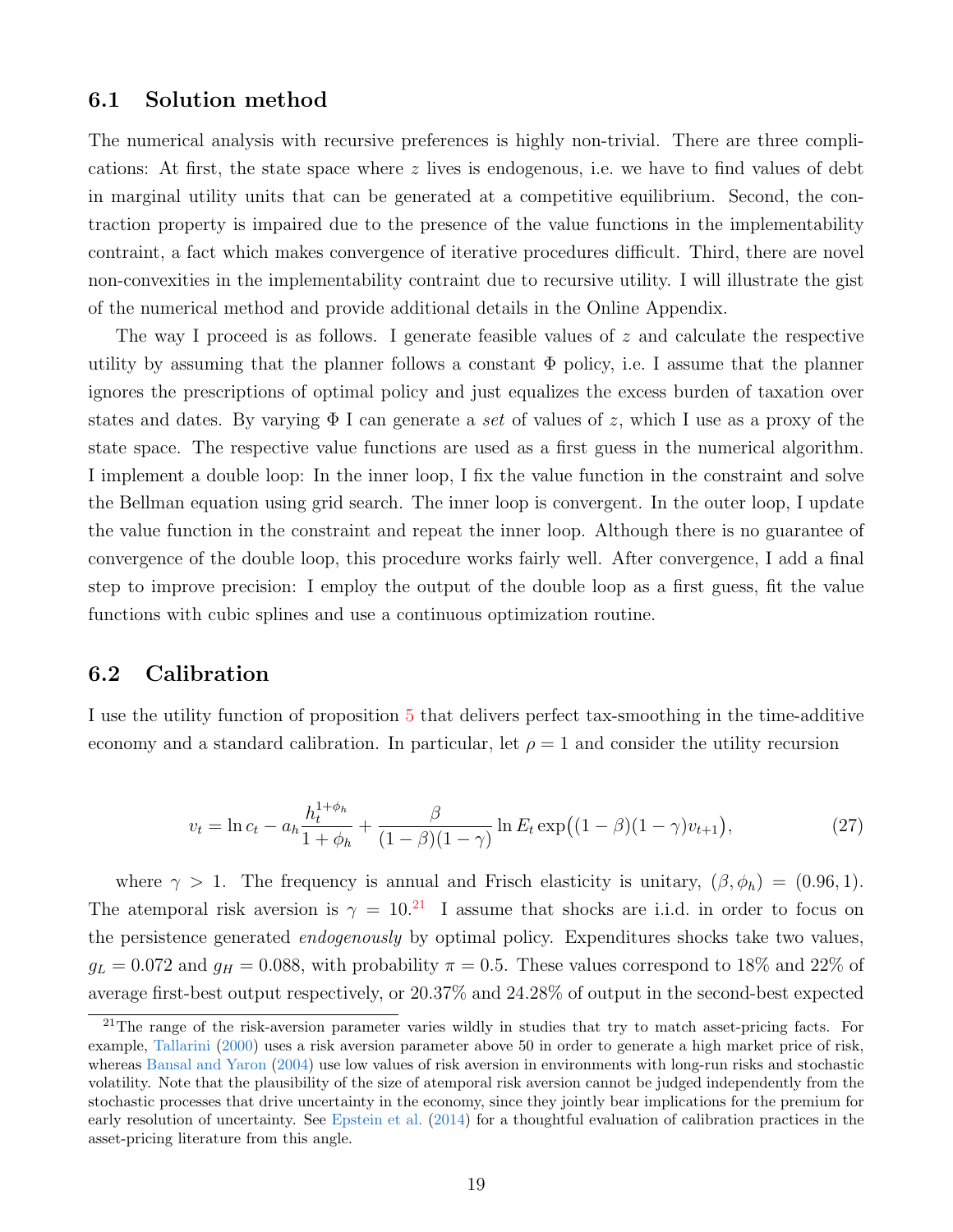### 6.1 Solution method

The numerical analysis with recursive preferences is highly non-trivial. There are three complications: At first, the state space where $z$ lives is endogenous, i.e. we have to find values of debt in marginal utility units that can be generated at a competitive equilibrium. Second, the contraction property is impaired due to the presence of the value functions in the implementability contraint, a fact which makes convergence of iterative procedures difficult. Third, there are novel non-convexities in the implementability contraint due to recursive utility. I will illustrate the gist of the numerical method and provide additional details in the Online Appendix.

The way I proceed is as follows. I generate feasible values of $z$ and calculate the respective utility by assuming that the planner follows a constant $\Phi$ policy, i.e. I assume that the planner ignores the prescriptions of optimal policy and just equalizes the excess burden of taxation over states and dates. By varying $\Phi$ I can generate a *set* of values of $z$, which I use as a proxy of the state space. The respective value functions are used as a first guess in the numerical algorithm. I implement a double loop: In the inner loop, I fix the value function in the constraint and solve the Bellman equation using grid search. The inner loop is convergent. In the outer loop, I update the value function in the constraint and repeat the inner loop. Although there is no guarantee of convergence of the double loop, this procedure works fairly well. After convergence, I add a final step to improve precision: I employ the output of the double loop as a first guess, fit the value functions with cubic splines and use a continuous optimization routine.

### 6.2 Calibration

I use the utility function of proposition 5 that delivers perfect tax-smoothing in the time-additive economy and a standard calibration. In particular, let $\rho = 1$ and consider the utility recursion

$$v_t = \ln c_t - a_h \frac{h_t^{1+\phi_h}}{1+\phi_h} + \frac{\beta}{(1-\beta)(1-\gamma)} \ln E_t \exp\big((1-\beta)(1-\gamma)v_{t+1}\big), \tag{27}$$

where $\gamma > 1$. The frequency is annual and Frisch elasticity is unitary, $(\beta, \phi_h) = (0.96, 1)$. The atemporal risk aversion is $\gamma = 10$.[21] I assume that shocks are i.i.d. in order to focus on the persistence generated *endogenously* by optimal policy. Expenditures shocks take two values, $g_L = 0.072$ and $g_H = 0.088$, with probability $\pi = 0.5$. These values correspond to 18% and 22% of average first-best output respectively, or 20.37% and 24.28% of output in the second-best expected

[21] The range of the risk-aversion parameter varies wildly in studies that try to match asset-pricing facts. For example, Tallarini (2000) uses a risk aversion parameter above 50 in order to generate a high market price of risk, whereas Bansal and Yaron (2004) use low values of risk aversion in environments with long-run risks and stochastic volatility. Note that the plausibility of the size of atemporal risk aversion cannot be judged independently from the stochastic processes that drive uncertainty in the economy, since they jointly bear implications for the premium for early resolution of uncertainty. See Epstein et al. (2014) for a thoughtful evaluation of calibration practices in the asset-pricing literature from this angle.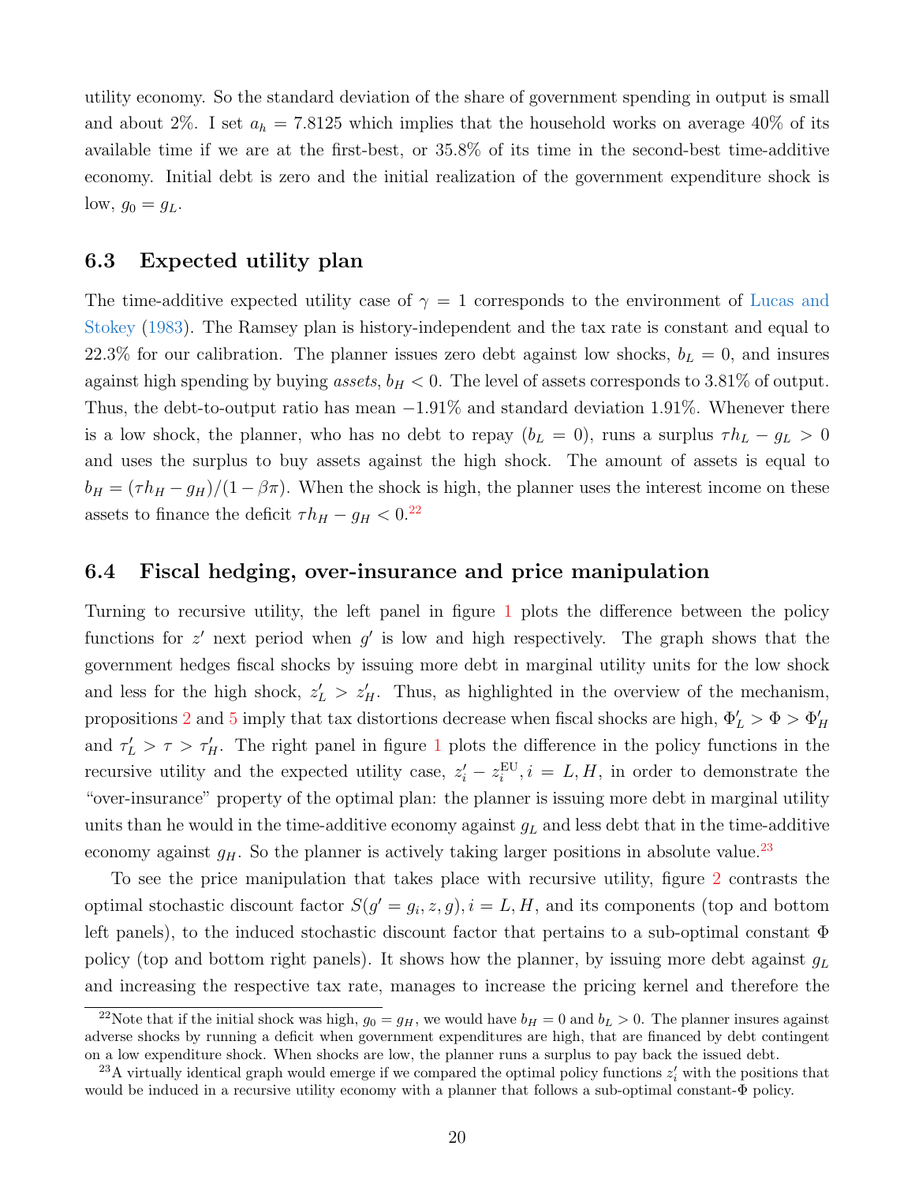utility economy. So the standard deviation of the share of government spending in output is small and about 2%. I set $a_h = 7.8125$ which implies that the household works on average 40% of its available time if we are at the first-best, or 35.8% of its time in the second-best time-additive economy. Initial debt is zero and the initial realization of the government expenditure shock is low, $g_0 = g_L$.

### 6.3 Expected utility plan

The time-additive expected utility case of $\gamma = 1$ corresponds to the environment of Lucas and Stokey (1983). The Ramsey plan is history-independent and the tax rate is constant and equal to 22.3% for our calibration. The planner issues zero debt against low shocks, $b_L = 0$, and insures against high spending by buying *assets*, $b_H < 0$. The level of assets corresponds to 3.81% of output. Thus, the debt-to-output ratio has mean $-1.91\%$ and standard deviation 1.91%. Whenever there is a low shock, the planner, who has no debt to repay ($b_L = 0$), runs a surplus $\tau h_L - g_L > 0$ and uses the surplus to buy assets against the high shock. The amount of assets is equal to $b_H = (\tau h_H - g_H)/(1 - \beta \pi)$. When the shock is high, the planner uses the interest income on these assets to finance the deficit $\tau h_H - g_H < 0$.[22]

### 6.4 Fiscal hedging, over-insurance and price manipulation

Turning to recursive utility, the left panel in figure 1 plots the difference between the policy functions for $z'$ next period when $g'$ is low and high respectively. The graph shows that the government hedges fiscal shocks by issuing more debt in marginal utility units for the low shock and less for the high shock, $z'_L > z'_H$. Thus, as highlighted in the overview of the mechanism, propositions 2 and 5 imply that tax distortions decrease when fiscal shocks are high, $\Phi'_L > \Phi > \Phi'_H$ and $\tau'_L > \tau > \tau'_H$. The right panel in figure 1 plots the difference in the policy functions in the recursive utility and the expected utility case, $z'_i - z^{\text{EU}}_i, i = L, H$, in order to demonstrate the "over-insurance" property of the optimal plan: the planner is issuing more debt in marginal utility units than he would in the time-additive economy against $g_L$ and less debt that in the time-additive economy against $g_H$. So the planner is actively taking larger positions in absolute value.[23]

To see the price manipulation that takes place with recursive utility, figure 2 contrasts the optimal stochastic discount factor $S(g' = g_i, z, g), i = L, H$, and its components (top and bottom left panels), to the induced stochastic discount factor that pertains to a sub-optimal constant $\Phi$ policy (top and bottom right panels). It shows how the planner, by issuing more debt against $g_L$ and increasing the respective tax rate, manages to increase the pricing kernel and therefore the

[22] Note that if the initial shock was high, $g_0 = g_H$, we would have $b_H = 0$ and $b_L > 0$. The planner insures against adverse shocks by running a deficit when government expenditures are high, that are financed by debt contingent on a low expenditure shock. When shocks are low, the planner runs a surplus to pay back the issued debt.

[23] A virtually identical graph would emerge if we compared the optimal policy functions $z'_i$ with the positions that would be induced in a recursive utility economy with a planner that follows a sub-optimal constant-$\Phi$ policy.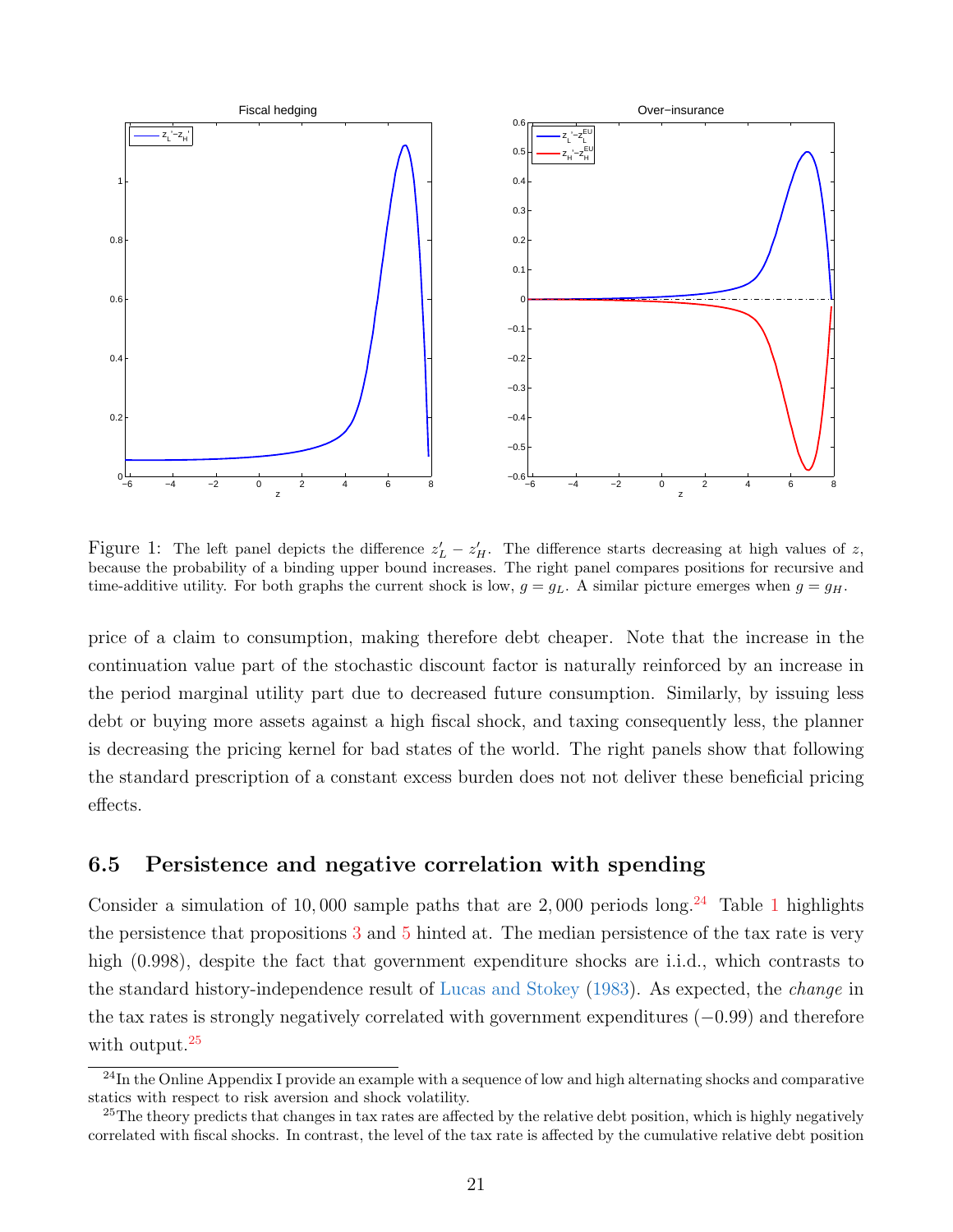Figure 1: The left panel depicts the difference $z'_L - z'_H$. The difference starts decreasing at high values of $z$, because the probability of a binding upper bound increases. The right panel compares positions for recursive and time-additive utility. For both graphs the current shock is low, $g = g_L$. A similar picture emerges when $g = g_H$.

price of a claim to consumption, making therefore debt cheaper. Note that the increase in the continuation value part of the stochastic discount factor is naturally reinforced by an increase in the period marginal utility part due to decreased future consumption. Similarly, by issuing less debt or buying more assets against a high fiscal shock, and taxing consequently less, the planner is decreasing the pricing kernel for bad states of the world. The right panels show that following the standard prescription of a constant excess burden does not not deliver these beneficial pricing effects.

### 6.5 Persistence and negative correlation with spending

Consider a simulation of 10,000 sample paths that are 2,000 periods long.[24] Table 1 highlights the persistence that propositions 3 and 5 hinted at. The median persistence of the tax rate is very high (0.998), despite the fact that government expenditure shocks are i.i.d., which contrasts to the standard history-independence result of Lucas and Stokey (1983). As expected, the *change* in the tax rates is strongly negatively correlated with government expenditures ($-0.99$) and therefore with output.[25]

[24] In the Online Appendix I provide an example with a sequence of low and high alternating shocks and comparative statics with respect to risk aversion and shock volatility.

[25] The theory predicts that changes in tax rates are affected by the relative debt position, which is highly negatively correlated with fiscal shocks. In contrast, the level of the tax rate is affected by the cumulative relative debt position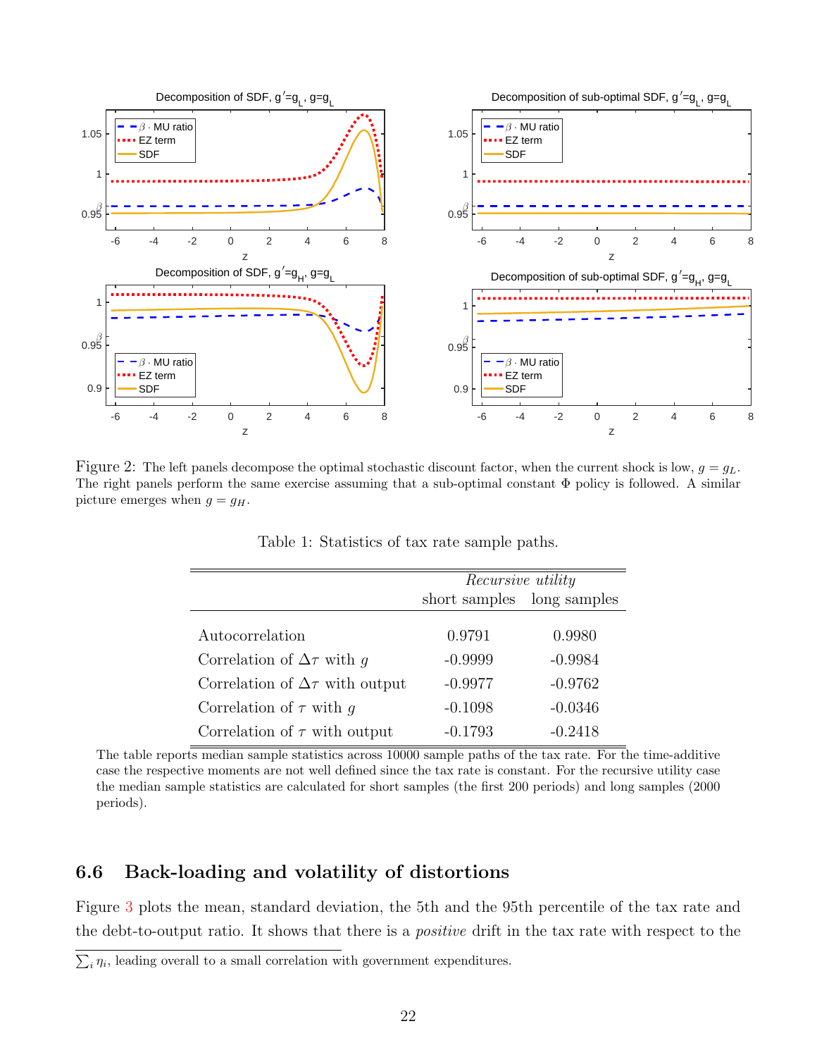Figure 2: The left panels decompose the optimal stochastic discount factor, when the current shock is low, $g = g_L$. The right panels perform the same exercise assuming that a sub-optimal constant $\Phi$ policy is followed. A similar picture emerges when $g = g_H$.

Table 1: Statistics of tax rate sample paths.

| | *Recursive utility* | |
|---|---|---|
| | short samples | long samples |
| Autocorrelation | 0.9791 | 0.9980 |
| Correlation of $\Delta\tau$ with $g$ | -0.9999 | -0.9984 |
| Correlation of $\Delta\tau$ with output | -0.9977 | -0.9762 |
| Correlation of $\tau$ with $g$ | -0.1098 | -0.0346 |
| Correlation of $\tau$ with output | -0.1793 | -0.2418 |

The table reports median sample statistics across 10000 sample paths of the tax rate. For the time-additive case the respective moments are not well defined since the tax rate is constant. For the recursive utility case the median sample statistics are calculated for short samples (the first 200 periods) and long samples (2000 periods).

## 6.6 Back-loading and volatility of distortions

Figure 3 plots the mean, standard deviation, the 5th and the 95th percentile of the tax rate and the debt-to-output ratio. It shows that there is a *positive* drift in the tax rate with respect to the

$\sum_i \eta_i$, leading overall to a small correlation with government expenditures.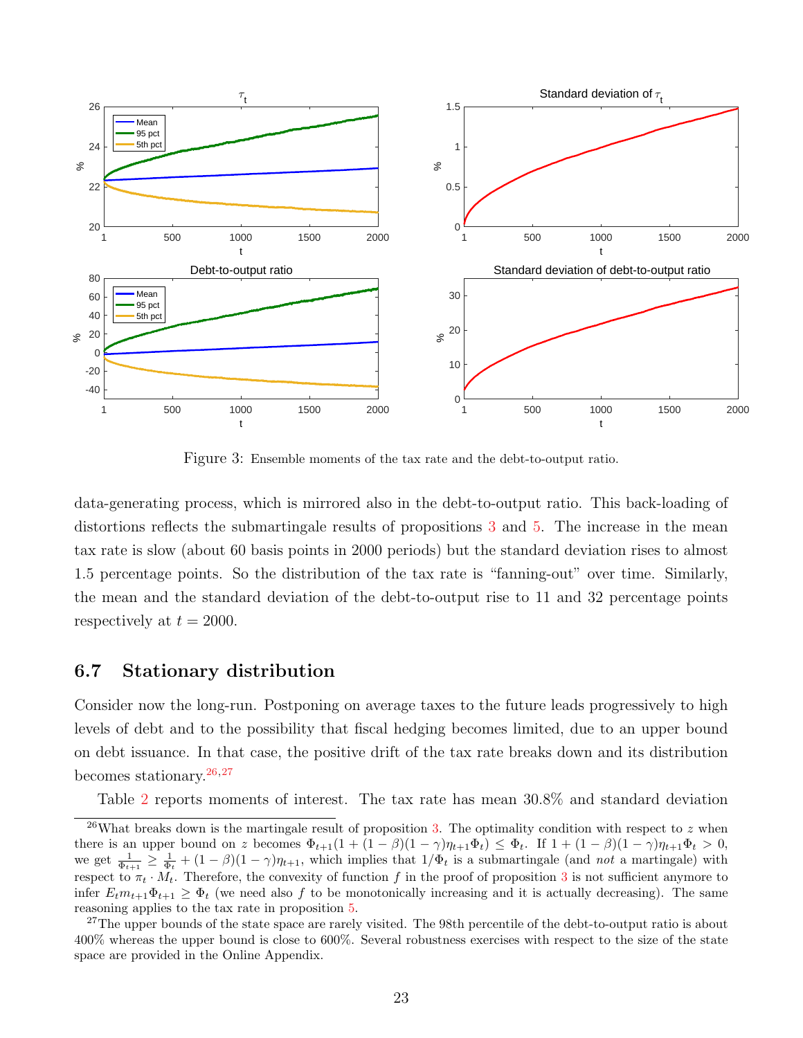Figure 3: Ensemble moments of the tax rate and the debt-to-output ratio.

data-generating process, which is mirrored also in the debt-to-output ratio. This back-loading of distortions reflects the submartingale results of propositions 3 and 5. The increase in the mean tax rate is slow (about 60 basis points in 2000 periods) but the standard deviation rises to almost 1.5 percentage points. So the distribution of the tax rate is "fanning-out" over time. Similarly, the mean and the standard deviation of the debt-to-output rise to 11 and 32 percentage points respectively at $t = 2000$.

### 6.7 Stationary distribution

Consider now the long-run. Postponing on average taxes to the future leads progressively to high levels of debt and to the possibility that fiscal hedging becomes limited, due to an upper bound on debt issuance. In that case, the positive drift of the tax rate breaks down and its distribution becomes stationary.[26,27]

Table 2 reports moments of interest. The tax rate has mean 30.8% and standard deviation

[26] What breaks down is the martingale result of proposition 3. The optimality condition with respect to $z$ when there is an upper bound on $z$ becomes $\Phi_{t+1}(1 + (1-\beta)(1-\gamma)\eta_{t+1}\Phi_t) \leq \Phi_t$. If $1 + (1-\beta)(1-\gamma)\eta_{t+1}\Phi_t > 0$, we get $\frac{1}{\Phi_{t+1}} \geq \frac{1}{\Phi_t} + (1-\beta)(1-\gamma)\eta_{t+1}$, which implies that $1/\Phi_t$ is a submartingale (and *not* a martingale) with respect to $\pi_t \cdot M_t$. Therefore, the convexity of function $f$ in the proof of proposition 3 is not sufficient anymore to infer $E_t m_{t+1}\Phi_{t+1} \geq \Phi_t$ (we need also $f$ to be monotonically increasing and it is actually decreasing). The same reasoning applies to the tax rate in proposition 5.

[27] The upper bounds of the state space are rarely visited. The 98th percentile of the debt-to-output ratio is about 400% whereas the upper bound is close to 600%. Several robustness exercises with respect to the size of the state space are provided in the Online Appendix.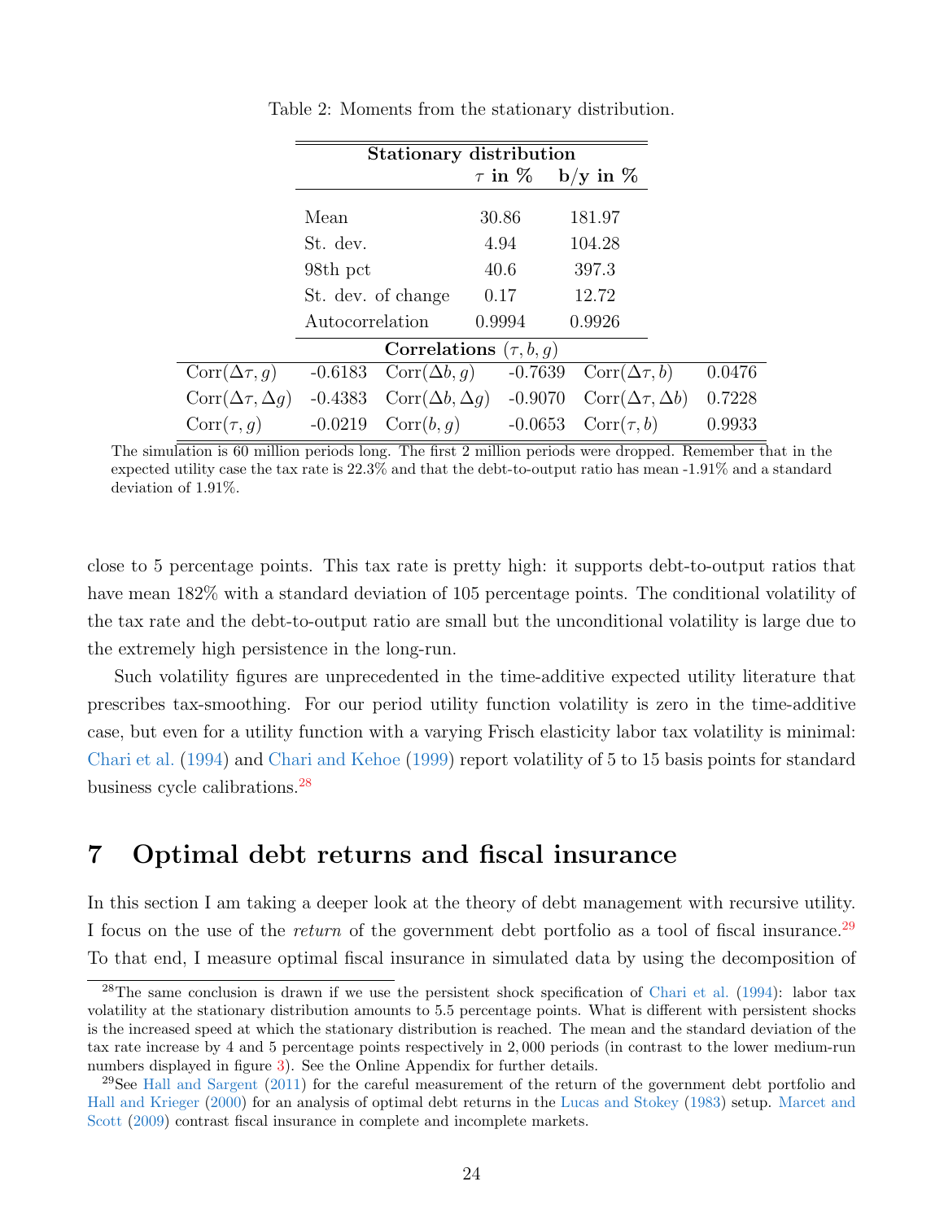Table 2: Moments from the stationary distribution.

| Stationary distribution | | $\tau$ in % | b/y in % | | |
|---|---|---|---|---|---|
| Mean | | 30.86 | 181.97 | | |
| St. dev. | | 4.94 | 104.28 | | |
| 98th pct | | 40.6 | 397.3 | | |
| St. dev. of change | | 0.17 | 12.72 | | |
| Autocorrelation | | 0.9994 | 0.9926 | | |
| **Correlations** $(\tau, b, g)$ | | | | | |
| $\text{Corr}(\Delta\tau, g)$ | -0.6183 | $\text{Corr}(\Delta b, g)$ | -0.7639 | $\text{Corr}(\Delta\tau, b)$ | 0.0476 |
| $\text{Corr}(\Delta\tau, \Delta g)$ | -0.4383 | $\text{Corr}(\Delta b, \Delta g)$ | -0.9070 | $\text{Corr}(\Delta\tau, \Delta b)$ | 0.7228 |
| $\text{Corr}(\tau, g)$ | -0.0219 | $\text{Corr}(b, g)$ | -0.0653 | $\text{Corr}(\tau, b)$ | 0.9933 |

The simulation is 60 million periods long. The first 2 million periods were dropped. Remember that in the expected utility case the tax rate is 22.3% and that the debt-to-output ratio has mean -1.91% and a standard deviation of 1.91%.

close to 5 percentage points. This tax rate is pretty high: it supports debt-to-output ratios that have mean 182% with a standard deviation of 105 percentage points. The conditional volatility of the tax rate and the debt-to-output ratio are small but the unconditional volatility is large due to the extremely high persistence in the long-run.

Such volatility figures are unprecedented in the time-additive expected utility literature that prescribes tax-smoothing. For our period utility function volatility is zero in the time-additive case, but even for a utility function with a varying Frisch elasticity labor tax volatility is minimal: Chari et al. (1994) and Chari and Kehoe (1999) report volatility of 5 to 15 basis points for standard business cycle calibrations.[28]

# 7 Optimal debt returns and fiscal insurance

In this section I am taking a deeper look at the theory of debt management with recursive utility. I focus on the use of the *return* of the government debt portfolio as a tool of fiscal insurance.[29] To that end, I measure optimal fiscal insurance in simulated data by using the decomposition of

[28] The same conclusion is drawn if we use the persistent shock specification of Chari et al. (1994): labor tax volatility at the stationary distribution amounts to 5.5 percentage points. What is different with persistent shocks is the increased speed at which the stationary distribution is reached. The mean and the standard deviation of the tax rate increase by 4 and 5 percentage points respectively in 2,000 periods (in contrast to the lower medium-run numbers displayed in figure 3). See the Online Appendix for further details.

[29] See Hall and Sargent (2011) for the careful measurement of the return of the government debt portfolio and Hall and Krieger (2000) for an analysis of optimal debt returns in the Lucas and Stokey (1983) setup. Marcet and Scott (2009) contrast fiscal insurance in complete and incomplete markets.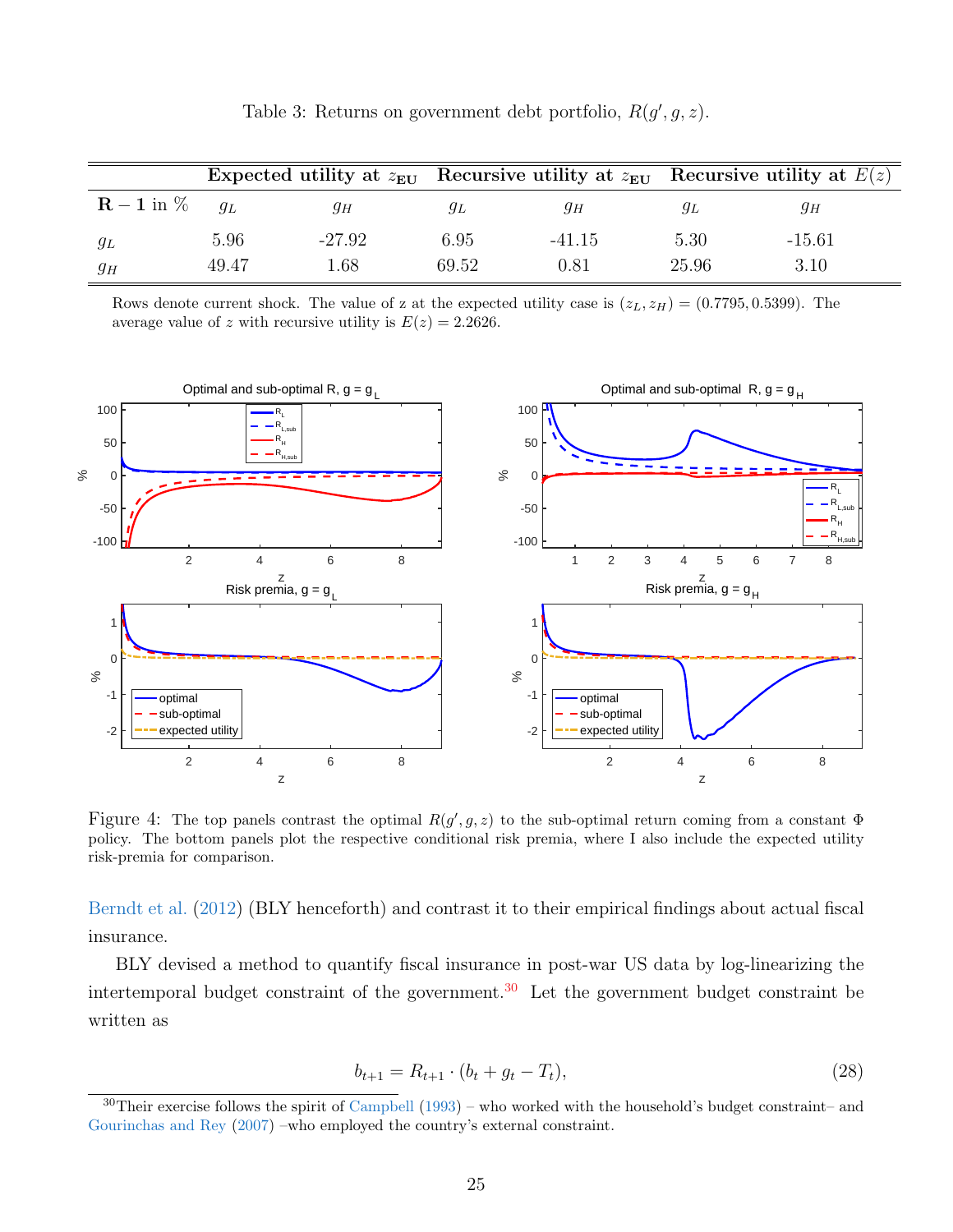Table 3: Returns on government debt portfolio, $R(g', g, z)$.

| $\mathbf{R-1}$ in % | Expected utility at $z_{\mathbf{EU}}$ | | Recursive utility at $z_{\mathbf{EU}}$ | | Recursive utility at $E(z)$ | |
|---|---|---|---|---|---|---|
| | $g_L$ | $g_H$ | $g_L$ | $g_H$ | $g_L$ | $g_H$ |
| $g_L$ | 5.96 | -27.92 | 6.95 | -41.15 | 5.30 | -15.61 |
| $g_H$ | 49.47 | 1.68 | 69.52 | 0.81 | 25.96 | 3.10 |

Rows denote current shock. The value of z at the expected utility case is $(z_L, z_H) = (0.7795, 0.5399)$. The average value of $z$ with recursive utility is $E(z) = 2.2626$.

Figure 4: The top panels contrast the optimal $R(g', g, z)$ to the sub-optimal return coming from a constant $\Phi$ policy. The bottom panels plot the respective conditional risk premia, where I also include the expected utility risk-premia for comparison.

Berndt et al. (2012) (BLY henceforth) and contrast it to their empirical findings about actual fiscal insurance.

BLY devised a method to quantify fiscal insurance in post-war US data by log-linearizing the intertemporal budget constraint of the government.[30] Let the government budget constraint be written as

$$b_{t+1} = R_{t+1} \cdot (b_t + g_t - T_t), \tag{28}$$

[30] Their exercise follows the spirit of Campbell (1993) – who worked with the household's budget constraint– and Gourinchas and Rey (2007) –who employed the country's external constraint.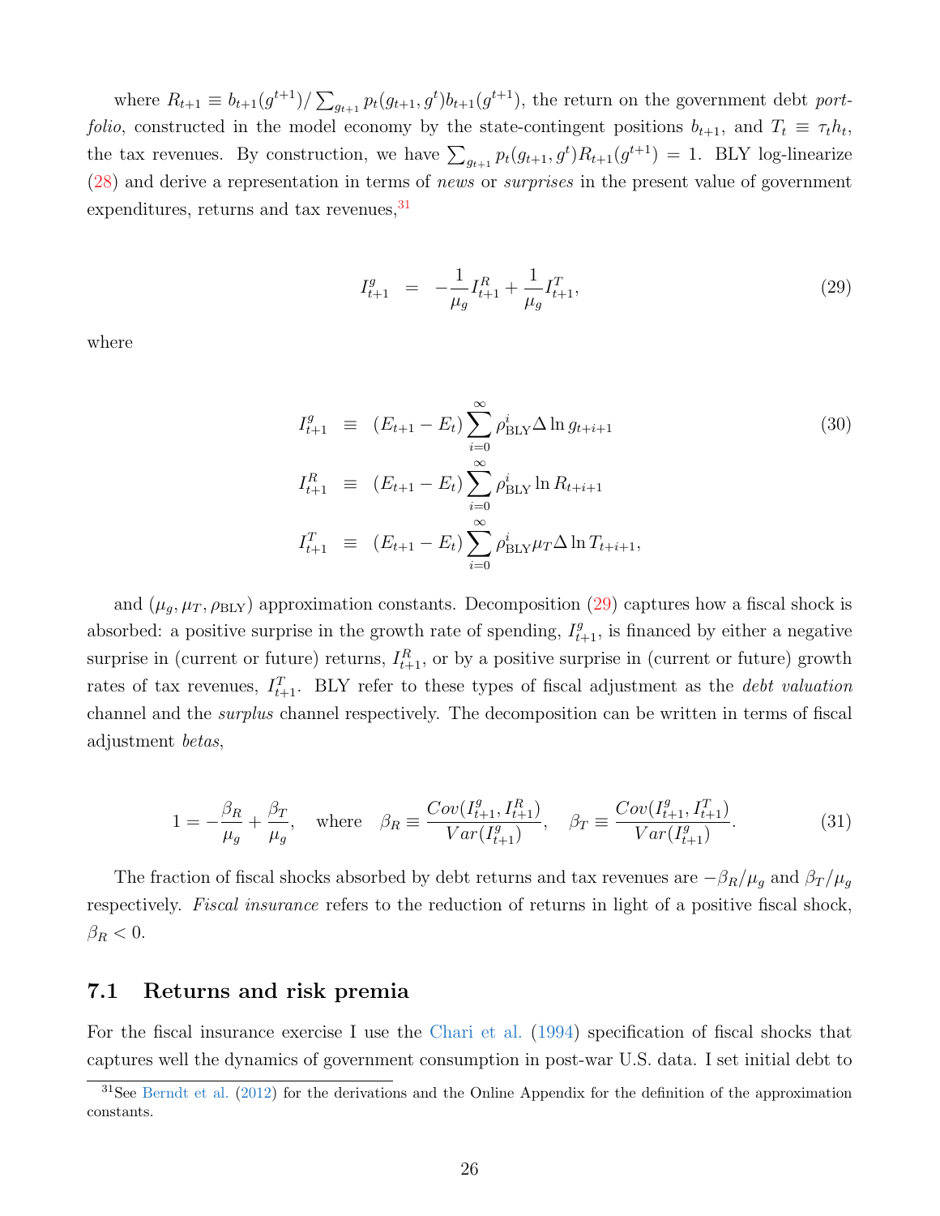where $R_{t+1} \equiv b_{t+1}(g^{t+1}) / \sum_{g_{t+1}} p_t(g_{t+1}, g^t) b_{t+1}(g^{t+1})$, the return on the government debt *portfolio*, constructed in the model economy by the state-contingent positions $b_{t+1}$, and $T_t \equiv \tau_t h_t$, the tax revenues. By construction, we have $\sum_{g_{t+1}} p_t(g_{t+1}, g^t) R_{t+1}(g^{t+1}) = 1$. BLY log-linearize (28) and derive a representation in terms of *news* or *surprises* in the present value of government expenditures, returns and tax revenues,[31]

$$I^g_{t+1} \;=\; -\frac{1}{\mu_g} I^R_{t+1} + \frac{1}{\mu_g} I^T_{t+1}, \tag{29}$$

where

$$\begin{aligned}
I^g_{t+1} &\equiv (E_{t+1} - E_t) \sum_{i=0}^{\infty} \rho^i_{\text{BLY}} \Delta \ln g_{t+i+1} \\
I^R_{t+1} &\equiv (E_{t+1} - E_t) \sum_{i=0}^{\infty} \rho^i_{\text{BLY}} \ln R_{t+i+1} \\
I^T_{t+1} &\equiv (E_{t+1} - E_t) \sum_{i=0}^{\infty} \rho^i_{\text{BLY}} \mu_T \Delta \ln T_{t+i+1},
\end{aligned} \tag{30}$$

and $(\mu_g, \mu_T, \rho_{\text{BLY}})$ approximation constants. Decomposition (29) captures how a fiscal shock is absorbed: a positive surprise in the growth rate of spending, $I^g_{t+1}$, is financed by either a negative surprise in (current or future) returns, $I^R_{t+1}$, or by a positive surprise in (current or future) growth rates of tax revenues, $I^T_{t+1}$. BLY refer to these types of fiscal adjustment as the *debt valuation* channel and the *surplus* channel respectively. The decomposition can be written in terms of fiscal adjustment *betas*,

$$1 = -\frac{\beta_R}{\mu_g} + \frac{\beta_T}{\mu_g}, \quad \text{where} \quad \beta_R \equiv \frac{Cov(I^g_{t+1}, I^R_{t+1})}{Var(I^g_{t+1})}, \quad \beta_T \equiv \frac{Cov(I^g_{t+1}, I^T_{t+1})}{Var(I^g_{t+1})}. \tag{31}$$

The fraction of fiscal shocks absorbed by debt returns and tax revenues are $-\beta_R/\mu_g$ and $\beta_T/\mu_g$ respectively. *Fiscal insurance* refers to the reduction of returns in light of a positive fiscal shock, $\beta_R < 0$.

## 7.1 Returns and risk premia

For the fiscal insurance exercise I use the Chari et al. (1994) specification of fiscal shocks that captures well the dynamics of government consumption in post-war U.S. data. I set initial debt to

[31] See Berndt et al. (2012) for the derivations and the Online Appendix for the definition of the approximation constants.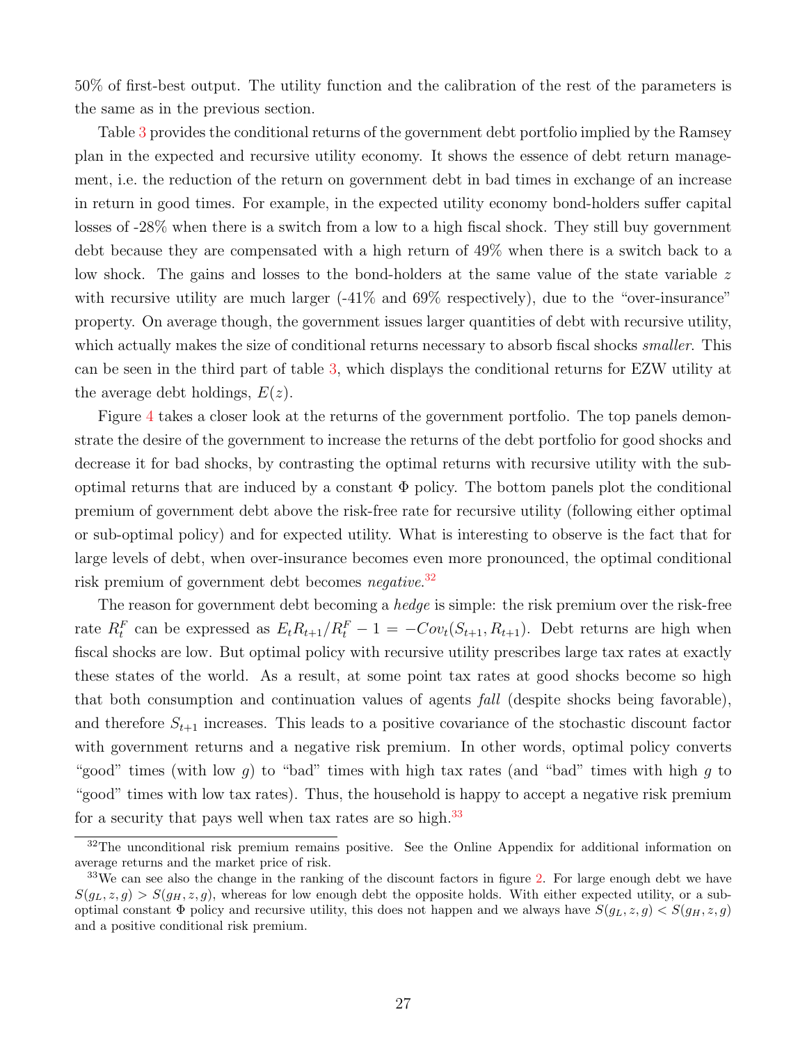50% of first-best output. The utility function and the calibration of the rest of the parameters is the same as in the previous section.

Table 3 provides the conditional returns of the government debt portfolio implied by the Ramsey plan in the expected and recursive utility economy. It shows the essence of debt return management, i.e. the reduction of the return on government debt in bad times in exchange of an increase in return in good times. For example, in the expected utility economy bond-holders suffer capital losses of -28% when there is a switch from a low to a high fiscal shock. They still buy government debt because they are compensated with a high return of 49% when there is a switch back to a low shock. The gains and losses to the bond-holders at the same value of the state variable $z$ with recursive utility are much larger (-41% and 69% respectively), due to the "over-insurance" property. On average though, the government issues larger quantities of debt with recursive utility, which actually makes the size of conditional returns necessary to absorb fiscal shocks *smaller*. This can be seen in the third part of table 3, which displays the conditional returns for EZW utility at the average debt holdings, $E(z)$.

Figure 4 takes a closer look at the returns of the government portfolio. The top panels demonstrate the desire of the government to increase the returns of the debt portfolio for good shocks and decrease it for bad shocks, by contrasting the optimal returns with recursive utility with the sub-optimal returns that are induced by a constant $\Phi$ policy. The bottom panels plot the conditional premium of government debt above the risk-free rate for recursive utility (following either optimal or sub-optimal policy) and for expected utility. What is interesting to observe is the fact that for large levels of debt, when over-insurance becomes even more pronounced, the optimal conditional risk premium of government debt becomes *negative*.[32]

The reason for government debt becoming a *hedge* is simple: the risk premium over the risk-free rate $R_t^F$ can be expressed as $E_t R_{t+1}/R_t^F - 1 = -Cov_t(S_{t+1}, R_{t+1})$. Debt returns are high when fiscal shocks are low. But optimal policy with recursive utility prescribes large tax rates at exactly these states of the world. As a result, at some point tax rates at good shocks become so high that both consumption and continuation values of agents *fall* (despite shocks being favorable), and therefore $S_{t+1}$ increases. This leads to a positive covariance of the stochastic discount factor with government returns and a negative risk premium. In other words, optimal policy converts "good" times (with low $g$) to "bad" times with high tax rates (and "bad" times with high $g$ to "good" times with low tax rates). Thus, the household is happy to accept a negative risk premium for a security that pays well when tax rates are so high.[33]

[32] The unconditional risk premium remains positive. See the Online Appendix for additional information on average returns and the market price of risk.

[33] We can see also the change in the ranking of the discount factors in figure 2. For large enough debt we have $S(g_L, z, g) > S(g_H, z, g)$, whereas for low enough debt the opposite holds. With either expected utility, or a sub-optimal constant $\Phi$ policy and recursive utility, this does not happen and we always have $S(g_L, z, g) < S(g_H, z, g)$ and a positive conditional risk premium.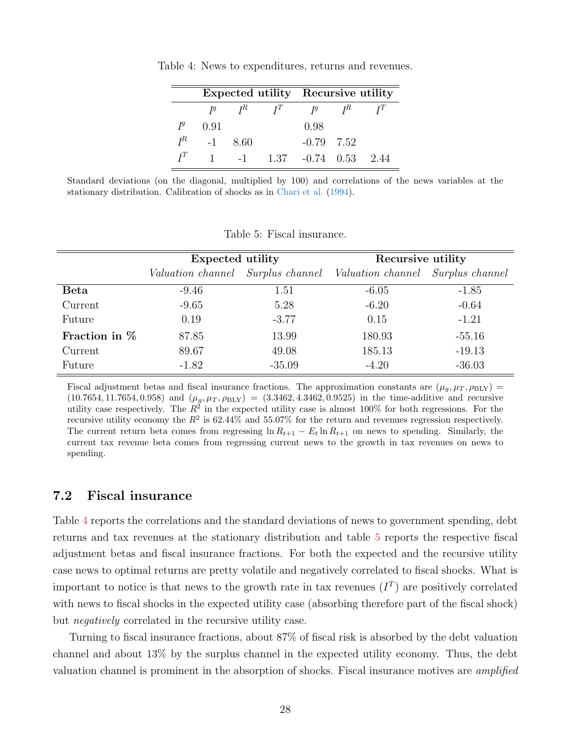Table 4: News to expenditures, returns and revenues.

| | Expected utility | | | Recursive utility | | |
|---|---|---|---|---|---|---|
| | $I^g$ | $I^R$ | $I^T$ | $I^g$ | $I^R$ | $I^T$ |
| $I^g$ | 0.91 | | | 0.98 | | |
| $I^R$ | -1 | 8.60 | | -0.79 | 7.52 | |
| $I^T$ | 1 | -1 | 1.37 | -0.74 | 0.53 | 2.44 |

Standard deviations (on the diagonal, multiplied by 100) and correlations of the news variables at the stationary distribution. Calibration of shocks as in Chari et al. (1994).

Table 5: Fiscal insurance.

| | Expected utility | | Recursive utility | |
|---|---|---|---|---|
| | *Valuation channel* | *Surplus channel* | *Valuation channel* | *Surplus channel* |
| **Beta** | -9.46 | 1.51 | -6.05 | -1.85 |
| Current | -9.65 | 5.28 | -6.20 | -0.64 |
| Future | 0.19 | -3.77 | 0.15 | -1.21 |
| **Fraction in %** | 87.85 | 13.99 | 180.93 | -55.16 |
| Current | 89.67 | 49.08 | 185.13 | -19.13 |
| Future | -1.82 | -35.09 | -4.20 | -36.03 |

Fiscal adjustment betas and fiscal insurance fractions. The approximation constants are $(\mu_g, \mu_T, \rho_{\text{BLY}}) = (10.7654, 11.7654, 0.958)$ and $(\mu_g, \mu_T, \rho_{\text{BLY}}) = (3.3462, 4.3462, 0.9525)$ in the time-additive and recursive utility case respectively. The $R^2$ in the expected utility case is almost 100% for both regressions. For the recursive utility economy the $R^2$ is 62.44% and 55.07% for the return and revenues regression respectively. The current return beta comes from regressing $\ln R_{t+1} - E_t \ln R_{t+1}$ on news to spending. Similarly, the current tax revenue beta comes from regressing current news to the growth in tax revenues on news to spending.

## 7.2 Fiscal insurance

Table 4 reports the correlations and the standard deviations of news to government spending, debt returns and tax revenues at the stationary distribution and table 5 reports the respective fiscal adjustment betas and fiscal insurance fractions. For both the expected and the recursive utility case news to optimal returns are pretty volatile and negatively correlated to fiscal shocks. What is important to notice is that news to the growth rate in tax revenues ($I^T$) are positively correlated with news to fiscal shocks in the expected utility case (absorbing therefore part of the fiscal shock) but *negatively* correlated in the recursive utility case.

Turning to fiscal insurance fractions, about 87% of fiscal risk is absorbed by the debt valuation channel and about 13% by the surplus channel in the expected utility economy. Thus, the debt valuation channel is prominent in the absorption of shocks. Fiscal insurance motives are *amplified*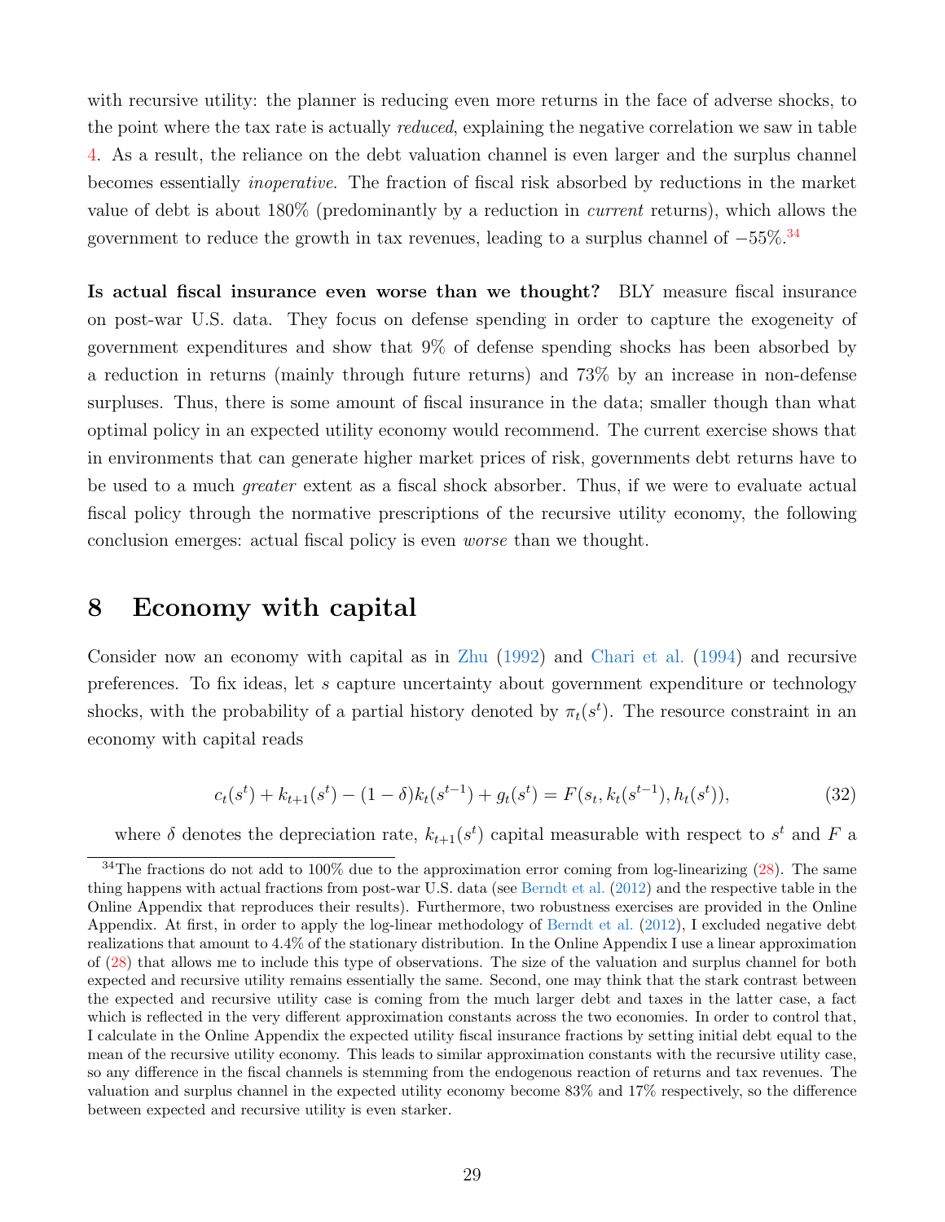with recursive utility: the planner is reducing even more returns in the face of adverse shocks, to the point where the tax rate is actually *reduced*, explaining the negative correlation we saw in table 4. As a result, the reliance on the debt valuation channel is even larger and the surplus channel becomes essentially *inoperative*. The fraction of fiscal risk absorbed by reductions in the market value of debt is about 180% (predominantly by a reduction in *current* returns), which allows the government to reduce the growth in tax revenues, leading to a surplus channel of −55%.[34]

**Is actual fiscal insurance even worse than we thought?** BLY measure fiscal insurance on post-war U.S. data. They focus on defense spending in order to capture the exogeneity of government expenditures and show that 9% of defense spending shocks has been absorbed by a reduction in returns (mainly through future returns) and 73% by an increase in non-defense surpluses. Thus, there is some amount of fiscal insurance in the data; smaller though than what optimal policy in an expected utility economy would recommend. The current exercise shows that in environments that can generate higher market prices of risk, governments debt returns have to be used to a much *greater* extent as a fiscal shock absorber. Thus, if we were to evaluate actual fiscal policy through the normative prescriptions of the recursive utility economy, the following conclusion emerges: actual fiscal policy is even *worse* than we thought.

# 8 Economy with capital

Consider now an economy with capital as in Zhu (1992) and Chari et al. (1994) and recursive preferences. To fix ideas, let $s$ capture uncertainty about government expenditure or technology shocks, with the probability of a partial history denoted by $\pi_t(s^t)$. The resource constraint in an economy with capital reads

$$c_t(s^t) + k_{t+1}(s^t) - (1-\delta)k_t(s^{t-1}) + g_t(s^t) = F(s_t, k_t(s^{t-1}), h_t(s^t)), \tag{32}$$

where $\delta$ denotes the depreciation rate, $k_{t+1}(s^t)$ capital measurable with respect to $s^t$ and $F$ a

[34] The fractions do not add to 100% due to the approximation error coming from log-linearizing (28). The same thing happens with actual fractions from post-war U.S. data (see Berndt et al. (2012) and the respective table in the Online Appendix that reproduces their results). Furthermore, two robustness exercises are provided in the Online Appendix. At first, in order to apply the log-linear methodology of Berndt et al. (2012), I excluded negative debt realizations that amount to 4.4% of the stationary distribution. In the Online Appendix I use a linear approximation of (28) that allows me to include this type of observations. The size of the valuation and surplus channel for both expected and recursive utility remains essentially the same. Second, one may think that the stark contrast between the expected and recursive utility case is coming from the much larger debt and taxes in the latter case, a fact which is reflected in the very different approximation constants across the two economies. In order to control that, I calculate in the Online Appendix the expected utility fiscal insurance fractions by setting initial debt equal to the mean of the recursive utility economy. This leads to similar approximation constants with the recursive utility case, so any difference in the fiscal channels is stemming from the endogenous reaction of returns and tax revenues. The valuation and surplus channel in the expected utility economy become 83% and 17% respectively, so the difference between expected and recursive utility is even starker.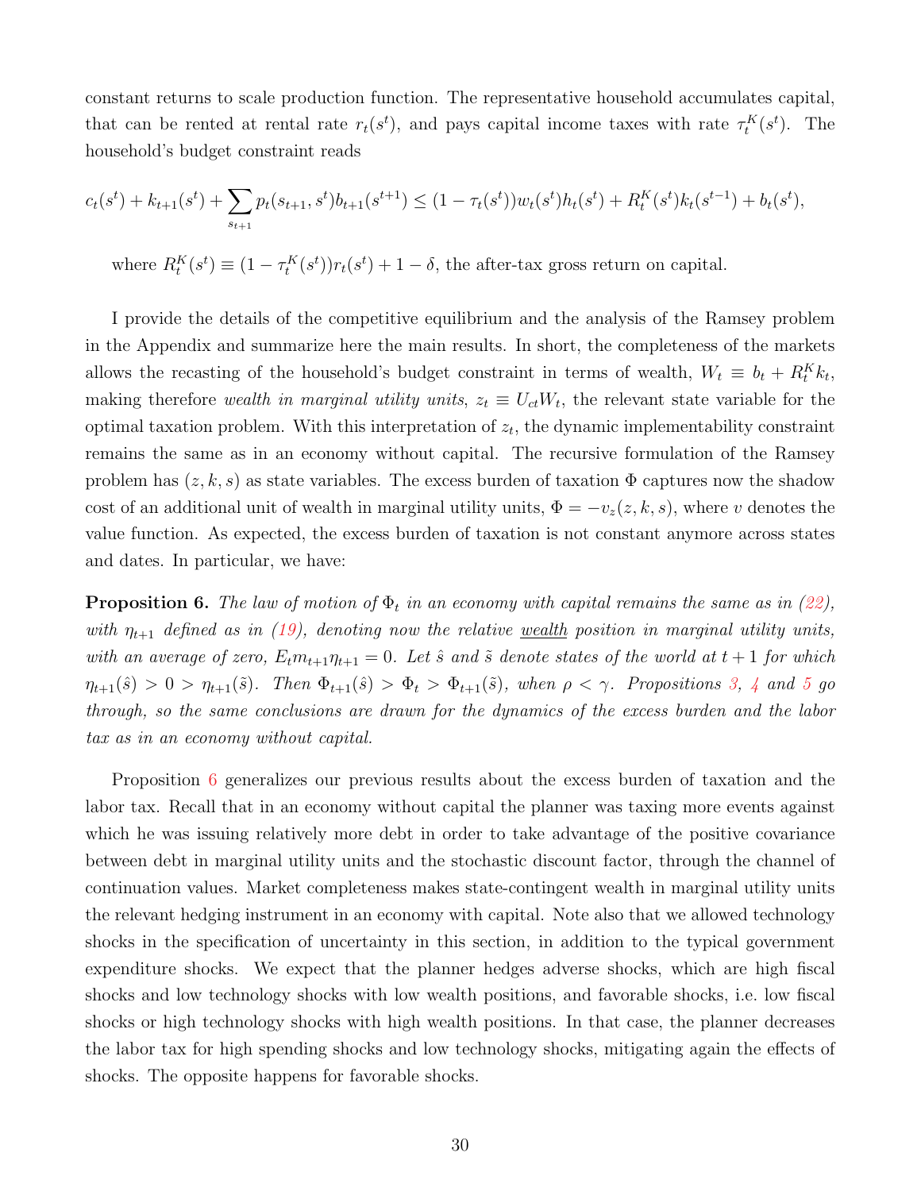constant returns to scale production function. The representative household accumulates capital, that can be rented at rental rate $r_t(s^t)$, and pays capital income taxes with rate $\tau_t^K(s^t)$. The household's budget constraint reads

$$c_t(s^t) + k_{t+1}(s^t) + \sum_{s_{t+1}} p_t(s_{t+1}, s^t) b_{t+1}(s^{t+1}) \leq (1 - \tau_t(s^t)) w_t(s^t) h_t(s^t) + R_t^K(s^t) k_t(s^{t-1}) + b_t(s^t),$$

where $R_t^K(s^t) \equiv (1 - \tau_t^K(s^t)) r_t(s^t) + 1 - \delta$, the after-tax gross return on capital.

I provide the details of the competitive equilibrium and the analysis of the Ramsey problem in the Appendix and summarize here the main results. In short, the completeness of the markets allows the recasting of the household's budget constraint in terms of wealth, $W_t \equiv b_t + R_t^K k_t$, making therefore *wealth in marginal utility units*, $z_t \equiv U_{ct} W_t$, the relevant state variable for the optimal taxation problem. With this interpretation of $z_t$, the dynamic implementability constraint remains the same as in an economy without capital. The recursive formulation of the Ramsey problem has $(z, k, s)$ as state variables. The excess burden of taxation $\Phi$ captures now the shadow cost of an additional unit of wealth in marginal utility units, $\Phi = -v_z(z, k, s)$, where $v$ denotes the value function. As expected, the excess burden of taxation is not constant anymore across states and dates. In particular, we have:

**Proposition 6.** *The law of motion of $\Phi_t$ in an economy with capital remains the same as in (22), with $\eta_{t+1}$ defined as in (19), denoting now the relative* <u>wealth</u> *position in marginal utility units, with an average of zero, $E_t m_{t+1} \eta_{t+1} = 0$. Let $\hat{s}$ and $\tilde{s}$ denote states of the world at $t+1$ for which $\eta_{t+1}(\hat{s}) > 0 > \eta_{t+1}(\tilde{s})$. Then $\Phi_{t+1}(\hat{s}) > \Phi_t > \Phi_{t+1}(\tilde{s})$, when $\rho < \gamma$. Propositions 3, 4 and 5 go through, so the same conclusions are drawn for the dynamics of the excess burden and the labor tax as in an economy without capital.*

Proposition 6 generalizes our previous results about the excess burden of taxation and the labor tax. Recall that in an economy without capital the planner was taxing more events against which he was issuing relatively more debt in order to take advantage of the positive covariance between debt in marginal utility units and the stochastic discount factor, through the channel of continuation values. Market completeness makes state-contingent wealth in marginal utility units the relevant hedging instrument in an economy with capital. Note also that we allowed technology shocks in the specification of uncertainty in this section, in addition to the typical government expenditure shocks. We expect that the planner hedges adverse shocks, which are high fiscal shocks and low technology shocks with low wealth positions, and favorable shocks, i.e. low fiscal shocks or high technology shocks with high wealth positions. In that case, the planner decreases the labor tax for high spending shocks and low technology shocks, mitigating again the effects of shocks. The opposite happens for favorable shocks.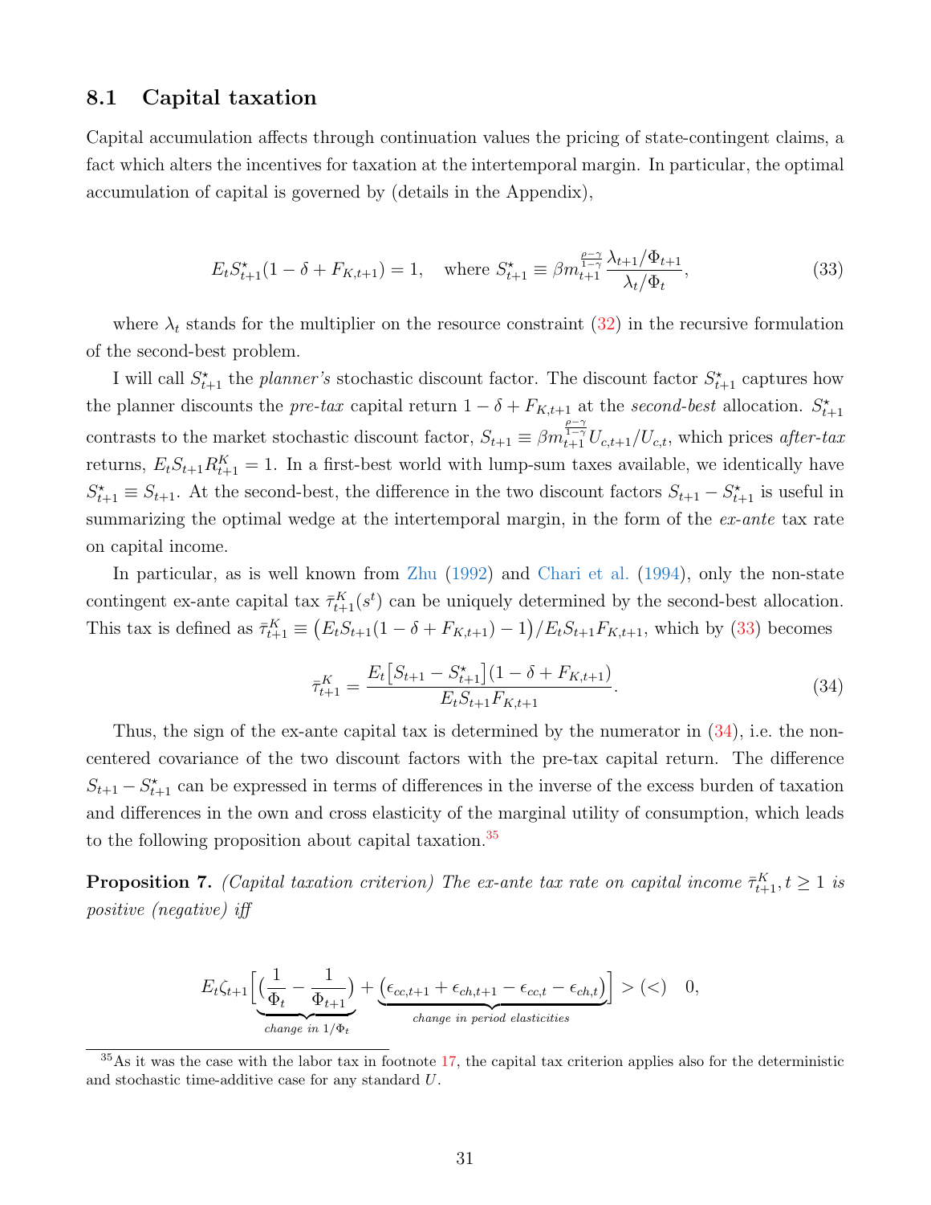## 8.1 Capital taxation

Capital accumulation affects through continuation values the pricing of state-contingent claims, a fact which alters the incentives for taxation at the intertemporal margin. In particular, the optimal accumulation of capital is governed by (details in the Appendix),

$$E_t S^{\star}_{t+1}(1-\delta+F_{K,t+1}) = 1, \quad \text{where } S^{\star}_{t+1} \equiv \beta m_{t+1}^{\frac{\rho-\gamma}{1-\gamma}} \frac{\lambda_{t+1}/\Phi_{t+1}}{\lambda_t/\Phi_t}, \tag{33}$$

where $\lambda_t$ stands for the multiplier on the resource constraint (32) in the recursive formulation of the second-best problem.

I will call $S^{\star}_{t+1}$ the *planner's* stochastic discount factor. The discount factor $S^{\star}_{t+1}$ captures how the planner discounts the *pre-tax* capital return $1-\delta+F_{K,t+1}$ at the *second-best* allocation. $S^{\star}_{t+1}$ contrasts to the market stochastic discount factor, $S_{t+1} \equiv \beta m_{t+1}^{\frac{\rho-\gamma}{1-\gamma}} U_{c,t+1}/U_{c,t}$, which prices *after-tax* returns, $E_t S_{t+1} R^K_{t+1} = 1$. In a first-best world with lump-sum taxes available, we identically have $S^{\star}_{t+1} \equiv S_{t+1}$. At the second-best, the difference in the two discount factors $S_{t+1} - S^{\star}_{t+1}$ is useful in summarizing the optimal wedge at the intertemporal margin, in the form of the *ex-ante* tax rate on capital income.

In particular, as is well known from Zhu (1992) and Chari et al. (1994), only the non-state contingent ex-ante capital tax $\bar{\tau}^K_{t+1}(s^t)$ can be uniquely determined by the second-best allocation. This tax is defined as $\bar{\tau}^K_{t+1} \equiv \big(E_t S_{t+1}(1-\delta+F_{K,t+1}) - 1\big)/E_t S_{t+1} F_{K,t+1}$, which by (33) becomes

$$\bar{\tau}^K_{t+1} = \frac{E_t\big[S_{t+1} - S^{\star}_{t+1}\big](1-\delta+F_{K,t+1})}{E_t S_{t+1} F_{K,t+1}}. \tag{34}$$

Thus, the sign of the ex-ante capital tax is determined by the numerator in (34), i.e. the non-centered covariance of the two discount factors with the pre-tax capital return. The difference $S_{t+1} - S^{\star}_{t+1}$ can be expressed in terms of differences in the inverse of the excess burden of taxation and differences in the own and cross elasticity of the marginal utility of consumption, which leads to the following proposition about capital taxation.[35]

**Proposition 7.** *(Capital taxation criterion) The ex-ante tax rate on capital income $\bar{\tau}^K_{t+1}, t \geq 1$ is positive (negative) iff*

$$E_t \zeta_{t+1} \Big[ \underbrace{\Big(\frac{1}{\Phi_t} - \frac{1}{\Phi_{t+1}}\Big)}_{\text{change in } 1/\Phi_t} + \underbrace{\big(\epsilon_{cc,t+1} + \epsilon_{ch,t+1} - \epsilon_{cc,t} - \epsilon_{ch,t}\big)}_{\text{change in period elasticities}} \Big] > (<) \quad 0,$$

[35]As it was the case with the labor tax in footnote 17, the capital tax criterion applies also for the deterministic and stochastic time-additive case for any standard $U$.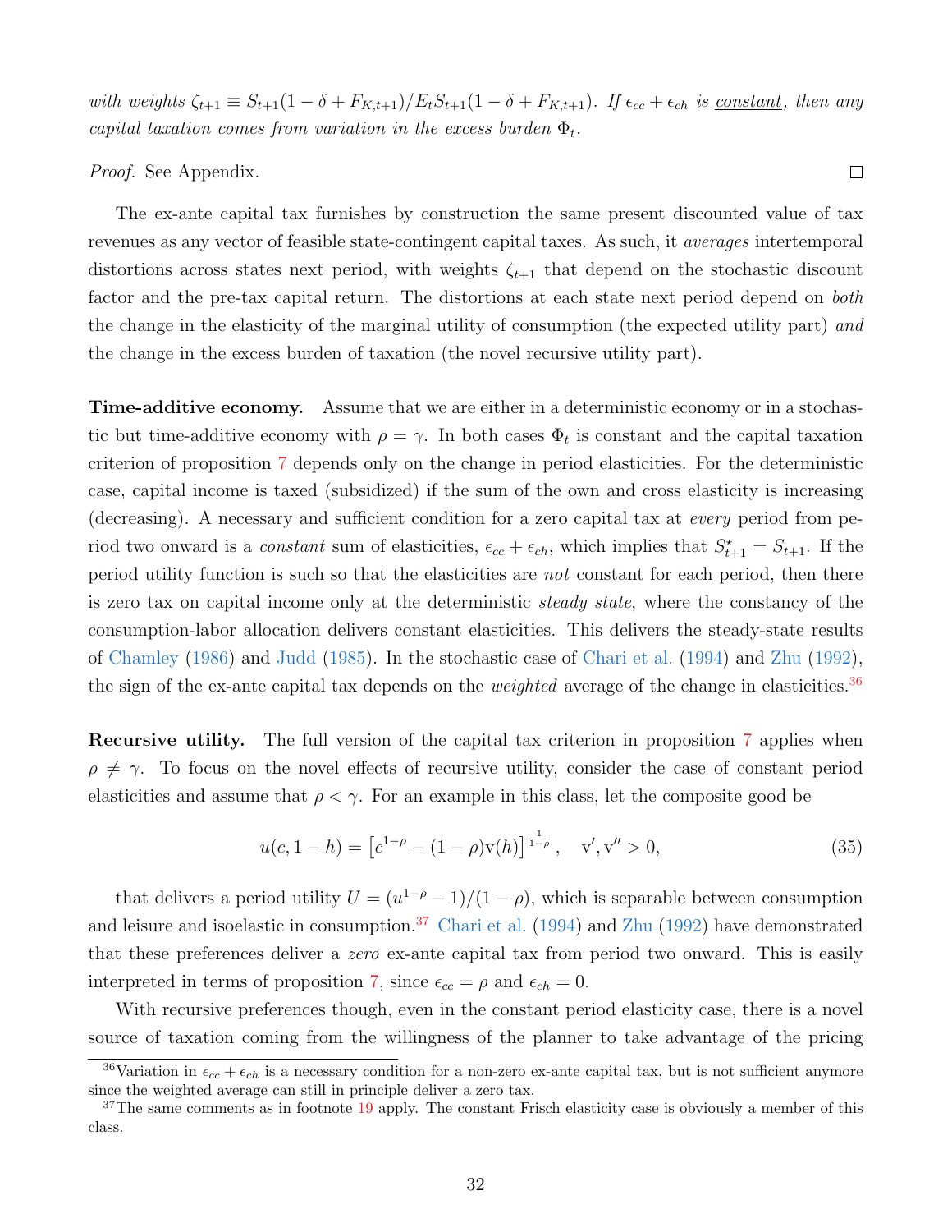*with weights* $\zeta_{t+1} \equiv S_{t+1}(1-\delta+F_{K,t+1})/E_t S_{t+1}(1-\delta+F_{K,t+1})$*. If* $\epsilon_{cc}+\epsilon_{ch}$ *is* <u>*constant*</u>*, then any capital taxation comes from variation in the excess burden* $\Phi_t$*.*

*Proof.* See Appendix. □

The ex-ante capital tax furnishes by construction the same present discounted value of tax revenues as any vector of feasible state-contingent capital taxes. As such, it *averages* intertemporal distortions across states next period, with weights $\zeta_{t+1}$ that depend on the stochastic discount factor and the pre-tax capital return. The distortions at each state next period depend on *both* the change in the elasticity of the marginal utility of consumption (the expected utility part) *and* the change in the excess burden of taxation (the novel recursive utility part).

**Time-additive economy.** Assume that we are either in a deterministic economy or in a stochastic but time-additive economy with $\rho = \gamma$. In both cases $\Phi_t$ is constant and the capital taxation criterion of proposition 7 depends only on the change in period elasticities. For the deterministic case, capital income is taxed (subsidized) if the sum of the own and cross elasticity is increasing (decreasing). A necessary and sufficient condition for a zero capital tax at *every* period from period two onward is a *constant* sum of elasticities, $\epsilon_{cc}+\epsilon_{ch}$, which implies that $S^\star_{t+1} = S_{t+1}$. If the period utility function is such so that the elasticities are *not* constant for each period, then there is zero tax on capital income only at the deterministic *steady state*, where the constancy of the consumption-labor allocation delivers constant elasticities. This delivers the steady-state results of Chamley (1986) and Judd (1985). In the stochastic case of Chari et al. (1994) and Zhu (1992), the sign of the ex-ante capital tax depends on the *weighted* average of the change in elasticities.[36]

**Recursive utility.** The full version of the capital tax criterion in proposition 7 applies when $\rho \neq \gamma$. To focus on the novel effects of recursive utility, consider the case of constant period elasticities and assume that $\rho < \gamma$. For an example in this class, let the composite good be

$$u(c, 1-h) = \left[c^{1-\rho} - (1-\rho)\mathrm{v}(h)\right]^{\frac{1}{1-\rho}}, \quad \mathrm{v}', \mathrm{v}'' > 0, \tag{35}$$

that delivers a period utility $U = (u^{1-\rho}-1)/(1-\rho)$, which is separable between consumption and leisure and isoelastic in consumption.[37] Chari et al. (1994) and Zhu (1992) have demonstrated that these preferences deliver a *zero* ex-ante capital tax from period two onward. This is easily interpreted in terms of proposition 7, since $\epsilon_{cc} = \rho$ and $\epsilon_{ch} = 0$.

With recursive preferences though, even in the constant period elasticity case, there is a novel source of taxation coming from the willingness of the planner to take advantage of the pricing

[36] Variation in $\epsilon_{cc}+\epsilon_{ch}$ is a necessary condition for a non-zero ex-ante capital tax, but is not sufficient anymore since the weighted average can still in principle deliver a zero tax.

[37] The same comments as in footnote 19 apply. The constant Frisch elasticity case is obviously a member of this class.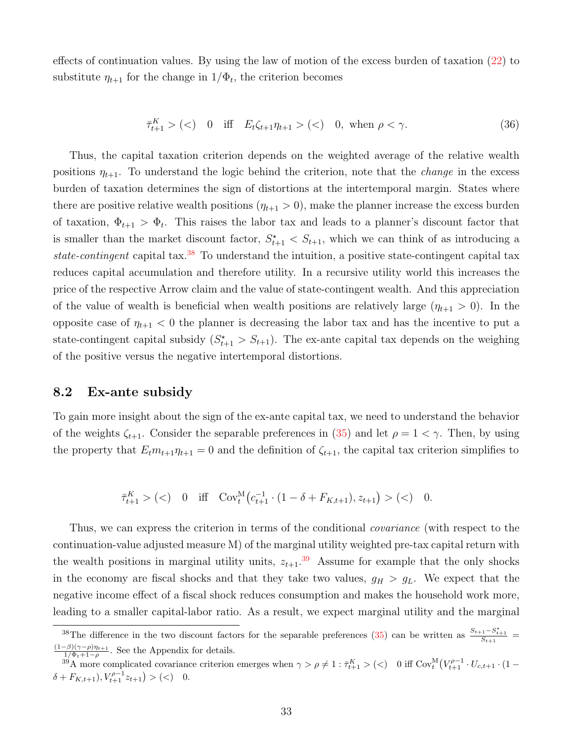effects of continuation values. By using the law of motion of the excess burden of taxation (22) to substitute $\eta_{t+1}$ for the change in $1/\Phi_t$, the criterion becomes

$$\bar{\tau}^K_{t+1} > (<) \quad 0 \quad \text{iff} \quad E_t \zeta_{t+1}\eta_{t+1} > (<) \quad 0, \text{ when } \rho < \gamma. \tag{36}$$

Thus, the capital taxation criterion depends on the weighted average of the relative wealth positions $\eta_{t+1}$. To understand the logic behind the criterion, note that the *change* in the excess burden of taxation determines the sign of distortions at the intertemporal margin. States where there are positive relative wealth positions ($\eta_{t+1} > 0$), make the planner increase the excess burden of taxation, $\Phi_{t+1} > \Phi_t$. This raises the labor tax and leads to a planner's discount factor that is smaller than the market discount factor, $S^\star_{t+1} < S_{t+1}$, which we can think of as introducing a *state-contingent* capital tax.[38] To understand the intuition, a positive state-contingent capital tax reduces capital accumulation and therefore utility. In a recursive utility world this increases the price of the respective Arrow claim and the value of state-contingent wealth. And this appreciation of the value of wealth is beneficial when wealth positions are relatively large ($\eta_{t+1} > 0$). In the opposite case of $\eta_{t+1} < 0$ the planner is decreasing the labor tax and has the incentive to put a state-contingent capital subsidy ($S^\star_{t+1} > S_{t+1}$). The ex-ante capital tax depends on the weighing of the positive versus the negative intertemporal distortions.

## 8.2 Ex-ante subsidy

To gain more insight about the sign of the ex-ante capital tax, we need to understand the behavior of the weights $\zeta_{t+1}$. Consider the separable preferences in (35) and let $\rho = 1 < \gamma$. Then, by using the property that $E_t m_{t+1}\eta_{t+1} = 0$ and the definition of $\zeta_{t+1}$, the capital tax criterion simplifies to

$$\bar{\tau}^K_{t+1} > (<) \quad 0 \quad \text{iff} \quad \text{Cov}^{\text{M}}_t\big(c^{-1}_{t+1} \cdot (1 - \delta + F_{K,t+1}), z_{t+1}\big) > (<) \quad 0.$$

Thus, we can express the criterion in terms of the conditional *covariance* (with respect to the continuation-value adjusted measure M) of the marginal utility weighted pre-tax capital return with the wealth positions in marginal utility units, $z_{t+1}$.[39] Assume for example that the only shocks in the economy are fiscal shocks and that they take two values, $g_H > g_L$. We expect that the negative income effect of a fiscal shock reduces consumption and makes the household work more, leading to a smaller capital-labor ratio. As a result, we expect marginal utility and the marginal

---

[38] The difference in the two discount factors for the separable preferences (35) can be written as $\frac{S_{t+1} - S^\star_{t+1}}{S_{t+1}} = \frac{(1-\beta)(\gamma-\rho)\eta_{t+1}}{1/\Phi_t + 1 - \rho}$. See the Appendix for details.

[39] A more complicated covariance criterion emerges when $\gamma > \rho \neq 1 : \bar{\tau}^K_{t+1} > (<) \quad 0$ iff $\text{Cov}^{\text{M}}_t\big(V^{\rho-1}_{t+1} \cdot U_{c,t+1} \cdot (1 - \delta + F_{K,t+1}), V^{\rho-1}_{t+1} z_{t+1}\big) > (<) \quad 0$.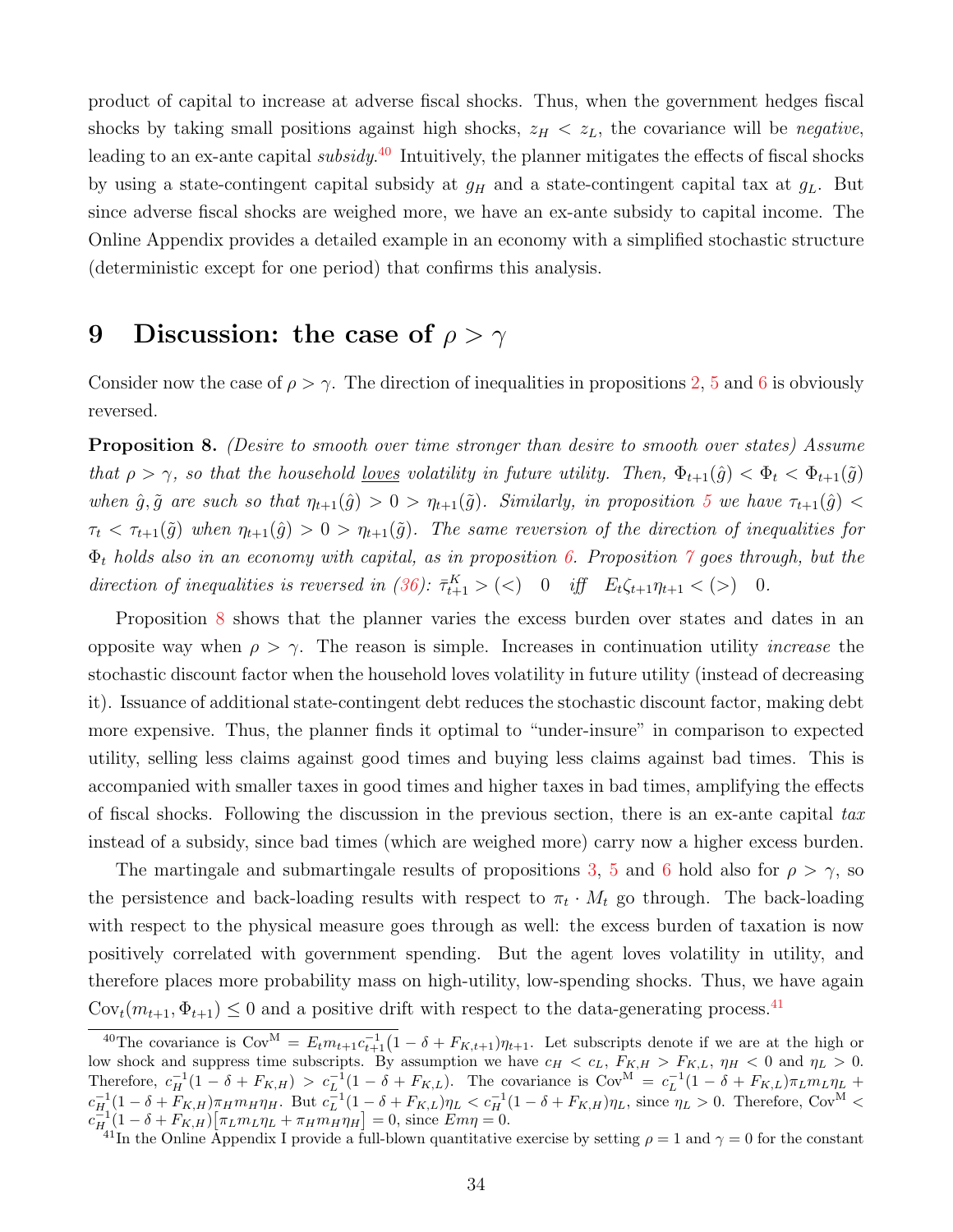product of capital to increase at adverse fiscal shocks. Thus, when the government hedges fiscal shocks by taking small positions against high shocks, $z_H < z_L$, the covariance will be *negative*, leading to an ex-ante capital *subsidy*.[40] Intuitively, the planner mitigates the effects of fiscal shocks by using a state-contingent capital subsidy at $g_H$ and a state-contingent capital tax at $g_L$. But since adverse fiscal shocks are weighed more, we have an ex-ante subsidy to capital income. The Online Appendix provides a detailed example in an economy with a simplified stochastic structure (deterministic except for one period) that confirms this analysis.

# 9 Discussion: the case of $\rho > \gamma$

Consider now the case of $\rho > \gamma$. The direction of inequalities in propositions 2, 5 and 6 is obviously reversed.

**Proposition 8.** *(Desire to smooth over time stronger than desire to smooth over states) Assume that $\rho > \gamma$, so that the household loves volatility in future utility. Then, $\Phi_{t+1}(\hat{g}) < \Phi_t < \Phi_{t+1}(\tilde{g})$ when $\hat{g}, \tilde{g}$ are such so that $\eta_{t+1}(\hat{g}) > 0 > \eta_{t+1}(\tilde{g})$. Similarly, in proposition 5 we have $\tau_{t+1}(\hat{g}) < \tau_t < \tau_{t+1}(\tilde{g})$ when $\eta_{t+1}(\hat{g}) > 0 > \eta_{t+1}(\tilde{g})$. The same reversion of the direction of inequalities for $\Phi_t$ holds also in an economy with capital, as in proposition 6. Proposition 7 goes through, but the direction of inequalities is reversed in (36): $\bar{\tau}^K_{t+1} > (<) \quad 0 \quad iff \quad E_t\zeta_{t+1}\eta_{t+1} < (>) \quad 0$.*

Proposition 8 shows that the planner varies the excess burden over states and dates in an opposite way when $\rho > \gamma$. The reason is simple. Increases in continuation utility *increase* the stochastic discount factor when the household loves volatility in future utility (instead of decreasing it). Issuance of additional state-contingent debt reduces the stochastic discount factor, making debt more expensive. Thus, the planner finds it optimal to "under-insure" in comparison to expected utility, selling less claims against good times and buying less claims against bad times. This is accompanied with smaller taxes in good times and higher taxes in bad times, amplifying the effects of fiscal shocks. Following the discussion in the previous section, there is an ex-ante capital *tax* instead of a subsidy, since bad times (which are weighed more) carry now a higher excess burden.

The martingale and submartingale results of propositions 3, 5 and 6 hold also for $\rho > \gamma$, so the persistence and back-loading results with respect to $\pi_t \cdot M_t$ go through. The back-loading with respect to the physical measure goes through as well: the excess burden of taxation is now positively correlated with government spending. But the agent loves volatility in utility, and therefore places more probability mass on high-utility, low-spending shocks. Thus, we have again $\text{Cov}_t(m_{t+1}, \Phi_{t+1}) \leq 0$ and a positive drift with respect to the data-generating process.[41]

---

[40] The covariance is $\text{Cov}^{\text{M}} = E_t m_{t+1} c_{t+1}^{-1}(1 - \delta + F_{K,t+1})\eta_{t+1}$. Let subscripts denote if we are at the high or low shock and suppress time subscripts. By assumption we have $c_H < c_L$, $F_{K,H} > F_{K,L}$, $\eta_H < 0$ and $\eta_L > 0$. Therefore, $c_H^{-1}(1 - \delta + F_{K,H}) > c_L^{-1}(1 - \delta + F_{K,L})$. The covariance is $\text{Cov}^{\text{M}} = c_L^{-1}(1 - \delta + F_{K,L})\pi_L m_L \eta_L + c_H^{-1}(1 - \delta + F_{K,H})\pi_H m_H \eta_H$. But $c_L^{-1}(1 - \delta + F_{K,L})\eta_L < c_H^{-1}(1 - \delta + F_{K,H})\eta_L$, since $\eta_L > 0$. Therefore, $\text{Cov}^{\text{M}} < c_H^{-1}(1 - \delta + F_{K,H})\big[\pi_L m_L \eta_L + \pi_H m_H \eta_H\big] = 0$, since $Em\eta = 0$.

[41] In the Online Appendix I provide a full-blown quantitative exercise by setting $\rho = 1$ and $\gamma = 0$ for the constant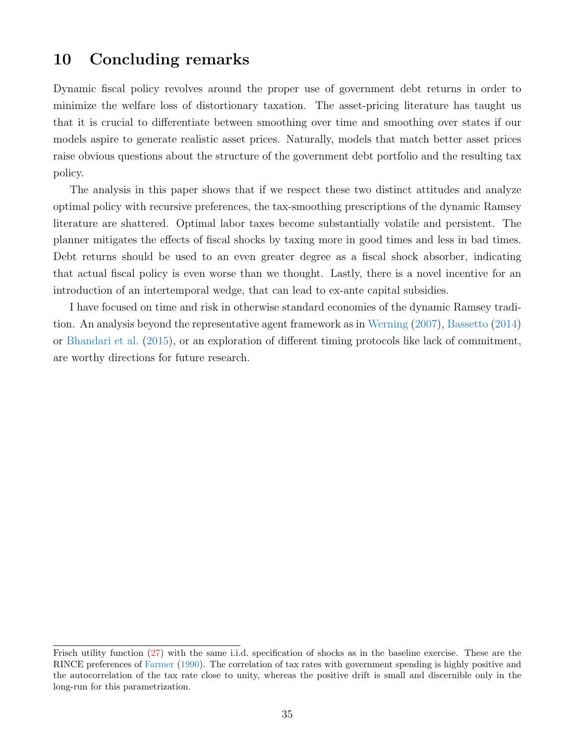# 10 Concluding remarks

Dynamic fiscal policy revolves around the proper use of government debt returns in order to minimize the welfare loss of distortionary taxation. The asset-pricing literature has taught us that it is crucial to differentiate between smoothing over time and smoothing over states if our models aspire to generate realistic asset prices. Naturally, models that match better asset prices raise obvious questions about the structure of the government debt portfolio and the resulting tax policy.

The analysis in this paper shows that if we respect these two distinct attitudes and analyze optimal policy with recursive preferences, the tax-smoothing prescriptions of the dynamic Ramsey literature are shattered. Optimal labor taxes become substantially volatile and persistent. The planner mitigates the effects of fiscal shocks by taxing more in good times and less in bad times. Debt returns should be used to an even greater degree as a fiscal shock absorber, indicating that actual fiscal policy is even worse than we thought. Lastly, there is a novel incentive for an introduction of an intertemporal wedge, that can lead to ex-ante capital subsidies.

I have focused on time and risk in otherwise standard economies of the dynamic Ramsey tradition. An analysis beyond the representative agent framework as in Werning (2007), Bassetto (2014) or Bhandari et al. (2015), or an exploration of different timing protocols like lack of commitment, are worthy directions for future research.

---

Frisch utility function (27) with the same i.i.d. specification of shocks as in the baseline exercise. These are the RINCE preferences of Farmer (1990). The correlation of tax rates with government spending is highly positive and the autocorrelation of the tax rate close to unity, whereas the positive drift is small and discernible only in the long-run for this parametrization.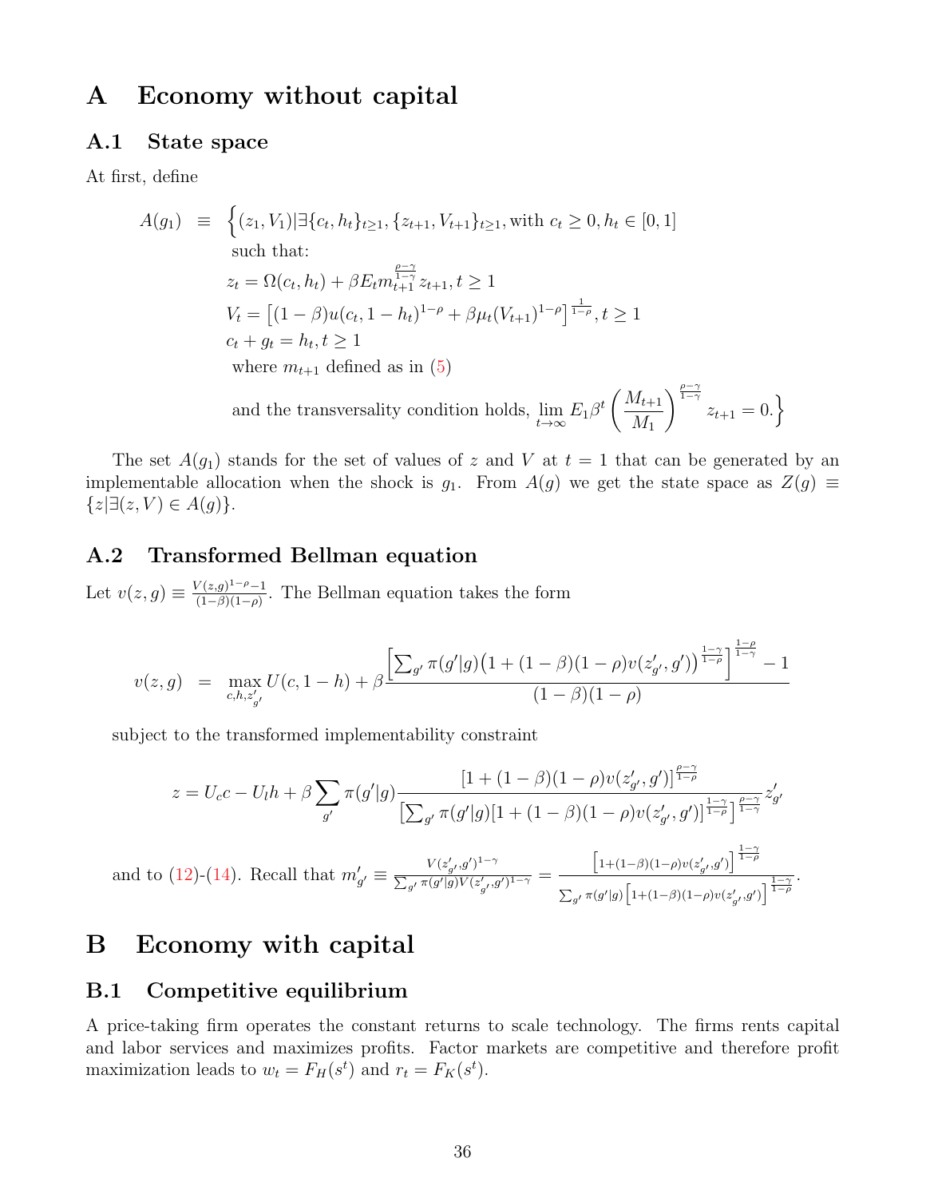# A Economy without capital

## A.1 State space

At first, define

$$
\begin{aligned}
A(g_1) \equiv \Big\{ & (z_1, V_1) | \exists \{c_t, h_t\}_{t\geq 1}, \{z_{t+1}, V_{t+1}\}_{t\geq 1}, \text{with } c_t \geq 0, h_t \in [0,1] \\
& \text{such that:} \\
& z_t = \Omega(c_t, h_t) + \beta E_t m_{t+1}^{\frac{\rho-\gamma}{1-\gamma}} z_{t+1}, t \geq 1 \\
& V_t = \left[(1-\beta) u(c_t, 1-h_t)^{1-\rho} + \beta \mu_t (V_{t+1})^{1-\rho}\right]^{\frac{1}{1-\rho}}, t \geq 1 \\
& c_t + g_t = h_t, t \geq 1 \\
& \text{where } m_{t+1} \text{ defined as in (5)} \\
& \text{and the transversality condition holds, } \lim_{t\to\infty} E_1 \beta^t \left(\frac{M_{t+1}}{M_1}\right)^{\frac{\rho-\gamma}{1-\gamma}} z_{t+1} = 0. \Big\}
\end{aligned}
$$

The set $A(g_1)$ stands for the set of values of $z$ and $V$ at $t = 1$ that can be generated by an implementable allocation when the shock is $g_1$. From $A(g)$ we get the state space as $Z(g) \equiv \{z | \exists (z, V) \in A(g)\}$.

## A.2 Transformed Bellman equation

Let $v(z, g) \equiv \frac{V(z,g)^{1-\rho}-1}{(1-\beta)(1-\rho)}$. The Bellman equation takes the form

$$
v(z, g) = \max_{c,h,z'_{g'}} U(c, 1-h) + \beta \frac{\left[\sum_{g'} \pi(g'|g)\big(1 + (1-\beta)(1-\rho) v(z'_{g'}, g')\big)^{\frac{1-\gamma}{1-\rho}}\right]^{\frac{1-\rho}{1-\gamma}} - 1}{(1-\beta)(1-\rho)}
$$

subject to the transformed implementability constraint

$$
z = U_c c - U_l h + \beta \sum_{g'} \pi(g'|g) \frac{[1 + (1-\beta)(1-\rho) v(z'_{g'}, g')]^{\frac{\rho-\gamma}{1-\rho}}}{\left[\sum_{g'} \pi(g'|g)[1 + (1-\beta)(1-\rho) v(z'_{g'}, g')]^{\frac{1-\gamma}{1-\rho}}\right]^{\frac{\rho-\gamma}{1-\gamma}}} z'_{g'}
$$

and to (12)-(14). Recall that $m'_{g'} \equiv \frac{V(z'_{g'}, g')^{1-\gamma}}{\sum_{g'} \pi(g'|g) V(z'_{g'}, g')^{1-\gamma}} = \frac{\left[1+(1-\beta)(1-\rho)v(z'_{g'},g')\right]^{\frac{1-\gamma}{1-\rho}}}{\sum_{g'} \pi(g'|g)\left[1+(1-\beta)(1-\rho)v(z'_{g'},g')\right]^{\frac{1-\gamma}{1-\rho}}}$.

# B Economy with capital

## B.1 Competitive equilibrium

A price-taking firm operates the constant returns to scale technology. The firms rents capital and labor services and maximizes profits. Factor markets are competitive and therefore profit maximization leads to $w_t = F_H(s^t)$ and $r_t = F_K(s^t)$.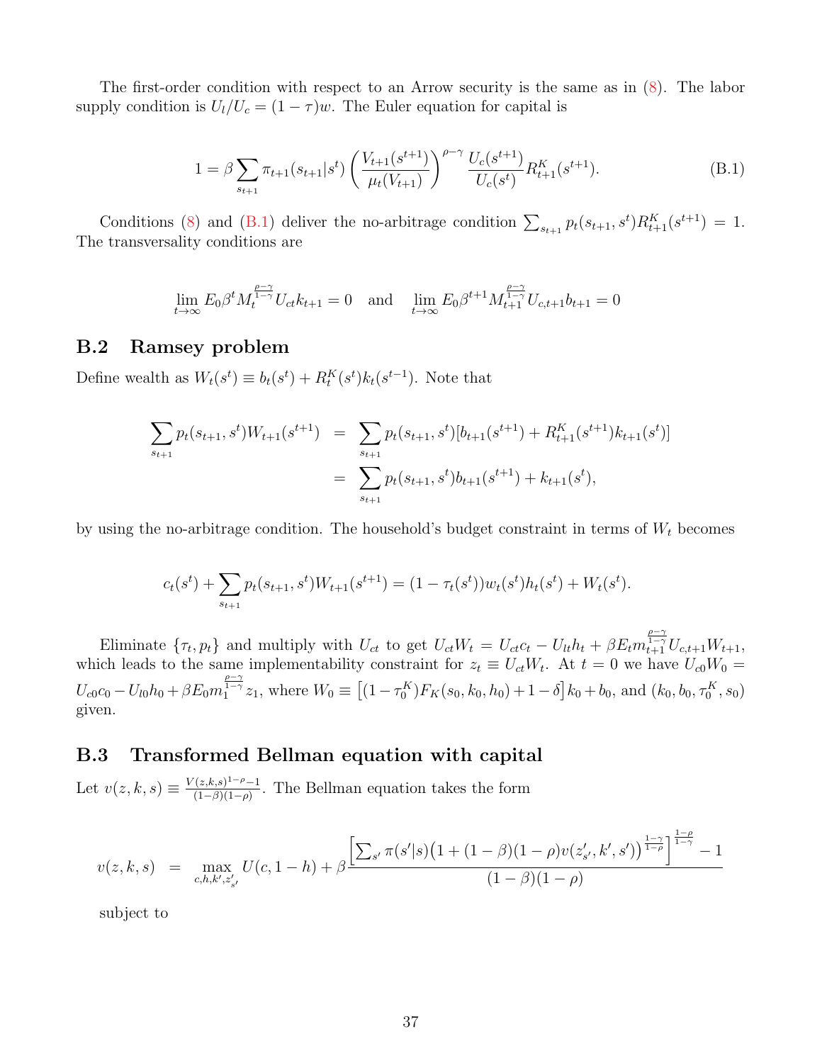The first-order condition with respect to an Arrow security is the same as in (8). The labor supply condition is $U_l/U_c = (1-\tau)w$. The Euler equation for capital is

$$1 = \beta \sum_{s_{t+1}} \pi_{t+1}(s_{t+1}|s^t) \left( \frac{V_{t+1}(s^{t+1})}{\mu_t(V_{t+1})} \right)^{\rho-\gamma} \frac{U_c(s^{t+1})}{U_c(s^t)} R^K_{t+1}(s^{t+1}). \tag{B.1}$$

Conditions (8) and (B.1) deliver the no-arbitrage condition $\sum_{s_{t+1}} p_t(s_{t+1}, s^t) R^K_{t+1}(s^{t+1}) = 1$. The transversality conditions are

$$\lim_{t\to\infty} E_0 \beta^t M_t^{\frac{\rho-\gamma}{1-\gamma}} U_{ct} k_{t+1} = 0 \quad \text{and} \quad \lim_{t\to\infty} E_0 \beta^{t+1} M_{t+1}^{\frac{\rho-\gamma}{1-\gamma}} U_{c,t+1} b_{t+1} = 0$$

## B.2 Ramsey problem

Define wealth as $W_t(s^t) \equiv b_t(s^t) + R^K_t(s^t) k_t(s^{t-1})$. Note that

$$\begin{aligned}
\sum_{s_{t+1}} p_t(s_{t+1}, s^t) W_{t+1}(s^{t+1}) &= \sum_{s_{t+1}} p_t(s_{t+1}, s^t)[b_{t+1}(s^{t+1}) + R^K_{t+1}(s^{t+1}) k_{t+1}(s^t)] \\
&= \sum_{s_{t+1}} p_t(s_{t+1}, s^t) b_{t+1}(s^{t+1}) + k_{t+1}(s^t),
\end{aligned}$$

by using the no-arbitrage condition. The household's budget constraint in terms of $W_t$ becomes

$$c_t(s^t) + \sum_{s_{t+1}} p_t(s_{t+1}, s^t) W_{t+1}(s^{t+1}) = (1 - \tau_t(s^t)) w_t(s^t) h_t(s^t) + W_t(s^t).$$

Eliminate $\{\tau_t, p_t\}$ and multiply with $U_{ct}$ to get $U_{ct} W_t = U_{ct} c_t - U_{lt} h_t + \beta E_t m_{t+1}^{\frac{\rho-\gamma}{1-\gamma}} U_{c,t+1} W_{t+1}$, which leads to the same implementability constraint for $z_t \equiv U_{ct} W_t$. At $t = 0$ we have $U_{c0} W_0 = U_{c0} c_0 - U_{l0} h_0 + \beta E_0 m_1^{\frac{\rho-\gamma}{1-\gamma}} z_1$, where $W_0 \equiv \left[(1-\tau^K_0) F_K(s_0, k_0, h_0) + 1 - \delta\right] k_0 + b_0$, and $(k_0, b_0, \tau^K_0, s_0)$ given.

## B.3 Transformed Bellman equation with capital

Let $v(z, k, s) \equiv \frac{V(z,k,s)^{1-\rho} - 1}{(1-\beta)(1-\rho)}$. The Bellman equation takes the form

$$v(z, k, s) = \max_{c,h,k',z'_{s'}} U(c, 1-h) + \beta \frac{\left[\sum_{s'} \pi(s'|s)\big(1 + (1-\beta)(1-\rho) v(z'_{s'}, k', s')\big)^{\frac{1-\gamma}{1-\rho}}\right]^{\frac{1-\rho}{1-\gamma}} - 1}{(1-\beta)(1-\rho)}$$

subject to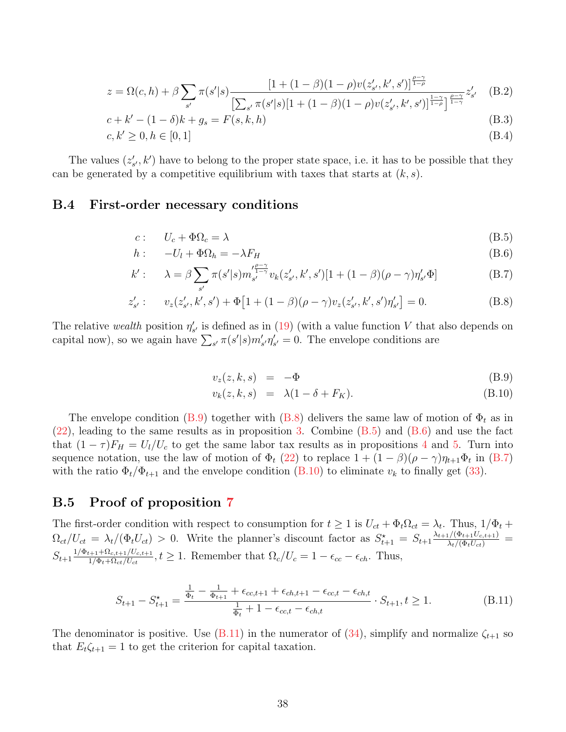$$z = \Omega(c,h) + \beta \sum_{s'} \pi(s'|s) \frac{[1+(1-\beta)(1-\rho)v(z'_{s'},k',s')]^{\frac{\rho-\gamma}{1-\rho}}}{\left[\sum_{s'} \pi(s'|s)[1+(1-\beta)(1-\rho)v(z'_{s'},k',s')]^{\frac{1-\gamma}{1-\rho}}\right]^{\frac{\rho-\gamma}{1-\gamma}}} z'_{s'} \quad \text{(B.2)}$$

$$c + k' - (1-\delta)k + g_s = F(s,k,h) \quad \text{(B.3)}$$

$$c, k' \geq 0, h \in [0,1] \quad \text{(B.4)}$$

The values $(z'_{s'}, k')$ have to belong to the proper state space, i.e. it has to be possible that they can be generated by a competitive equilibrium with taxes that starts at $(k,s)$.

### B.4 First-order necessary conditions

$$c: \quad U_c + \Phi\Omega_c = \lambda \quad \text{(B.5)}$$

$$h: \quad -U_l + \Phi\Omega_h = -\lambda F_H \quad \text{(B.6)}$$

$$k': \quad \lambda = \beta \sum_{s'} \pi(s'|s) m'^{\frac{\rho-\gamma}{1-\gamma}}_{s'} v_k(z'_{s'},k',s')[1+(1-\beta)(\rho-\gamma)\eta'_{s'}\Phi] \quad \text{(B.7)}$$

$$z'_{s'}: \quad v_z(z'_{s'},k',s') + \Phi\big[1+(1-\beta)(\rho-\gamma)v_z(z'_{s'},k',s')\eta'_{s'}\big] = 0. \quad \text{(B.8)}$$

The relative *wealth* position $\eta'_{s'}$ is defined as in (19) (with a value function $V$ that also depends on capital now), so we again have $\sum_{s'} \pi(s'|s) m'_{s'}\eta'_{s'} = 0$. The envelope conditions are

$$v_z(z,k,s) = -\Phi \quad \text{(B.9)}$$

$$v_k(z,k,s) = \lambda(1-\delta+F_K). \quad \text{(B.10)}$$

The envelope condition (B.9) together with (B.8) delivers the same law of motion of $\Phi_t$ as in (22), leading to the same results as in proposition 3. Combine (B.5) and (B.6) and use the fact that $(1-\tau)F_H = U_l/U_c$ to get the same labor tax results as in propositions 4 and 5. Turn into sequence notation, use the law of motion of $\Phi_t$ (22) to replace $1+(1-\beta)(\rho-\gamma)\eta_{t+1}\Phi_t$ in (B.7) with the ratio $\Phi_t/\Phi_{t+1}$ and the envelope condition (B.10) to eliminate $v_k$ to finally get (33).

### B.5 Proof of proposition 7

The first-order condition with respect to consumption for $t \geq 1$ is $U_{ct} + \Phi_t\Omega_{ct} = \lambda_t$. Thus, $1/\Phi_t + \Omega_{ct}/U_{ct} = \lambda_t/(\Phi_t U_{ct}) > 0$. Write the planner's discount factor as $S^{\star}_{t+1} = S_{t+1}\frac{\lambda_{t+1}/(\Phi_{t+1}U_{c,t+1})}{\lambda_t/(\Phi_t U_{ct})} = S_{t+1}\frac{1/\Phi_{t+1}+\Omega_{c,t+1}/U_{c,t+1}}{1/\Phi_t+\Omega_{ct}/U_{ct}}, t \geq 1$. Remember that $\Omega_c/U_c = 1-\epsilon_{cc}-\epsilon_{ch}$. Thus,

$$S_{t+1} - S^{\star}_{t+1} = \frac{\frac{1}{\Phi_t} - \frac{1}{\Phi_{t+1}} + \epsilon_{cc,t+1} + \epsilon_{ch,t+1} - \epsilon_{cc,t} - \epsilon_{ch,t}}{\frac{1}{\Phi_t} + 1 - \epsilon_{cc,t} - \epsilon_{ch,t}} \cdot S_{t+1}, t \geq 1. \quad \text{(B.11)}$$

The denominator is positive. Use (B.11) in the numerator of (34), simplify and normalize $\zeta_{t+1}$ so that $E_t\zeta_{t+1} = 1$ to get the criterion for capital taxation.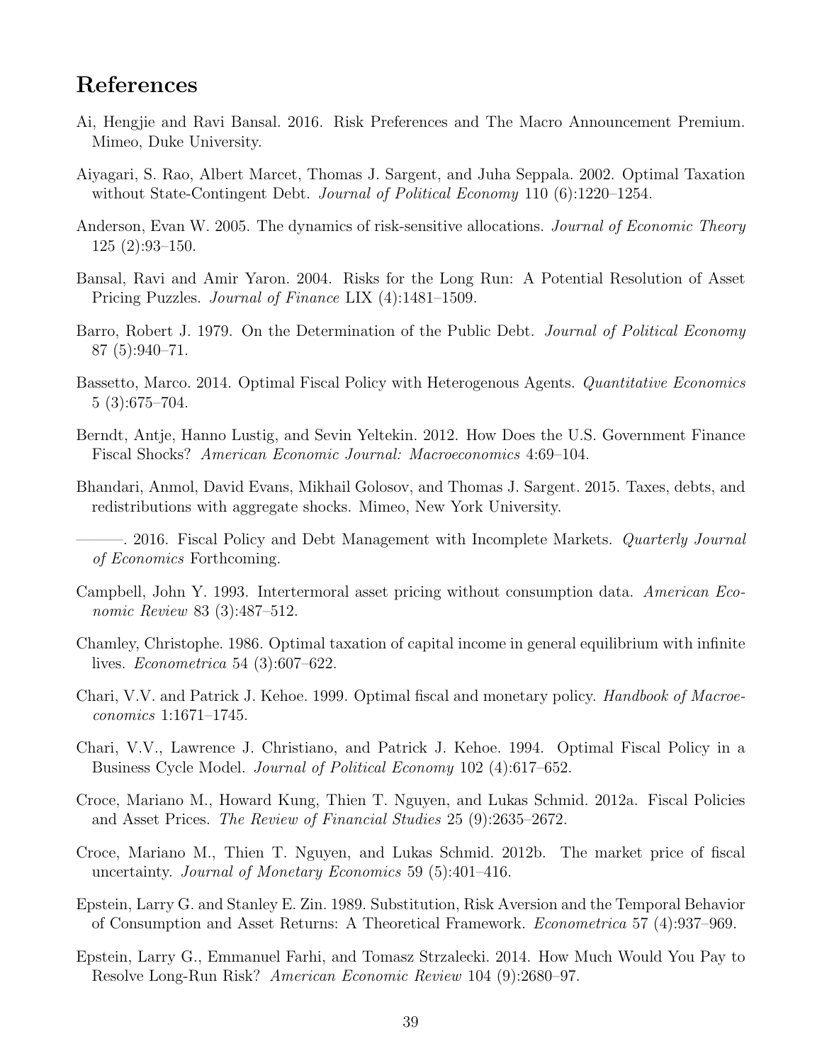## References

Ai, Hengjie and Ravi Bansal. 2016. Risk Preferences and The Macro Announcement Premium. Mimeo, Duke University.

Aiyagari, S. Rao, Albert Marcet, Thomas J. Sargent, and Juha Seppala. 2002. Optimal Taxation without State-Contingent Debt. *Journal of Political Economy* 110 (6):1220–1254.

Anderson, Evan W. 2005. The dynamics of risk-sensitive allocations. *Journal of Economic Theory* 125 (2):93–150.

Bansal, Ravi and Amir Yaron. 2004. Risks for the Long Run: A Potential Resolution of Asset Pricing Puzzles. *Journal of Finance* LIX (4):1481–1509.

Barro, Robert J. 1979. On the Determination of the Public Debt. *Journal of Political Economy* 87 (5):940–71.

Bassetto, Marco. 2014. Optimal Fiscal Policy with Heterogenous Agents. *Quantitative Economics* 5 (3):675–704.

Berndt, Antje, Hanno Lustig, and Sevin Yeltekin. 2012. How Does the U.S. Government Finance Fiscal Shocks? *American Economic Journal: Macroeconomics* 4:69–104.

Bhandari, Anmol, David Evans, Mikhail Golosov, and Thomas J. Sargent. 2015. Taxes, debts, and redistributions with aggregate shocks. Mimeo, New York University.

———. 2016. Fiscal Policy and Debt Management with Incomplete Markets. *Quarterly Journal of Economics* Forthcoming.

Campbell, John Y. 1993. Intertermoral asset pricing without consumption data. *American Economic Review* 83 (3):487–512.

Chamley, Christophe. 1986. Optimal taxation of capital income in general equilibrium with infinite lives. *Econometrica* 54 (3):607–622.

Chari, V.V. and Patrick J. Kehoe. 1999. Optimal fiscal and monetary policy. *Handbook of Macroeconomics* 1:1671–1745.

Chari, V.V., Lawrence J. Christiano, and Patrick J. Kehoe. 1994. Optimal Fiscal Policy in a Business Cycle Model. *Journal of Political Economy* 102 (4):617–652.

Croce, Mariano M., Howard Kung, Thien T. Nguyen, and Lukas Schmid. 2012a. Fiscal Policies and Asset Prices. *The Review of Financial Studies* 25 (9):2635–2672.

Croce, Mariano M., Thien T. Nguyen, and Lukas Schmid. 2012b. The market price of fiscal uncertainty. *Journal of Monetary Economics* 59 (5):401–416.

Epstein, Larry G. and Stanley E. Zin. 1989. Substitution, Risk Aversion and the Temporal Behavior of Consumption and Asset Returns: A Theoretical Framework. *Econometrica* 57 (4):937–969.

Epstein, Larry G., Emmanuel Farhi, and Tomasz Strzalecki. 2014. How Much Would You Pay to Resolve Long-Run Risk? *American Economic Review* 104 (9):2680–97.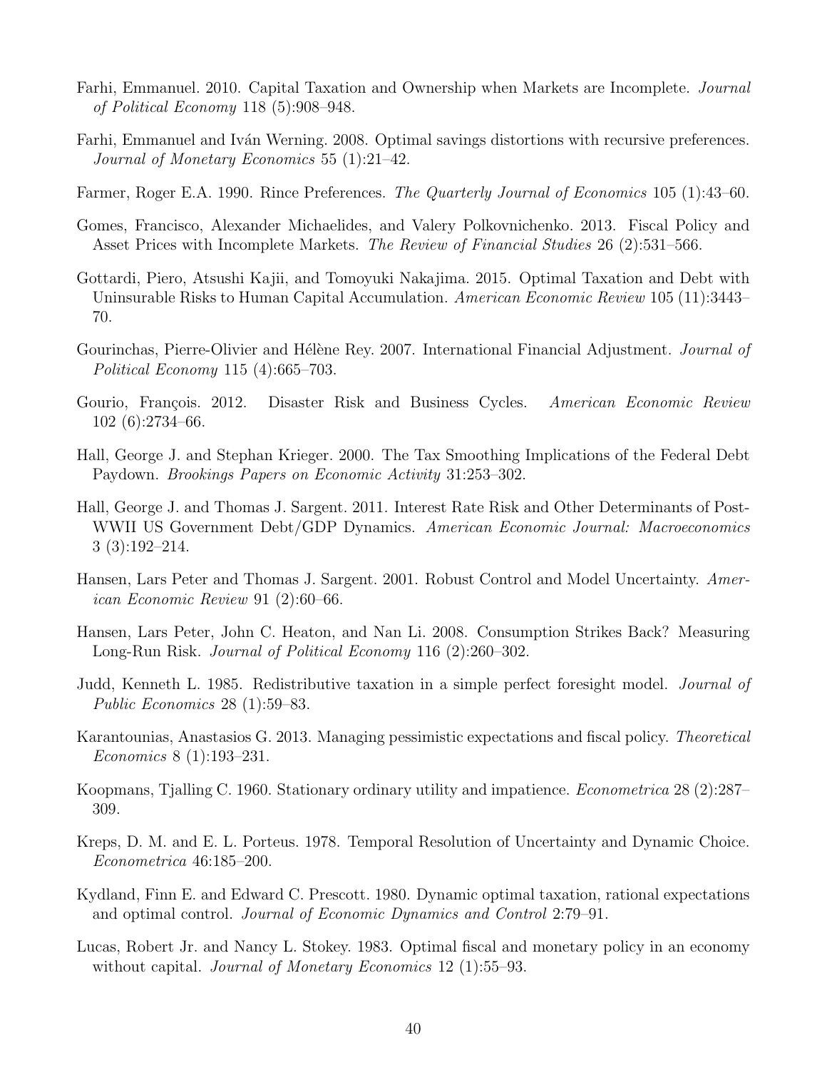Farhi, Emmanuel. 2010. Capital Taxation and Ownership when Markets are Incomplete. *Journal of Political Economy* 118 (5):908–948.

Farhi, Emmanuel and Iván Werning. 2008. Optimal savings distortions with recursive preferences. *Journal of Monetary Economics* 55 (1):21–42.

Farmer, Roger E.A. 1990. Rince Preferences. *The Quarterly Journal of Economics* 105 (1):43–60.

Gomes, Francisco, Alexander Michaelides, and Valery Polkovnichenko. 2013. Fiscal Policy and Asset Prices with Incomplete Markets. *The Review of Financial Studies* 26 (2):531–566.

Gottardi, Piero, Atsushi Kajii, and Tomoyuki Nakajima. 2015. Optimal Taxation and Debt with Uninsurable Risks to Human Capital Accumulation. *American Economic Review* 105 (11):3443–70.

Gourinchas, Pierre-Olivier and Hélène Rey. 2007. International Financial Adjustment. *Journal of Political Economy* 115 (4):665–703.

Gourio, François. 2012. Disaster Risk and Business Cycles. *American Economic Review* 102 (6):2734–66.

Hall, George J. and Stephan Krieger. 2000. The Tax Smoothing Implications of the Federal Debt Paydown. *Brookings Papers on Economic Activity* 31:253–302.

Hall, George J. and Thomas J. Sargent. 2011. Interest Rate Risk and Other Determinants of Post-WWII US Government Debt/GDP Dynamics. *American Economic Journal: Macroeconomics* 3 (3):192–214.

Hansen, Lars Peter and Thomas J. Sargent. 2001. Robust Control and Model Uncertainty. *American Economic Review* 91 (2):60–66.

Hansen, Lars Peter, John C. Heaton, and Nan Li. 2008. Consumption Strikes Back? Measuring Long-Run Risk. *Journal of Political Economy* 116 (2):260–302.

Judd, Kenneth L. 1985. Redistributive taxation in a simple perfect foresight model. *Journal of Public Economics* 28 (1):59–83.

Karantounias, Anastasios G. 2013. Managing pessimistic expectations and fiscal policy. *Theoretical Economics* 8 (1):193–231.

Koopmans, Tjalling C. 1960. Stationary ordinary utility and impatience. *Econometrica* 28 (2):287–309.

Kreps, D. M. and E. L. Porteus. 1978. Temporal Resolution of Uncertainty and Dynamic Choice. *Econometrica* 46:185–200.

Kydland, Finn E. and Edward C. Prescott. 1980. Dynamic optimal taxation, rational expectations and optimal control. *Journal of Economic Dynamics and Control* 2:79–91.

Lucas, Robert Jr. and Nancy L. Stokey. 1983. Optimal fiscal and monetary policy in an economy without capital. *Journal of Monetary Economics* 12 (1):55–93.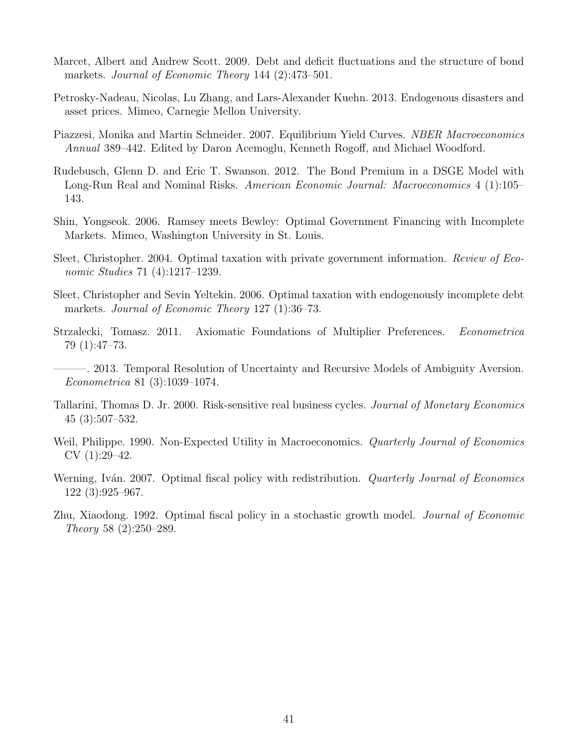Marcet, Albert and Andrew Scott. 2009. Debt and deficit fluctuations and the structure of bond markets. *Journal of Economic Theory* 144 (2):473–501.

Petrosky-Nadeau, Nicolas, Lu Zhang, and Lars-Alexander Kuehn. 2013. Endogenous disasters and asset prices. Mimeo, Carnegie Mellon University.

Piazzesi, Monika and Martin Schneider. 2007. Equilibrium Yield Curves. *NBER Macroeconomics Annual* 389–442. Edited by Daron Acemoglu, Kenneth Rogoff, and Michael Woodford.

Rudebusch, Glenn D. and Eric T. Swanson. 2012. The Bond Premium in a DSGE Model with Long-Run Real and Nominal Risks. *American Economic Journal: Macroeconomics* 4 (1):105–143.

Shin, Yongseok. 2006. Ramsey meets Bewley: Optimal Government Financing with Incomplete Markets. Mimeo, Washington University in St. Louis.

Sleet, Christopher. 2004. Optimal taxation with private government information. *Review of Economic Studies* 71 (4):1217–1239.

Sleet, Christopher and Sevin Yeltekin. 2006. Optimal taxation with endogenously incomplete debt markets. *Journal of Economic Theory* 127 (1):36–73.

Strzalecki, Tomasz. 2011. Axiomatic Foundations of Multiplier Preferences. *Econometrica* 79 (1):47–73.

———. 2013. Temporal Resolution of Uncertainty and Recursive Models of Ambiguity Aversion. *Econometrica* 81 (3):1039–1074.

Tallarini, Thomas D. Jr. 2000. Risk-sensitive real business cycles. *Journal of Monetary Economics* 45 (3):507–532.

Weil, Philippe. 1990. Non-Expected Utility in Macroeconomics. *Quarterly Journal of Economics* CV (1):29–42.

Werning, Iván. 2007. Optimal fiscal policy with redistribution. *Quarterly Journal of Economics* 122 (3):925–967.

Zhu, Xiaodong. 1992. Optimal fiscal policy in a stochastic growth model. *Journal of Economic Theory* 58 (2):250–289.